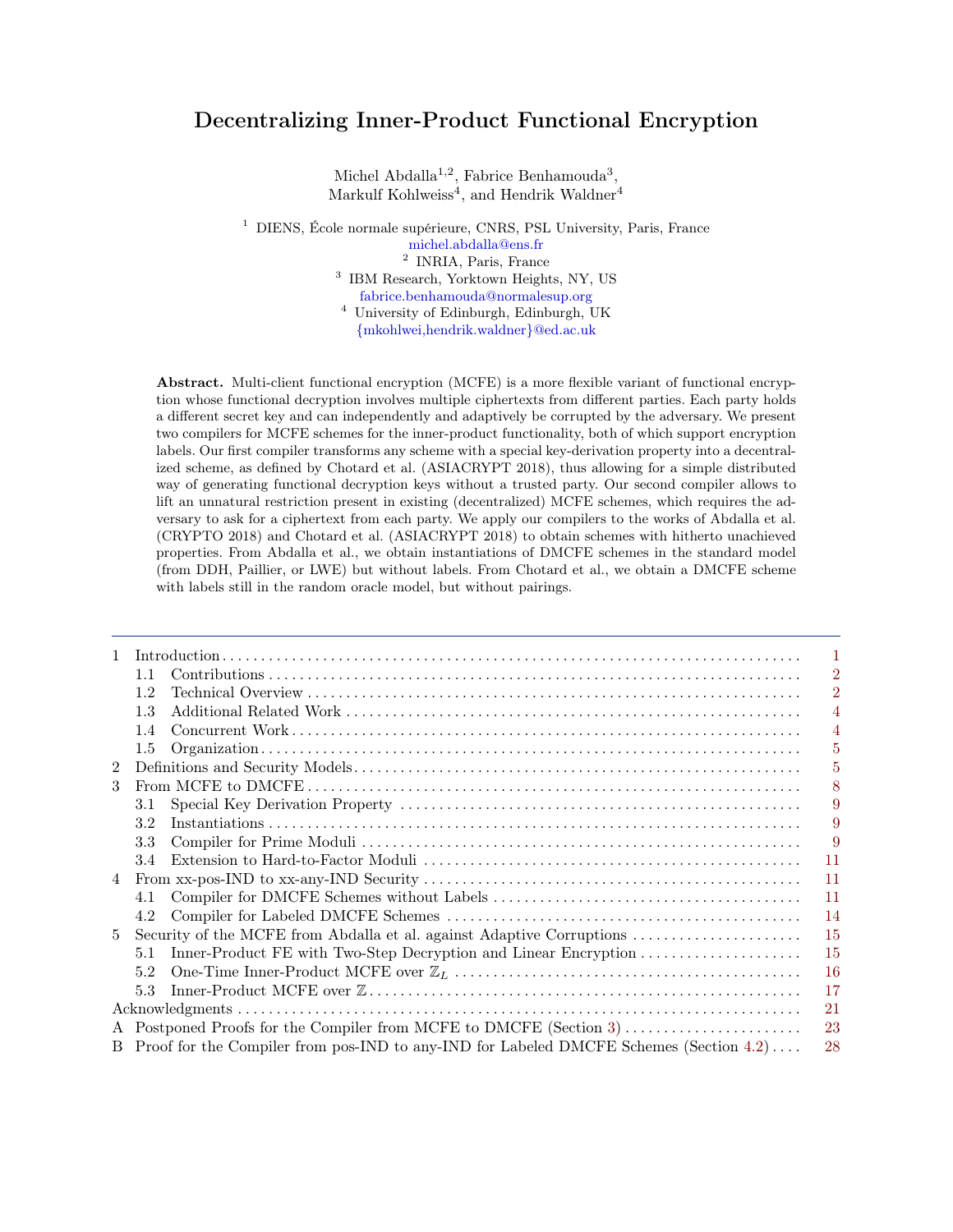# Decentralizing Inner-Product Functional Encryption

Michel Abdalla[1,2], Fabrice Benhamouda[3], Markulf Kohlweiss[4], and Hendrik Waldner[4]

[1] DIENS, École normale supérieure, CNRS, PSL University, Paris, France
michel.abdalla@ens.fr
[2] INRIA, Paris, France
[3] IBM Research, Yorktown Heights, NY, US
fabrice.benhamouda@normalesup.org
[4] University of Edinburgh, Edinburgh, UK
{mkohlwei,hendrik.waldner}@ed.ac.uk

**Abstract.** Multi-client functional encryption (MCFE) is a more flexible variant of functional encryption whose functional decryption involves multiple ciphertexts from different parties. Each party holds a different secret key and can independently and adaptively be corrupted by the adversary. We present two compilers for MCFE schemes for the inner-product functionality, both of which support encryption labels. Our first compiler transforms any scheme with a special key-derivation property into a decentralized scheme, as defined by Chotard et al. (ASIACRYPT 2018), thus allowing for a simple distributed way of generating functional decryption keys without a trusted party. Our second compiler allows to lift an unnatural restriction present in existing (decentralized) MCFE schemes, which requires the adversary to ask for a ciphertext from each party. We apply our compilers to the works of Abdalla et al. (CRYPTO 2018) and Chotard et al. (ASIACRYPT 2018) to obtain schemes with hitherto unachieved properties. From Abdalla et al., we obtain instantiations of DMCFE schemes in the standard model (from DDH, Paillier, or LWE) but without labels. From Chotard et al., we obtain a DMCFE scheme with labels still in the random oracle model, but without pairings.

---

| | | |
|---|---|---|
| 1 | Introduction | 1 |
| | 1.1 Contributions | 2 |
| | 1.2 Technical Overview | 2 |
| | 1.3 Additional Related Work | 4 |
| | 1.4 Concurrent Work | 4 |
| | 1.5 Organization | 5 |
| 2 | Definitions and Security Models | 5 |
| 3 | From MCFE to DMCFE | 8 |
| | 3.1 Special Key Derivation Property | 9 |
| | 3.2 Instantiations | 9 |
| | 3.3 Compiler for Prime Moduli | 9 |
| | 3.4 Extension to Hard-to-Factor Moduli | 11 |
| 4 | From xx-pos-IND to xx-any-IND Security | 11 |
| | 4.1 Compiler for DMCFE Schemes without Labels | 11 |
| | 4.2 Compiler for Labeled DMCFE Schemes | 14 |
| 5 | Security of the MCFE from Abdalla et al. against Adaptive Corruptions | 15 |
| | 5.1 Inner-Product FE with Two-Step Decryption and Linear Encryption | 15 |
| | 5.2 One-Time Inner-Product MCFE over $\mathbb{Z}_L$ | 16 |
| | 5.3 Inner-Product MCFE over $\mathbb{Z}$ | 17 |
| | Acknowledgments | 21 |
| A | Postponed Proofs for the Compiler from MCFE to DMCFE (Section 3) | 23 |
| B | Proof for the Compiler from pos-IND to any-IND for Labeled DMCFE Schemes (Section 4.2) | 28 |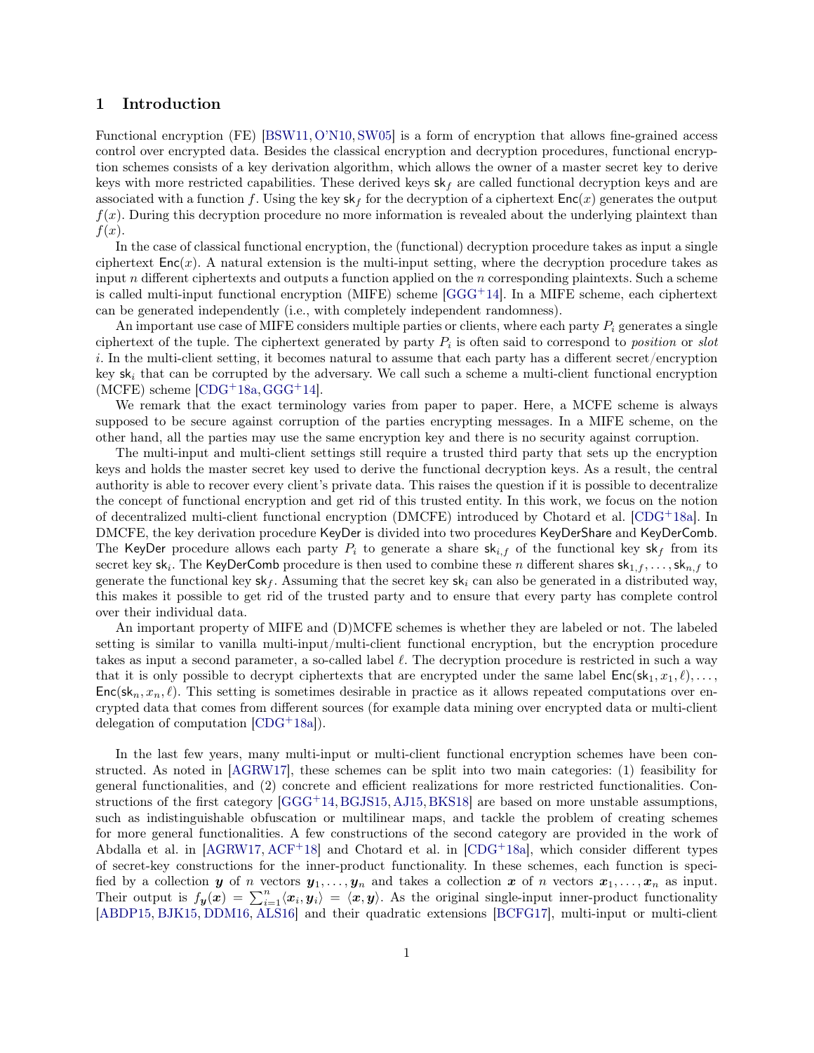# 1 Introduction

Functional encryption (FE) [BSW11, O'N10, SW05] is a form of encryption that allows fine-grained access control over encrypted data. Besides the classical encryption and decryption procedures, functional encryption schemes consists of a key derivation algorithm, which allows the owner of a master secret key to derive keys with more restricted capabilities. These derived keys $\mathsf{sk}_f$ are called functional decryption keys and are associated with a function $f$. Using the key $\mathsf{sk}_f$ for the decryption of a ciphertext $\mathsf{Enc}(x)$ generates the output $f(x)$. During this decryption procedure no more information is revealed about the underlying plaintext than $f(x)$.

In the case of classical functional encryption, the (functional) decryption procedure takes as input a single ciphertext $\mathsf{Enc}(x)$. A natural extension is the multi-input setting, where the decryption procedure takes as input $n$ different ciphertexts and outputs a function applied on the $n$ corresponding plaintexts. Such a scheme is called multi-input functional encryption (MIFE) scheme [GGG+14]. In a MIFE scheme, each ciphertext can be generated independently (i.e., with completely independent randomness).

An important use case of MIFE considers multiple parties or clients, where each party $P_i$ generates a single ciphertext of the tuple. The ciphertext generated by party $P_i$ is often said to correspond to *position* or *slot* $i$. In the multi-client setting, it becomes natural to assume that each party has a different secret/encryption key $\mathsf{sk}_i$ that can be corrupted by the adversary. We call such a scheme a multi-client functional encryption (MCFE) scheme [CDG+18a, GGG+14].

We remark that the exact terminology varies from paper to paper. Here, a MCFE scheme is always supposed to be secure against corruption of the parties encrypting messages. In a MIFE scheme, on the other hand, all the parties may use the same encryption key and there is no security against corruption.

The multi-input and multi-client settings still require a trusted third party that sets up the encryption keys and holds the master secret key used to derive the functional decryption keys. As a result, the central authority is able to recover every client's private data. This raises the question if it is possible to decentralize the concept of functional encryption and get rid of this trusted entity. In this work, we focus on the notion of decentralized multi-client functional encryption (DMCFE) introduced by Chotard et al. [CDG+18a]. In DMCFE, the key derivation procedure $\mathsf{KeyDer}$ is divided into two procedures $\mathsf{KeyDerShare}$ and $\mathsf{KeyDerComb}$. The $\mathsf{KeyDer}$ procedure allows each party $P_i$ to generate a share $\mathsf{sk}_{i,f}$ of the functional key $\mathsf{sk}_f$ from its secret key $\mathsf{sk}_i$. The $\mathsf{KeyDerComb}$ procedure is then used to combine these $n$ different shares $\mathsf{sk}_{1,f}, \ldots, \mathsf{sk}_{n,f}$ to generate the functional key $\mathsf{sk}_f$. Assuming that the secret key $\mathsf{sk}_i$ can also be generated in a distributed way, this makes it possible to get rid of the trusted party and to ensure that every party has complete control over their individual data.

An important property of MIFE and (D)MCFE schemes is whether they are labeled or not. The labeled setting is similar to vanilla multi-input/multi-client functional encryption, but the encryption procedure takes as input a second parameter, a so-called label $\ell$. The decryption procedure is restricted in such a way that it is only possible to decrypt ciphertexts that are encrypted under the same label $\mathsf{Enc}(\mathsf{sk}_1, x_1, \ell), \ldots, \mathsf{Enc}(\mathsf{sk}_n, x_n, \ell)$. This setting is sometimes desirable in practice as it allows repeated computations over encrypted data that comes from different sources (for example data mining over encrypted data or multi-client delegation of computation [CDG+18a]).

In the last few years, many multi-input or multi-client functional encryption schemes have been constructed. As noted in [AGRW17], these schemes can be split into two main categories: (1) feasibility for general functionalities, and (2) concrete and efficient realizations for more restricted functionalities. Constructions of the first category [GGG+14, BGJS15, AJ15, BKS18] are based on more unstable assumptions, such as indistinguishable obfuscation or multilinear maps, and tackle the problem of creating schemes for more general functionalities. A few constructions of the second category are provided in the work of Abdalla et al. in [AGRW17, ACF+18] and Chotard et al. in [CDG+18a], which consider different types of secret-key constructions for the inner-product functionality. In these schemes, each function is specified by a collection $\boldsymbol{y}$ of $n$ vectors $\boldsymbol{y}_1, \ldots, \boldsymbol{y}_n$ and takes a collection $\boldsymbol{x}$ of $n$ vectors $\boldsymbol{x}_1, \ldots, \boldsymbol{x}_n$ as input. Their output is $f_{\boldsymbol{y}}(\boldsymbol{x}) = \sum_{i=1}^{n} \langle \boldsymbol{x}_i, \boldsymbol{y}_i \rangle = \langle \boldsymbol{x}, \boldsymbol{y} \rangle$. As the original single-input inner-product functionality [ABDP15, BJK15, DDM16, ALS16] and their quadratic extensions [BCFG17], multi-input or multi-client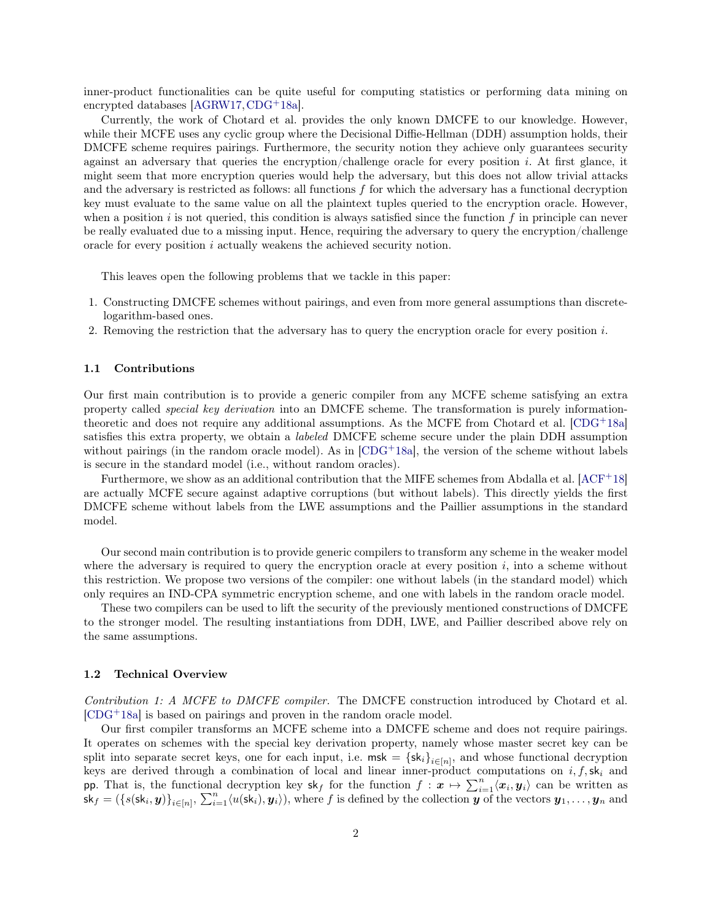inner-product functionalities can be quite useful for computing statistics or performing data mining on encrypted databases [AGRW17, CDG+18a].

Currently, the work of Chotard et al. provides the only known DMCFE to our knowledge. However, while their MCFE uses any cyclic group where the Decisional Diffie-Hellman (DDH) assumption holds, their DMCFE scheme requires pairings. Furthermore, the security notion they achieve only guarantees security against an adversary that queries the encryption/challenge oracle for every position $i$. At first glance, it might seem that more encryption queries would help the adversary, but this does not allow trivial attacks and the adversary is restricted as follows: all functions $f$ for which the adversary has a functional decryption key must evaluate to the same value on all the plaintext tuples queried to the encryption oracle. However, when a position $i$ is not queried, this condition is always satisfied since the function $f$ in principle can never be really evaluated due to a missing input. Hence, requiring the adversary to query the encryption/challenge oracle for every position $i$ actually weakens the achieved security notion.

This leaves open the following problems that we tackle in this paper:

1. Constructing DMCFE schemes without pairings, and even from more general assumptions than discrete-logarithm-based ones.
2. Removing the restriction that the adversary has to query the encryption oracle for every position $i$.

### 1.1 Contributions

Our first main contribution is to provide a generic compiler from any MCFE scheme satisfying an extra property called *special key derivation* into an DMCFE scheme. The transformation is purely information-theoretic and does not require any additional assumptions. As the MCFE from Chotard et al. [CDG+18a] satisfies this extra property, we obtain a *labeled* DMCFE scheme secure under the plain DDH assumption without pairings (in the random oracle model). As in [CDG+18a], the version of the scheme without labels is secure in the standard model (i.e., without random oracles).

Furthermore, we show as an additional contribution that the MIFE schemes from Abdalla et al. [ACF+18] are actually MCFE secure against adaptive corruptions (but without labels). This directly yields the first DMCFE scheme without labels from the LWE assumptions and the Paillier assumptions in the standard model.

Our second main contribution is to provide generic compilers to transform any scheme in the weaker model where the adversary is required to query the encryption oracle at every position $i$, into a scheme without this restriction. We propose two versions of the compiler: one without labels (in the standard model) which only requires an IND-CPA symmetric encryption scheme, and one with labels in the random oracle model.

These two compilers can be used to lift the security of the previously mentioned constructions of DMCFE to the stronger model. The resulting instantiations from DDH, LWE, and Paillier described above rely on the same assumptions.

### 1.2 Technical Overview

*Contribution 1: A MCFE to DMCFE compiler.* The DMCFE construction introduced by Chotard et al. [CDG+18a] is based on pairings and proven in the random oracle model.

Our first compiler transforms an MCFE scheme into a DMCFE scheme and does not require pairings. It operates on schemes with the special key derivation property, namely whose master secret key can be split into separate secret keys, one for each input, i.e. $\mathsf{msk} = \{\mathsf{sk}_i\}_{i\in[n]}$, and whose functional decryption keys are derived through a combination of local and linear inner-product computations on $i, f, \mathsf{sk}_i$ and $\mathsf{pp}$. That is, the functional decryption key $\mathsf{sk}_f$ for the function $f : \boldsymbol{x} \mapsto \sum_{i=1}^{n}\langle \boldsymbol{x}_i, \boldsymbol{y}_i\rangle$ can be written as $\mathsf{sk}_f = (\{s(\mathsf{sk}_i, \boldsymbol{y})\}_{i\in[n]}, \sum_{i=1}^{n}\langle u(\mathsf{sk}_i), \boldsymbol{y}_i\rangle)$, where $f$ is defined by the collection $\boldsymbol{y}$ of the vectors $\boldsymbol{y}_1, \ldots, \boldsymbol{y}_n$ and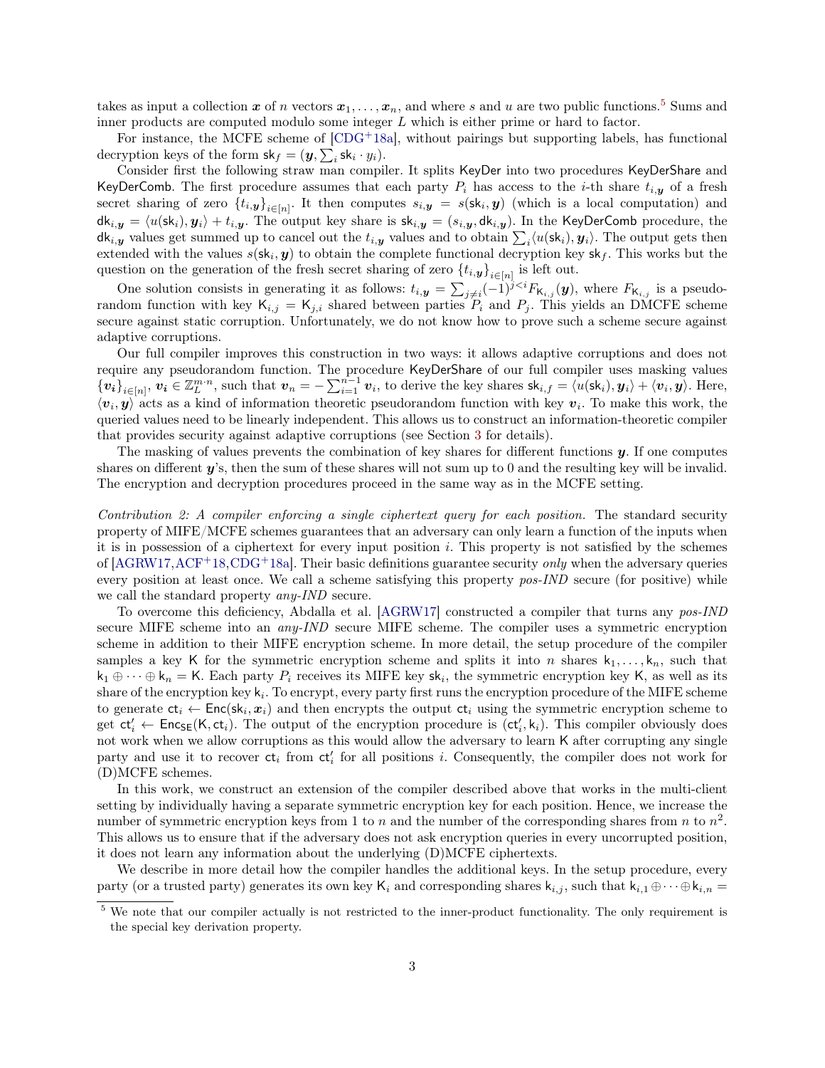takes as input a collection $\boldsymbol{x}$ of $n$ vectors $\boldsymbol{x}_1, \ldots, \boldsymbol{x}_n$, and where $s$ and $u$ are two public functions.[5] Sums and inner products are computed modulo some integer $L$ which is either prime or hard to factor.

For instance, the MCFE scheme of [CDG+18a], without pairings but supporting labels, has functional decryption keys of the form $\mathsf{sk}_f = (\boldsymbol{y}, \sum_i \mathsf{sk}_i \cdot y_i)$.

Consider first the following straw man compiler. It splits $\mathsf{KeyDer}$ into two procedures $\mathsf{KeyDerShare}$ and $\mathsf{KeyDerComb}$. The first procedure assumes that each party $P_i$ has access to the $i$-th share $t_{i,\boldsymbol{y}}$ of a fresh secret sharing of zero $\{t_{i,\boldsymbol{y}}\}_{i\in[n]}$. It then computes $s_{i,\boldsymbol{y}} = s(\mathsf{sk}_i, \boldsymbol{y})$ (which is a local computation) and $\mathsf{dk}_{i,\boldsymbol{y}} = \langle u(\mathsf{sk}_i), \boldsymbol{y}_i \rangle + t_{i,\boldsymbol{y}}$. The output key share is $\mathsf{sk}_{i,\boldsymbol{y}} = (s_{i,\boldsymbol{y}}, \mathsf{dk}_{i,\boldsymbol{y}})$. In the $\mathsf{KeyDerComb}$ procedure, the $\mathsf{dk}_{i,\boldsymbol{y}}$ values get summed up to cancel out the $t_{i,\boldsymbol{y}}$ values and to obtain $\sum_i \langle u(\mathsf{sk}_i), \boldsymbol{y}_i \rangle$. The output gets then extended with the values $s(\mathsf{sk}_i, \boldsymbol{y})$ to obtain the complete functional decryption key $\mathsf{sk}_f$. This works but the question on the generation of the fresh secret sharing of zero $\{t_{i,\boldsymbol{y}}\}_{i\in[n]}$ is left out.

One solution consists in generating it as follows: $t_{i,\boldsymbol{y}} = \sum_{j\neq i} (-1)^{j<i} F_{\mathsf{K}_{i,j}}(\boldsymbol{y})$, where $F_{\mathsf{K}_{i,j}}$ is a pseudo-random function with key $\mathsf{K}_{i,j} = \mathsf{K}_{j,i}$ shared between parties $P_i$ and $P_j$. This yields an DMCFE scheme secure against static corruption. Unfortunately, we do not know how to prove such a scheme secure against adaptive corruptions.

Our full compiler improves this construction in two ways: it allows adaptive corruptions and does not require any pseudorandom function. The procedure $\mathsf{KeyDerShare}$ of our full compiler uses masking values $\{\boldsymbol{v_i}\}_{i\in[n]}$, $\boldsymbol{v_i} \in \mathbb{Z}_L^{m\cdot n}$, such that $\boldsymbol{v}_n = -\sum_{i=1}^{n-1} \boldsymbol{v}_i$, to derive the key shares $\mathsf{sk}_{i,f} = \langle u(\mathsf{sk}_i), \boldsymbol{y}_i \rangle + \langle \boldsymbol{v}_i, \boldsymbol{y} \rangle$. Here, $\langle \boldsymbol{v}_i, \boldsymbol{y} \rangle$ acts as a kind of information theoretic pseudorandom function with key $\boldsymbol{v}_i$. To make this work, the queried values need to be linearly independent. This allows us to construct an information-theoretic compiler that provides security against adaptive corruptions (see Section 3 for details).

The masking of values prevents the combination of key shares for different functions $\boldsymbol{y}$. If one computes shares on different $\boldsymbol{y}$'s, then the sum of these shares will not sum up to 0 and the resulting key will be invalid. The encryption and decryption procedures proceed in the same way as in the MCFE setting.

*Contribution 2: A compiler enforcing a single ciphertext query for each position.* The standard security property of MIFE/MCFE schemes guarantees that an adversary can only learn a function of the inputs when it is in possession of a ciphertext for every input position $i$. This property is not satisfied by the schemes of [AGRW17,ACF+18,CDG+18a]. Their basic definitions guarantee security *only* when the adversary queries every position at least once. We call a scheme satisfying this property *pos-IND* secure (for positive) while we call the standard property *any-IND* secure.

To overcome this deficiency, Abdalla et al. [AGRW17] constructed a compiler that turns any *pos-IND* secure MIFE scheme into an *any-IND* secure MIFE scheme. The compiler uses a symmetric encryption scheme in addition to their MIFE encryption scheme. In more detail, the setup procedure of the compiler samples a key $\mathsf{K}$ for the symmetric encryption scheme and splits it into $n$ shares $\mathsf{k}_1, \ldots, \mathsf{k}_n$, such that $\mathsf{k}_1 \oplus \cdots \oplus \mathsf{k}_n = \mathsf{K}$. Each party $P_i$ receives its MIFE key $\mathsf{sk}_i$, the symmetric encryption key $\mathsf{K}$, as well as its share of the encryption key $\mathsf{k}_i$. To encrypt, every party first runs the encryption procedure of the MIFE scheme to generate $\mathsf{ct}_i \leftarrow \mathsf{Enc}(\mathsf{sk}_i, \boldsymbol{x}_i)$ and then encrypts the output $\mathsf{ct}_i$ using the symmetric encryption scheme to get $\mathsf{ct}'_i \leftarrow \mathsf{Enc}_{\mathsf{SE}}(\mathsf{K}, \mathsf{ct}_i)$. The output of the encryption procedure is $(\mathsf{ct}'_i, \mathsf{k}_i)$. This compiler obviously does not work when we allow corruptions as this would allow the adversary to learn $\mathsf{K}$ after corrupting any single party and use it to recover $\mathsf{ct}_i$ from $\mathsf{ct}'_i$ for all positions $i$. Consequently, the compiler does not work for (D)MCFE schemes.

In this work, we construct an extension of the compiler described above that works in the multi-client setting by individually having a separate symmetric encryption key for each position. Hence, we increase the number of symmetric encryption keys from 1 to $n$ and the number of the corresponding shares from $n$ to $n^2$. This allows us to ensure that if the adversary does not ask encryption queries in every uncorrupted position, it does not learn any information about the underlying (D)MCFE ciphertexts.

We describe in more detail how the compiler handles the additional keys. In the setup procedure, every party (or a trusted party) generates its own key $\mathsf{K}_i$ and corresponding shares $\mathsf{k}_{i,j}$, such that $\mathsf{k}_{i,1} \oplus \cdots \oplus \mathsf{k}_{i,n} =$

[5] We note that our compiler actually is not restricted to the inner-product functionality. The only requirement is the special key derivation property.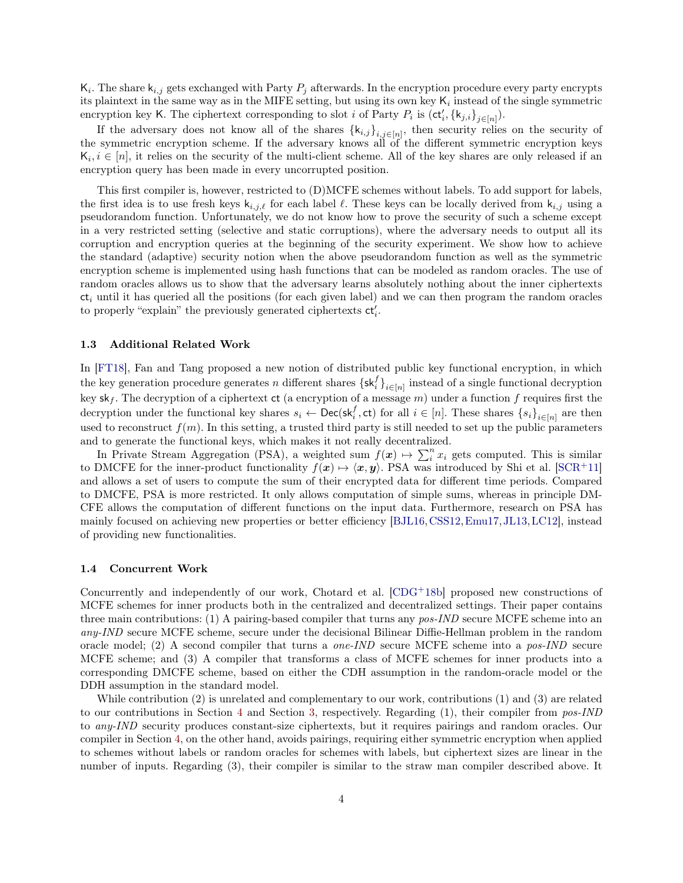$\mathsf{K}_i$. The share $\mathsf{k}_{i,j}$ gets exchanged with Party $P_j$ afterwards. In the encryption procedure every party encrypts its plaintext in the same way as in the MIFE setting, but using its own key $\mathsf{K}_i$ instead of the single symmetric encryption key $\mathsf{K}$. The ciphertext corresponding to slot $i$ of Party $P_i$ is $(\mathsf{ct}'_i, \{\mathsf{k}_{j,i}\}_{j\in[n]})$.

If the adversary does not know all of the shares $\{\mathsf{k}_{i,j}\}_{i,j\in[n]}$, then security relies on the security of the symmetric encryption scheme. If the adversary knows all of the different symmetric encryption keys $\mathsf{K}_i, i \in [n]$, it relies on the security of the multi-client scheme. All of the key shares are only released if an encryption query has been made in every uncorrupted position.

This first compiler is, however, restricted to (D)MCFE schemes without labels. To add support for labels, the first idea is to use fresh keys $\mathsf{k}_{i,j,\ell}$ for each label $\ell$. These keys can be locally derived from $\mathsf{k}_{i,j}$ using a pseudorandom function. Unfortunately, we do not know how to prove the security of such a scheme except in a very restricted setting (selective and static corruptions), where the adversary needs to output all its corruption and encryption queries at the beginning of the security experiment. We show how to achieve the standard (adaptive) security notion when the above pseudorandom function as well as the symmetric encryption scheme is implemented using hash functions that can be modeled as random oracles. The use of random oracles allows us to show that the adversary learns absolutely nothing about the inner ciphertexts $\mathsf{ct}_i$ until it has queried all the positions (for each given label) and we can then program the random oracles to properly "explain" the previously generated ciphertexts $\mathsf{ct}'_i$.

### 1.3 Additional Related Work

In [FT18], Fan and Tang proposed a new notion of distributed public key functional encryption, in which the key generation procedure generates $n$ different shares $\{\mathsf{sk}_i^f\}_{i\in[n]}$ instead of a single functional decryption key $\mathsf{sk}_f$. The decryption of a ciphertext $\mathsf{ct}$ (a encryption of a message $m$) under a function $f$ requires first the decryption under the functional key shares $s_i \leftarrow \mathsf{Dec}(\mathsf{sk}_i^f, \mathsf{ct})$ for all $i \in [n]$. These shares $\{s_i\}_{i\in[n]}$ are then used to reconstruct $f(m)$. In this setting, a trusted third party is still needed to set up the public parameters and to generate the functional keys, which makes it not really decentralized.

In Private Stream Aggregation (PSA), a weighted sum $f(\boldsymbol{x}) \mapsto \sum_i^n x_i$ gets computed. This is similar to DMCFE for the inner-product functionality $f(\boldsymbol{x}) \mapsto \langle \boldsymbol{x}, \boldsymbol{y} \rangle$. PSA was introduced by Shi et al. [SCR+11] and allows a set of users to compute the sum of their encrypted data for different time periods. Compared to DMCFE, PSA is more restricted. It only allows computation of simple sums, whereas in principle DMCFE allows the computation of different functions on the input data. Furthermore, research on PSA has mainly focused on achieving new properties or better efficiency [BJL16, CSS12, Emu17, JL13, LC12], instead of providing new functionalities.

### 1.4 Concurrent Work

Concurrently and independently of our work, Chotard et al. [CDG+18b] proposed new constructions of MCFE schemes for inner products both in the centralized and decentralized settings. Their paper contains three main contributions: (1) A pairing-based compiler that turns any *pos-IND* secure MCFE scheme into an *any-IND* secure MCFE scheme, secure under the decisional Bilinear Diffie-Hellman problem in the random oracle model; (2) A second compiler that turns a *one-IND* secure MCFE scheme into a *pos-IND* secure MCFE scheme; and (3) A compiler that transforms a class of MCFE schemes for inner products into a corresponding DMCFE scheme, based on either the CDH assumption in the random-oracle model or the DDH assumption in the standard model.

While contribution (2) is unrelated and complementary to our work, contributions (1) and (3) are related to our contributions in Section 4 and Section 3, respectively. Regarding (1), their compiler from *pos-IND* to *any-IND* security produces constant-size ciphertexts, but it requires pairings and random oracles. Our compiler in Section 4, on the other hand, avoids pairings, requiring either symmetric encryption when applied to schemes without labels or random oracles for schemes with labels, but ciphertext sizes are linear in the number of inputs. Regarding (3), their compiler is similar to the straw man compiler described above. It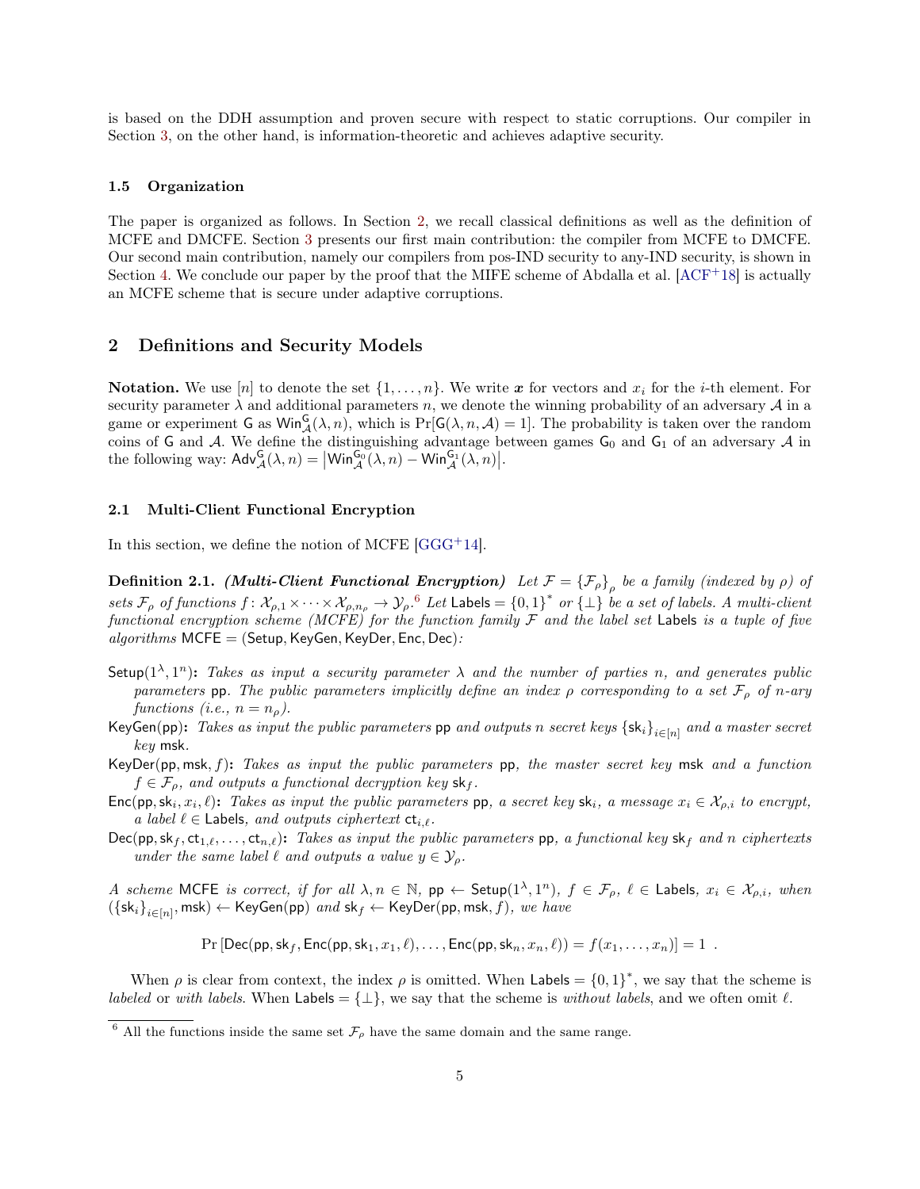is based on the DDH assumption and proven secure with respect to static corruptions. Our compiler in Section 3, on the other hand, is information-theoretic and achieves adaptive security.

### 1.5 Organization

The paper is organized as follows. In Section 2, we recall classical definitions as well as the definition of MCFE and DMCFE. Section 3 presents our first main contribution: the compiler from MCFE to DMCFE. Our second main contribution, namely our compilers from pos-IND security to any-IND security, is shown in Section 4. We conclude our paper by the proof that the MIFE scheme of Abdalla et al. [ACF+18] is actually an MCFE scheme that is secure under adaptive corruptions.

## 2 Definitions and Security Models

**Notation.** We use $[n]$ to denote the set $\{1, \ldots, n\}$. We write $\boldsymbol{x}$ for vectors and $x_i$ for the $i$-th element. For security parameter $\lambda$ and additional parameters $n$, we denote the winning probability of an adversary $\mathcal{A}$ in a game or experiment $\mathsf{G}$ as $\mathsf{Win}^{\mathsf{G}}_{\mathcal{A}}(\lambda, n)$, which is $\Pr[\mathsf{G}(\lambda, n, \mathcal{A}) = 1]$. The probability is taken over the random coins of $\mathsf{G}$ and $\mathcal{A}$. We define the distinguishing advantage between games $\mathsf{G}_0$ and $\mathsf{G}_1$ of an adversary $\mathcal{A}$ in the following way: $\mathsf{Adv}^{\mathsf{G}}_{\mathcal{A}}(\lambda, n) = \left|\mathsf{Win}^{\mathsf{G}_0}_{\mathcal{A}}(\lambda, n) - \mathsf{Win}^{\mathsf{G}_1}_{\mathcal{A}}(\lambda, n)\right|$.

### 2.1 Multi-Client Functional Encryption

In this section, we define the notion of MCFE [GGG+14].

**Definition 2.1.** ***(Multi-Client Functional Encryption)*** *Let $\mathcal{F} = \{\mathcal{F}_\rho\}_\rho$ be a family (indexed by $\rho$) of sets $\mathcal{F}_\rho$ of functions $f\colon \mathcal{X}_{\rho,1} \times \cdots \times \mathcal{X}_{\rho,n_\rho} \to \mathcal{Y}_\rho$.[6] Let $\mathsf{Labels} = \{0,1\}^*$ or $\{\perp\}$ be a set of labels. A multi-client functional encryption scheme (MCFE) for the function family $\mathcal{F}$ and the label set $\mathsf{Labels}$ is a tuple of five algorithms $\mathsf{MCFE} = (\mathsf{Setup}, \mathsf{KeyGen}, \mathsf{KeyDer}, \mathsf{Enc}, \mathsf{Dec})$:*

- $\mathsf{Setup}(1^\lambda, 1^n)$**:** *Takes as input a security parameter $\lambda$ and the number of parties $n$, and generates public parameters $\mathsf{pp}$. The public parameters implicitly define an index $\rho$ corresponding to a set $\mathcal{F}_\rho$ of $n$-ary functions (i.e., $n = n_\rho$).*
- $\mathsf{KeyGen}(\mathsf{pp})$**:** *Takes as input the public parameters $\mathsf{pp}$ and outputs $n$ secret keys $\{\mathsf{sk}_i\}_{i\in[n]}$ and a master secret key $\mathsf{msk}$.*
- $\mathsf{KeyDer}(\mathsf{pp}, \mathsf{msk}, f)$**:** *Takes as input the public parameters $\mathsf{pp}$, the master secret key $\mathsf{msk}$ and a function $f \in \mathcal{F}_\rho$, and outputs a functional decryption key $\mathsf{sk}_f$.*
- $\mathsf{Enc}(\mathsf{pp}, \mathsf{sk}_i, x_i, \ell)$**:** *Takes as input the public parameters $\mathsf{pp}$, a secret key $\mathsf{sk}_i$, a message $x_i \in \mathcal{X}_{\rho,i}$ to encrypt, a label $\ell \in \mathsf{Labels}$, and outputs ciphertext $\mathsf{ct}_{i,\ell}$.*
- $\mathsf{Dec}(\mathsf{pp}, \mathsf{sk}_f, \mathsf{ct}_{1,\ell}, \ldots, \mathsf{ct}_{n,\ell})$**:** *Takes as input the public parameters $\mathsf{pp}$, a functional key $\mathsf{sk}_f$ and $n$ ciphertexts under the same label $\ell$ and outputs a value $y \in \mathcal{Y}_\rho$.*

*A scheme $\mathsf{MCFE}$ is correct, if for all $\lambda, n \in \mathbb{N}$, $\mathsf{pp} \leftarrow \mathsf{Setup}(1^\lambda, 1^n)$, $f \in \mathcal{F}_\rho$, $\ell \in \mathsf{Labels}$, $x_i \in \mathcal{X}_{\rho,i}$, when $(\{\mathsf{sk}_i\}_{i\in[n]}, \mathsf{msk}) \leftarrow \mathsf{KeyGen}(\mathsf{pp})$ and $\mathsf{sk}_f \leftarrow \mathsf{KeyDer}(\mathsf{pp}, \mathsf{msk}, f)$, we have*

$$\Pr\left[\mathsf{Dec}(\mathsf{pp}, \mathsf{sk}_f, \mathsf{Enc}(\mathsf{pp}, \mathsf{sk}_1, x_1, \ell), \ldots, \mathsf{Enc}(\mathsf{pp}, \mathsf{sk}_n, x_n, \ell)) = f(x_1, \ldots, x_n)\right] = 1 \ .$$

When $\rho$ is clear from context, the index $\rho$ is omitted. When $\mathsf{Labels} = \{0,1\}^*$, we say that the scheme is *labeled* or *with labels*. When $\mathsf{Labels} = \{\perp\}$, we say that the scheme is *without labels*, and we often omit $\ell$.

[6] All the functions inside the same set $\mathcal{F}_\rho$ have the same domain and the same range.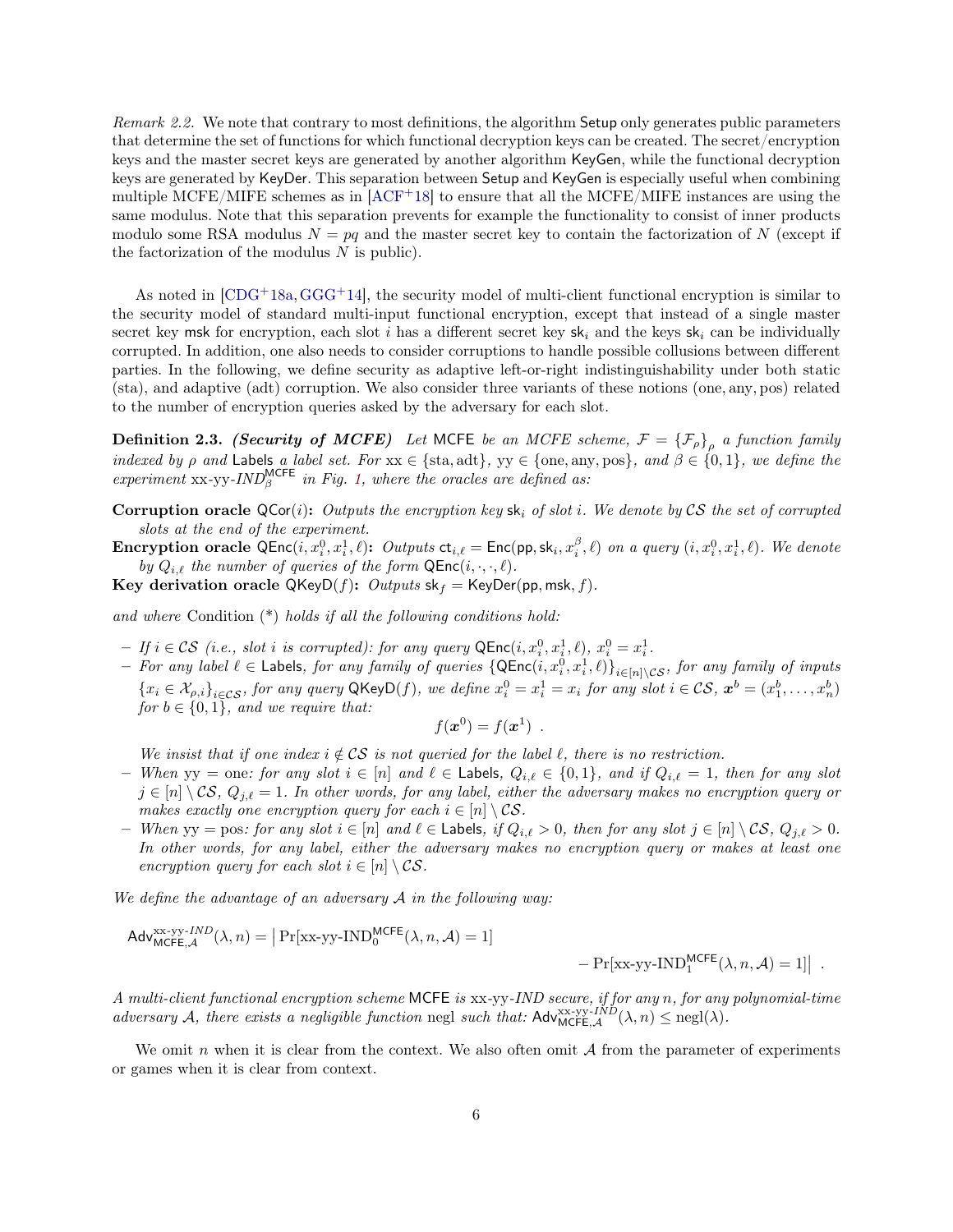*Remark 2.2.* We note that contrary to most definitions, the algorithm $\mathsf{Setup}$ only generates public parameters that determine the set of functions for which functional decryption keys can be created. The secret/encryption keys and the master secret keys are generated by another algorithm $\mathsf{KeyGen}$, while the functional decryption keys are generated by $\mathsf{KeyDer}$. This separation between $\mathsf{Setup}$ and $\mathsf{KeyGen}$ is especially useful when combining multiple MCFE/MIFE schemes as in [ACF+18] to ensure that all the MCFE/MIFE instances are using the same modulus. Note that this separation prevents for example the functionality to consist of inner products modulo some RSA modulus $N = pq$ and the master secret key to contain the factorization of $N$ (except if the factorization of the modulus $N$ is public).

As noted in [CDG+18a, GGG+14], the security model of multi-client functional encryption is similar to the security model of standard multi-input functional encryption, except that instead of a single master secret key $\mathsf{msk}$ for encryption, each slot $i$ has a different secret key $\mathsf{sk}_i$ and the keys $\mathsf{sk}_i$ can be individually corrupted. In addition, one also needs to consider corruptions to handle possible collusions between different parties. In the following, we define security as adaptive left-or-right indistinguishability under both static (sta), and adaptive (adt) corruption. We also consider three variants of these notions (one, any, pos) related to the number of encryption queries asked by the adversary for each slot.

**Definition 2.3.** ***(Security of MCFE)*** *Let $\mathsf{MCFE}$ be an MCFE scheme, $\mathcal{F} = \{\mathcal{F}_\rho\}_\rho$ a function family indexed by $\rho$ and $\mathsf{Labels}$ a label set. For $\mathrm{xx} \in \{\mathrm{sta}, \mathrm{adt}\}$, $\mathrm{yy} \in \{\mathrm{one}, \mathrm{any}, \mathrm{pos}\}$, and $\beta \in \{0, 1\}$, we define the experiment $\mathrm{xx}$-$\mathrm{yy}$-$\mathit{IND}_\beta^{\mathsf{MCFE}}$ in Fig. 1, where the oracles are defined as:*

**Corruption oracle** $\mathsf{QCor}(i)$**:** *Outputs the encryption key $\mathsf{sk}_i$ of slot $i$. We denote by $\mathcal{CS}$ the set of corrupted slots at the end of the experiment.*

**Encryption oracle** $\mathsf{QEnc}(i, x_i^0, x_i^1, \ell)$**:** *Outputs $\mathsf{ct}_{i,\ell} = \mathsf{Enc}(\mathsf{pp}, \mathsf{sk}_i, x_i^\beta, \ell)$ on a query $(i, x_i^0, x_i^1, \ell)$. We denote by $Q_{i,\ell}$ the number of queries of the form $\mathsf{QEnc}(i, \cdot, \cdot, \ell)$.*

**Key derivation oracle** $\mathsf{QKeyD}(f)$**:** *Outputs $\mathsf{sk}_f = \mathsf{KeyDer}(\mathsf{pp}, \mathsf{msk}, f)$.*

*and where* Condition (\*) *holds if all the following conditions hold:*

- *If $i \in \mathcal{CS}$ (i.e., slot $i$ is corrupted): for any query $\mathsf{QEnc}(i, x_i^0, x_i^1, \ell)$, $x_i^0 = x_i^1$.*
- *For any label $\ell \in \mathsf{Labels}$, for any family of queries $\{\mathsf{QEnc}(i, x_i^0, x_i^1, \ell)\}_{i \in [n] \setminus \mathcal{CS}}$, for any family of inputs $\{x_i \in \mathcal{X}_{\rho,i}\}_{i \in \mathcal{CS}}$, for any query $\mathsf{QKeyD}(f)$, we define $x_i^0 = x_i^1 = x_i$ for any slot $i \in \mathcal{CS}$, $\boldsymbol{x}^b = (x_1^b, \ldots, x_n^b)$ for $b \in \{0, 1\}$, and we require that:*
$$f(\boldsymbol{x}^0) = f(\boldsymbol{x}^1) \ .$$
*We insist that if one index $i \notin \mathcal{CS}$ is not queried for the label $\ell$, there is no restriction.*
- *When $\mathrm{yy} = \mathrm{one}$: for any slot $i \in [n]$ and $\ell \in \mathsf{Labels}$, $Q_{i,\ell} \in \{0, 1\}$, and if $Q_{i,\ell} = 1$, then for any slot $j \in [n] \setminus \mathcal{CS}$, $Q_{j,\ell} = 1$. In other words, for any label, either the adversary makes no encryption query or makes exactly one encryption query for each $i \in [n] \setminus \mathcal{CS}$.*
- *When $\mathrm{yy} = \mathrm{pos}$: for any slot $i \in [n]$ and $\ell \in \mathsf{Labels}$, if $Q_{i,\ell} > 0$, then for any slot $j \in [n] \setminus \mathcal{CS}$, $Q_{j,\ell} > 0$. In other words, for any label, either the adversary makes no encryption query or makes at least one encryption query for each slot $i \in [n] \setminus \mathcal{CS}$.*

*We define the advantage of an adversary $\mathcal{A}$ in the following way:*

$$\mathsf{Adv}^{\mathrm{xx\text{-}yy\text{-}}\mathit{IND}}_{\mathsf{MCFE},\mathcal{A}}(\lambda, n) = \big| \Pr[\mathrm{xx\text{-}yy\text{-}IND}_0^{\mathsf{MCFE}}(\lambda, n, \mathcal{A}) = 1] - \Pr[\mathrm{xx\text{-}yy\text{-}IND}_1^{\mathsf{MCFE}}(\lambda, n, \mathcal{A}) = 1] \big| \ .$$

*A multi-client functional encryption scheme $\mathsf{MCFE}$ is $\mathrm{xx}$-$\mathrm{yy}$-$\mathit{IND}$ secure, if for any $n$, for any polynomial-time adversary $\mathcal{A}$, there exists a negligible function $\mathrm{negl}$ such that: $\mathsf{Adv}^{\mathrm{xx\text{-}yy\text{-}}\mathit{IND}}_{\mathsf{MCFE},\mathcal{A}}(\lambda, n) \leq \mathrm{negl}(\lambda)$.*

We omit $n$ when it is clear from the context. We also often omit $\mathcal{A}$ from the parameter of experiments or games when it is clear from context.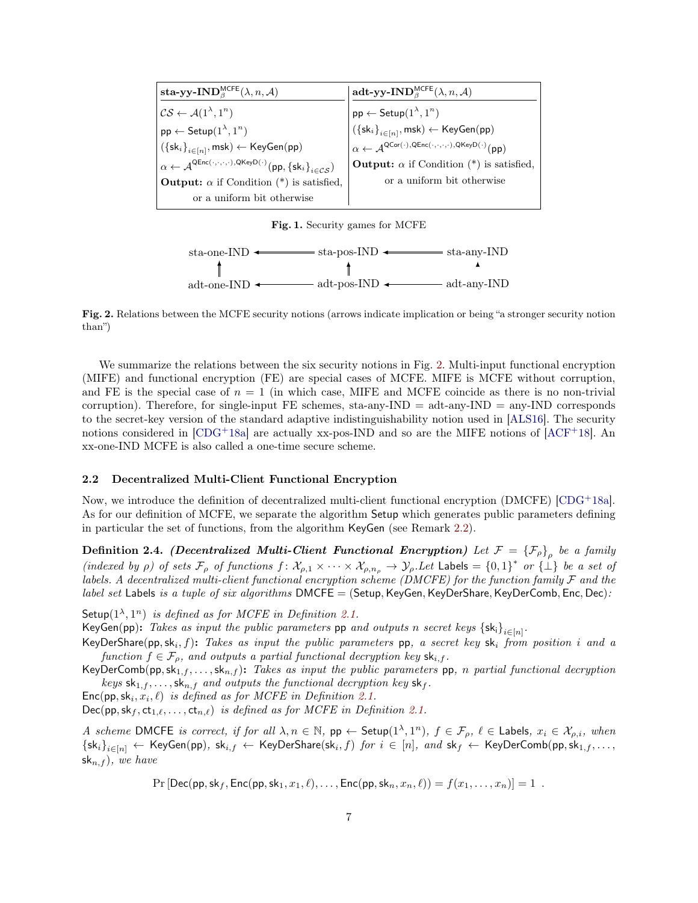| $\textbf{sta-yy-IND}_{\beta}^{\mathsf{MCFE}}(\lambda, n, \mathcal{A})$ | $\textbf{adt-yy-IND}_{\beta}^{\mathsf{MCFE}}(\lambda, n, \mathcal{A})$ |
|---|---|
| $\mathcal{CS} \leftarrow \mathcal{A}(1^\lambda, 1^n)$ | $\mathsf{pp} \leftarrow \mathsf{Setup}(1^\lambda, 1^n)$ |
| $\mathsf{pp} \leftarrow \mathsf{Setup}(1^\lambda, 1^n)$ | $(\{\mathsf{sk}_i\}_{i\in[n]}, \mathsf{msk}) \leftarrow \mathsf{KeyGen}(\mathsf{pp})$ |
| $(\{\mathsf{sk}_i\}_{i\in[n]}, \mathsf{msk}) \leftarrow \mathsf{KeyGen}(\mathsf{pp})$ | $\alpha \leftarrow \mathcal{A}^{\mathsf{QCor}(\cdot),\mathsf{QEnc}(\cdot,\cdot,\cdot,\cdot),\mathsf{QKeyD}(\cdot)}(\mathsf{pp})$ |
| $\alpha \leftarrow \mathcal{A}^{\mathsf{QEnc}(\cdot,\cdot,\cdot,\cdot),\mathsf{QKeyD}(\cdot)}(\mathsf{pp}, \{\mathsf{sk}_i\}_{i\in\mathcal{CS}})$ | **Output:** $\alpha$ if Condition (\*) is satisfied, or a uniform bit otherwise |
| **Output:** $\alpha$ if Condition (\*) is satisfied, or a uniform bit otherwise | |

**Fig. 1.** Security games for MCFE

```
sta-one-IND <====== sta-pos-IND <====== sta-any-IND
     ⇑                   ⇑                  ▲
adt-one-IND <------ adt-pos-IND <------ adt-any-IND
```

**Fig. 2.** Relations between the MCFE security notions (arrows indicate implication or being "a stronger security notion than")

We summarize the relations between the six security notions in Fig. 2. Multi-input functional encryption (MIFE) and functional encryption (FE) are special cases of MCFE. MIFE is MCFE without corruption, and FE is the special case of $n = 1$ (in which case, MIFE and MCFE coincide as there is no non-trivial corruption). Therefore, for single-input FE schemes, sta-any-IND = adt-any-IND = any-IND corresponds to the secret-key version of the standard adaptive indistinguishability notion used in [ALS16]. The security notions considered in [CDG+18a] are actually xx-pos-IND and so are the MIFE notions of [ACF+18]. An xx-one-IND MCFE is also called a one-time secure scheme.

### 2.2 Decentralized Multi-Client Functional Encryption

Now, we introduce the definition of decentralized multi-client functional encryption (DMCFE) [CDG+18a]. As for our definition of MCFE, we separate the algorithm Setup which generates public parameters defining in particular the set of functions, from the algorithm KeyGen (see Remark 2.2).

**Definition 2.4.** ***(Decentralized Multi-Client Functional Encryption)*** *Let $\mathcal{F} = \{\mathcal{F}_\rho\}_\rho$ be a family (indexed by $\rho$) of sets $\mathcal{F}_\rho$ of functions $f\colon \mathcal{X}_{\rho,1} \times \cdots \times \mathcal{X}_{\rho,n_\rho} \to \mathcal{Y}_\rho$. Let $\mathsf{Labels} = \{0,1\}^*$ or $\{\bot\}$ be a set of labels. A decentralized multi-client functional encryption scheme (DMCFE) for the function family $\mathcal{F}$ and the label set $\mathsf{Labels}$ is a tuple of six algorithms $\mathsf{DMCFE} = (\mathsf{Setup}, \mathsf{KeyGen}, \mathsf{KeyDerShare}, \mathsf{KeyDerComb}, \mathsf{Enc}, \mathsf{Dec})$:*

$\mathsf{Setup}(1^\lambda, 1^n)$ *is defined as for MCFE in Definition 2.1.*

$\mathsf{KeyGen}(\mathsf{pp})$**:** *Takes as input the public parameters $\mathsf{pp}$ and outputs $n$ secret keys $\{\mathsf{sk}_i\}_{i\in[n]}$.*

$\mathsf{KeyDerShare}(\mathsf{pp}, \mathsf{sk}_i, f)$**:** *Takes as input the public parameters $\mathsf{pp}$, a secret key $\mathsf{sk}_i$ from position $i$ and a function $f \in \mathcal{F}_\rho$, and outputs a partial functional decryption key $\mathsf{sk}_{i,f}$.*

$\mathsf{KeyDerComb}(\mathsf{pp}, \mathsf{sk}_{1,f}, \ldots, \mathsf{sk}_{n,f})$**:** *Takes as input the public parameters $\mathsf{pp}$, $n$ partial functional decryption keys $\mathsf{sk}_{1,f}, \ldots, \mathsf{sk}_{n,f}$ and outputs the functional decryption key $\mathsf{sk}_f$.*

$\mathsf{Enc}(\mathsf{pp}, \mathsf{sk}_i, x_i, \ell)$ *is defined as for MCFE in Definition 2.1.*

$\mathsf{Dec}(\mathsf{pp}, \mathsf{sk}_f, \mathsf{ct}_{1,\ell}, \ldots, \mathsf{ct}_{n,\ell})$ *is defined as for MCFE in Definition 2.1.*

*A scheme $\mathsf{DMCFE}$ is correct, if for all $\lambda, n \in \mathbb{N}$, $\mathsf{pp} \leftarrow \mathsf{Setup}(1^\lambda, 1^n)$, $f \in \mathcal{F}_\rho$, $\ell \in \mathsf{Labels}$, $x_i \in \mathcal{X}_{\rho,i}$, when $\{\mathsf{sk}_i\}_{i\in[n]} \leftarrow \mathsf{KeyGen}(\mathsf{pp})$, $\mathsf{sk}_{i,f} \leftarrow \mathsf{KeyDerShare}(\mathsf{sk}_i, f)$ for $i \in [n]$, and $\mathsf{sk}_f \leftarrow \mathsf{KeyDerComb}(\mathsf{pp}, \mathsf{sk}_{1,f}, \ldots, \mathsf{sk}_{n,f})$, we have*

$$\Pr\left[\mathsf{Dec}(\mathsf{pp}, \mathsf{sk}_f, \mathsf{Enc}(\mathsf{pp}, \mathsf{sk}_1, x_1, \ell), \ldots, \mathsf{Enc}(\mathsf{pp}, \mathsf{sk}_n, x_n, \ell)) = f(x_1, \ldots, x_n)\right] = 1 \enspace .$$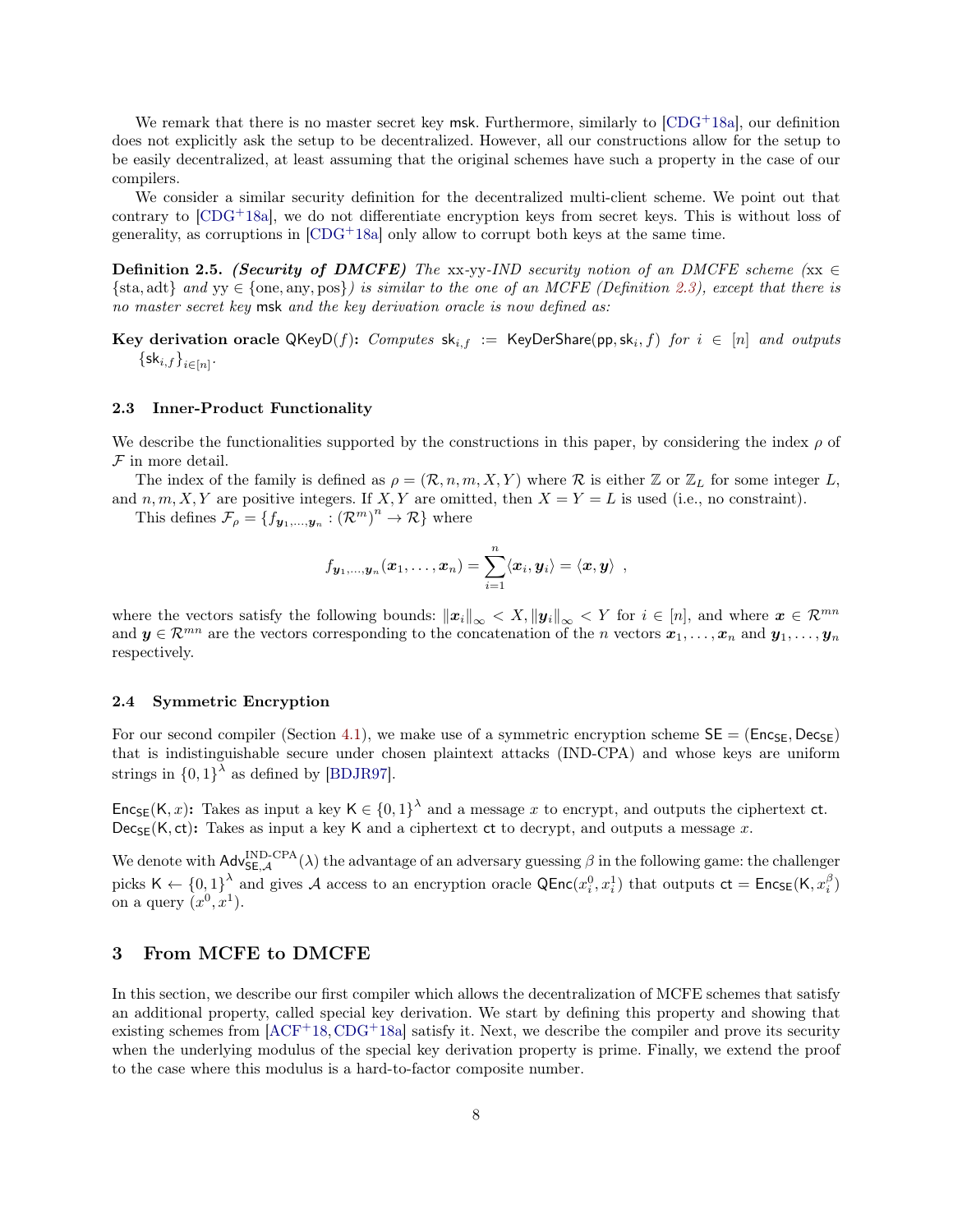We remark that there is no master secret key $\mathsf{msk}$. Furthermore, similarly to [CDG+18a], our definition does not explicitly ask the setup to be decentralized. However, all our constructions allow for the setup to be easily decentralized, at least assuming that the original schemes have such a property in the case of our compilers.

We consider a similar security definition for the decentralized multi-client scheme. We point out that contrary to [CDG+18a], we do not differentiate encryption keys from secret keys. This is without loss of generality, as corruptions in [CDG+18a] only allow to corrupt both keys at the same time.

**Definition 2.5.** ***(Security of DMCFE)*** *The* xx-yy-*IND security notion of an DMCFE scheme (*$\text{xx} \in \{\text{sta}, \text{adt}\}$ *and* $\text{yy} \in \{\text{one}, \text{any}, \text{pos}\}$*) is similar to the one of an MCFE (Definition 2.3), except that there is no master secret key* $\mathsf{msk}$ *and the key derivation oracle is now defined as:*

**Key derivation oracle** $\mathsf{QKeyD}(f)$**:** *Computes* $\mathsf{sk}_{i,f} := \mathsf{KeyDerShare}(\mathsf{pp}, \mathsf{sk}_i, f)$ *for* $i \in [n]$ *and outputs* $\{\mathsf{sk}_{i,f}\}_{i \in [n]}$.

### 2.3 Inner-Product Functionality

We describe the functionalities supported by the constructions in this paper, by considering the index $\rho$ of $\mathcal{F}$ in more detail.

The index of the family is defined as $\rho = (\mathcal{R}, n, m, X, Y)$ where $\mathcal{R}$ is either $\mathbb{Z}$ or $\mathbb{Z}_L$ for some integer $L$, and $n, m, X, Y$ are positive integers. If $X, Y$ are omitted, then $X = Y = L$ is used (i.e., no constraint).

This defines $\mathcal{F}_\rho = \{f_{\boldsymbol{y}_1,\ldots,\boldsymbol{y}_n} : (\mathcal{R}^m)^n \to \mathcal{R}\}$ where

$$f_{\boldsymbol{y}_1,\ldots,\boldsymbol{y}_n}(\boldsymbol{x}_1, \ldots, \boldsymbol{x}_n) = \sum_{i=1}^{n} \langle \boldsymbol{x}_i, \boldsymbol{y}_i \rangle = \langle \boldsymbol{x}, \boldsymbol{y} \rangle \ ,$$

where the vectors satisfy the following bounds: $\|\boldsymbol{x}_i\|_\infty < X, \|\boldsymbol{y}_i\|_\infty < Y$ for $i \in [n]$, and where $\boldsymbol{x} \in \mathcal{R}^{mn}$ and $\boldsymbol{y} \in \mathcal{R}^{mn}$ are the vectors corresponding to the concatenation of the $n$ vectors $\boldsymbol{x}_1, \ldots, \boldsymbol{x}_n$ and $\boldsymbol{y}_1, \ldots, \boldsymbol{y}_n$ respectively.

### 2.4 Symmetric Encryption

For our second compiler (Section 4.1), we make use of a symmetric encryption scheme $\mathsf{SE} = (\mathsf{Enc_{SE}}, \mathsf{Dec_{SE}})$ that is indistinguishable secure under chosen plaintext attacks (IND-CPA) and whose keys are uniform strings in $\{0,1\}^\lambda$ as defined by [BDJR97].

$\mathsf{Enc_{SE}}(\mathsf{K}, x)$**:** Takes as input a key $\mathsf{K} \in \{0,1\}^\lambda$ and a message $x$ to encrypt, and outputs the ciphertext $\mathsf{ct}$.
$\mathsf{Dec_{SE}}(\mathsf{K}, \mathsf{ct})$**:** Takes as input a key $\mathsf{K}$ and a ciphertext $\mathsf{ct}$ to decrypt, and outputs a message $x$.

We denote with $\mathsf{Adv}^{\text{IND-CPA}}_{\mathsf{SE},\mathcal{A}}(\lambda)$ the advantage of an adversary guessing $\beta$ in the following game: the challenger picks $\mathsf{K} \leftarrow \{0,1\}^\lambda$ and gives $\mathcal{A}$ access to an encryption oracle $\mathsf{QEnc}(x_i^0, x_i^1)$ that outputs $\mathsf{ct} = \mathsf{Enc_{SE}}(\mathsf{K}, x_i^\beta)$ on a query $(x^0, x^1)$.

## 3 From MCFE to DMCFE

In this section, we describe our first compiler which allows the decentralization of MCFE schemes that satisfy an additional property, called special key derivation. We start by defining this property and showing that existing schemes from [ACF+18, CDG+18a] satisfy it. Next, we describe the compiler and prove its security when the underlying modulus of the special key derivation property is prime. Finally, we extend the proof to the case where this modulus is a hard-to-factor composite number.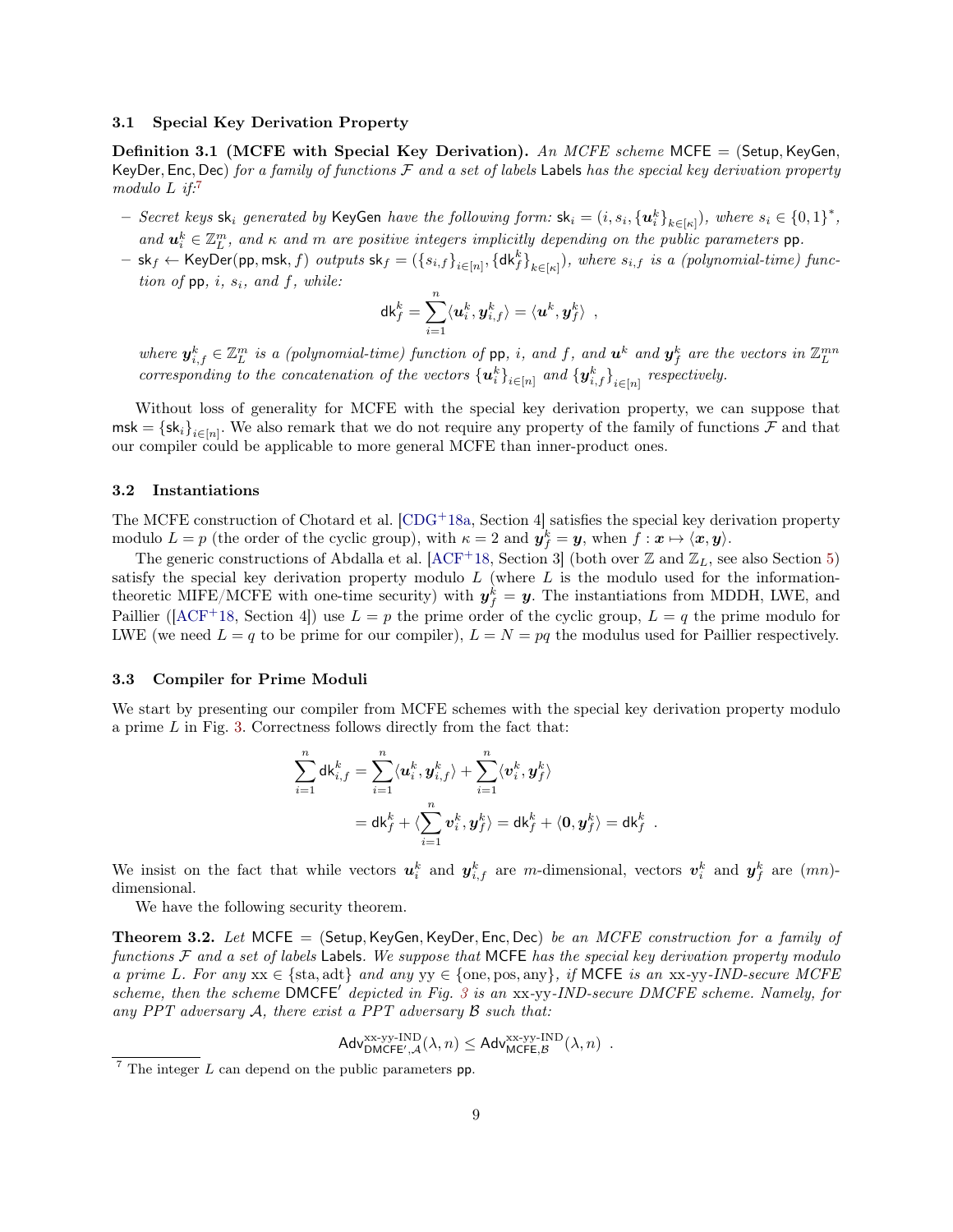### 3.1 Special Key Derivation Property

**Definition 3.1 (MCFE with Special Key Derivation).** *An MCFE scheme* $\mathsf{MCFE} = (\mathsf{Setup}, \mathsf{KeyGen}, \mathsf{KeyDer}, \mathsf{Enc}, \mathsf{Dec})$ *for a family of functions* $\mathcal{F}$ *and a set of labels* $\mathsf{Labels}$ *has the special key derivation property modulo* $L$ *if:*[7]

- *Secret keys* $\mathsf{sk}_i$ *generated by* $\mathsf{KeyGen}$ *have the following form:* $\mathsf{sk}_i = (i, s_i, \{\boldsymbol{u}_i^k\}_{k\in[\kappa]})$*, where* $s_i \in \{0,1\}^*$*, and* $\boldsymbol{u}_i^k \in \mathbb{Z}_L^m$*, and* $\kappa$ *and* $m$ *are positive integers implicitly depending on the public parameters* $\mathsf{pp}$*.*
- $\mathsf{sk}_f \leftarrow \mathsf{KeyDer}(\mathsf{pp}, \mathsf{msk}, f)$ *outputs* $\mathsf{sk}_f = (\{s_{i,f}\}_{i\in[n]}, \{\mathsf{dk}_f^k\}_{k\in[\kappa]})$*, where* $s_{i,f}$ *is a (polynomial-time) function of* $\mathsf{pp}$*,* $i$*,* $s_i$*, and* $f$*, while:*
$$\mathsf{dk}_f^k = \sum_{i=1}^{n} \langle \boldsymbol{u}_i^k, \boldsymbol{y}_{i,f}^k \rangle = \langle \boldsymbol{u}^k, \boldsymbol{y}_f^k \rangle \enspace ,$$
*where* $\boldsymbol{y}_{i,f}^k \in \mathbb{Z}_L^m$ *is a (polynomial-time) function of* $\mathsf{pp}$*,* $i$*, and* $f$*, and* $\boldsymbol{u}^k$ *and* $\boldsymbol{y}_f^k$ *are the vectors in* $\mathbb{Z}_L^{mn}$ *corresponding to the concatenation of the vectors* $\{\boldsymbol{u}_i^k\}_{i\in[n]}$ *and* $\{\boldsymbol{y}_{i,f}^k\}_{i\in[n]}$ *respectively.*

Without loss of generality for MCFE with the special key derivation property, we can suppose that $\mathsf{msk} = \{\mathsf{sk}_i\}_{i\in[n]}$. We also remark that we do not require any property of the family of functions $\mathcal{F}$ and that our compiler could be applicable to more general MCFE than inner-product ones.

### 3.2 Instantiations

The MCFE construction of Chotard et al. [CDG+18a, Section 4] satisfies the special key derivation property modulo $L = p$ (the order of the cyclic group), with $\kappa = 2$ and $\boldsymbol{y}_f^k = \boldsymbol{y}$, when $f : \boldsymbol{x} \mapsto \langle \boldsymbol{x}, \boldsymbol{y} \rangle$.

The generic constructions of Abdalla et al. [ACF+18, Section 3] (both over $\mathbb{Z}$ and $\mathbb{Z}_L$, see also Section 5) satisfy the special key derivation property modulo $L$ (where $L$ is the modulo used for the information-theoretic MIFE/MCFE with one-time security) with $\boldsymbol{y}_f^k = \boldsymbol{y}$. The instantiations from MDDH, LWE, and Paillier ([ACF+18, Section 4]) use $L = p$ the prime order of the cyclic group, $L = q$ the prime modulo for LWE (we need $L = q$ to be prime for our compiler), $L = N = pq$ the modulus used for Paillier respectively.

### 3.3 Compiler for Prime Moduli

We start by presenting our compiler from MCFE schemes with the special key derivation property modulo a prime $L$ in Fig. 3. Correctness follows directly from the fact that:

$$\begin{aligned}\sum_{i=1}^{n} \mathsf{dk}_{i,f}^k &= \sum_{i=1}^{n} \langle \boldsymbol{u}_i^k, \boldsymbol{y}_{i,f}^k \rangle + \sum_{i=1}^{n} \langle \boldsymbol{v}_i^k, \boldsymbol{y}_f^k \rangle \\ &= \mathsf{dk}_f^k + \langle \sum_{i=1}^{n} \boldsymbol{v}_i^k, \boldsymbol{y}_f^k \rangle = \mathsf{dk}_f^k + \langle \boldsymbol{0}, \boldsymbol{y}_f^k \rangle = \mathsf{dk}_f^k \enspace .\end{aligned}$$

We insist on the fact that while vectors $\boldsymbol{u}_i^k$ and $\boldsymbol{y}_{i,f}^k$ are $m$-dimensional, vectors $\boldsymbol{v}_i^k$ and $\boldsymbol{y}_f^k$ are $(mn)$-dimensional.

We have the following security theorem.

**Theorem 3.2.** *Let* $\mathsf{MCFE} = (\mathsf{Setup}, \mathsf{KeyGen}, \mathsf{KeyDer}, \mathsf{Enc}, \mathsf{Dec})$ *be an MCFE construction for a family of functions* $\mathcal{F}$ *and a set of labels* $\mathsf{Labels}$*. We suppose that* $\mathsf{MCFE}$ *has the special key derivation property modulo a prime* $L$*. For any* $\mathrm{xx} \in \{\mathrm{sta}, \mathrm{adt}\}$ *and any* $\mathrm{yy} \in \{\mathrm{one}, \mathrm{pos}, \mathrm{any}\}$*, if* $\mathsf{MCFE}$ *is an* xx-yy-*IND-secure MCFE scheme, then the scheme* $\mathsf{DMCFE}'$ *depicted in Fig. 3 is an* xx-yy-*IND-secure DMCFE scheme. Namely, for any PPT adversary* $\mathcal{A}$*, there exist a PPT adversary* $\mathcal{B}$ *such that:*

$$\mathsf{Adv}_{\mathsf{DMCFE}',\mathcal{A}}^{\text{xx-yy-IND}}(\lambda, n) \leq \mathsf{Adv}_{\mathsf{MCFE},\mathcal{B}}^{\text{xx-yy-IND}}(\lambda, n) \enspace .$$

[7] The integer $L$ can depend on the public parameters $\mathsf{pp}$.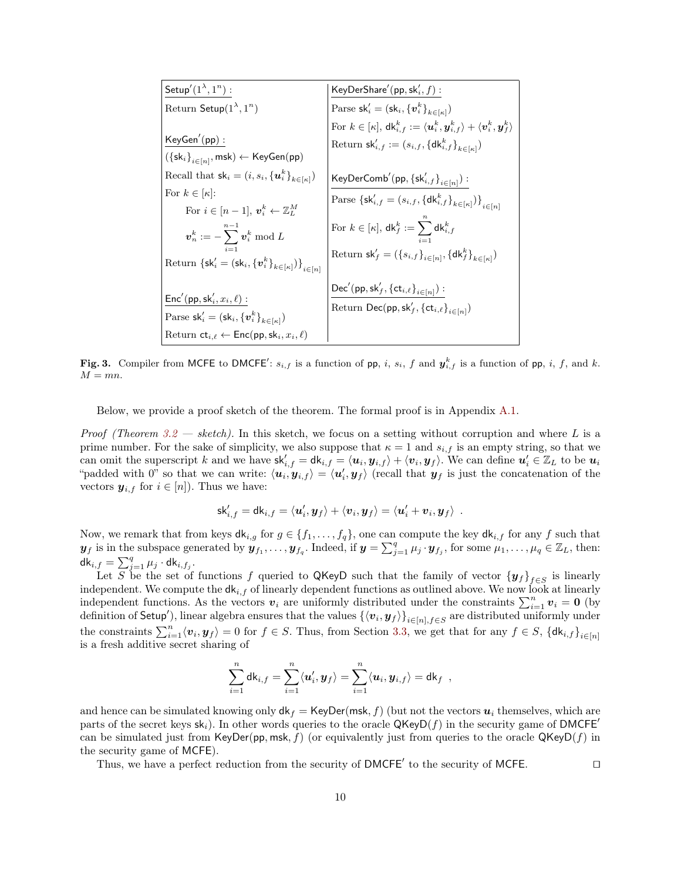| $\underline{\mathsf{Setup}'(1^\lambda, 1^n):}$ | $\underline{\mathsf{KeyDerShare}'(\mathsf{pp}, \mathsf{sk}'_i, f):}$ |
|---|---|
| Return $\mathsf{Setup}(1^\lambda, 1^n)$ | Parse $\mathsf{sk}'_i = (\mathsf{sk}_i, \{\boldsymbol{v}_i^k\}_{k\in[\kappa]})$ |
| | For $k \in [\kappa]$, $\mathsf{dk}_{i,f}^k := \langle \boldsymbol{u}_i^k, \boldsymbol{y}_{i,f}^k \rangle + \langle \boldsymbol{v}_i^k, \boldsymbol{y}_f^k \rangle$ |
| $\underline{\mathsf{KeyGen}'(\mathsf{pp}):}$ | Return $\mathsf{sk}'_{i,f} := (s_{i,f}, \{\mathsf{dk}_{i,f}^k\}_{k\in[\kappa]})$ |
| $(\{\mathsf{sk}_i\}_{i\in[n]}, \mathsf{msk}) \leftarrow \mathsf{KeyGen}(\mathsf{pp})$ | |
| Recall that $\mathsf{sk}_i = (i, s_i, \{\boldsymbol{u}_i^k\}_{k\in[\kappa]})$ | $\underline{\mathsf{KeyDerComb}'(\mathsf{pp}, \{\mathsf{sk}'_{i,f}\}_{i\in[n]}):}$ |
| For $k \in [\kappa]$: | Parse $\{\mathsf{sk}'_{i,f} = (s_{i,f}, \{\mathsf{dk}_{i,f}^k\}_{k\in[\kappa]})\}_{i\in[n]}$ |
| For $i \in [n-1]$, $\boldsymbol{v}_i^k \leftarrow \mathbb{Z}_L^M$ | For $k \in [\kappa]$, $\mathsf{dk}_f^k := \sum_{i=1}^n \mathsf{dk}_{i,f}^k$ |
| $\boldsymbol{v}_n^k := -\sum_{i=1}^{n-1} \boldsymbol{v}_i^k \bmod L$ | Return $\mathsf{sk}'_f = (\{s_{i,f}\}_{i\in[n]}, \{\mathsf{dk}_f^k\}_{k\in[\kappa]})$ |
| Return $\{\mathsf{sk}'_i = (\mathsf{sk}_i, \{\boldsymbol{v}_i^k\}_{k\in[\kappa]})\}_{i\in[n]}$ | |
| | $\underline{\mathsf{Dec}'(\mathsf{pp}, \mathsf{sk}'_f, \{\mathsf{ct}_{i,\ell}\}_{i\in[n]}):}$ |
| $\underline{\mathsf{Enc}'(\mathsf{pp}, \mathsf{sk}'_i, x_i, \ell):}$ | Return $\mathsf{Dec}(\mathsf{pp}, \mathsf{sk}'_f, \{\mathsf{ct}_{i,\ell}\}_{i\in[n]})$ |
| Parse $\mathsf{sk}'_i = (\mathsf{sk}_i, \{\boldsymbol{v}_i^k\}_{k\in[\kappa]})$ | |
| Return $\mathsf{ct}_{i,\ell} \leftarrow \mathsf{Enc}(\mathsf{pp}, \mathsf{sk}_i, x_i, \ell)$ | |

**Fig. 3.** Compiler from MCFE to DMCFE′: $s_{i,f}$ is a function of pp, $i$, $s_i$, $f$ and $\boldsymbol{y}_{i,f}^k$ is a function of pp, $i$, $f$, and $k$. $M = mn$.

Below, we provide a proof sketch of the theorem. The formal proof is in Appendix A.1.

*Proof (Theorem 3.2 — sketch).* In this sketch, we focus on a setting without corruption and where $L$ is a prime number. For the sake of simplicity, we also suppose that $\kappa = 1$ and $s_{i,f}$ is an empty string, so that we can omit the superscript $k$ and we have $\mathsf{sk}'_{i,f} = \mathsf{dk}_{i,f} = \langle \boldsymbol{u}_i, \boldsymbol{y}_{i,f} \rangle + \langle \boldsymbol{v}_i, \boldsymbol{y}_f \rangle$. We can define $\boldsymbol{u}'_i \in \mathbb{Z}_L$ to be $\boldsymbol{u}_i$ "padded with 0" so that we can write: $\langle \boldsymbol{u}_i, \boldsymbol{y}_{i,f} \rangle = \langle \boldsymbol{u}'_i, \boldsymbol{y}_f \rangle$ (recall that $\boldsymbol{y}_f$ is just the concatenation of the vectors $\boldsymbol{y}_{i,f}$ for $i \in [n]$). Thus we have:

$$\mathsf{sk}'_{i,f} = \mathsf{dk}_{i,f} = \langle \boldsymbol{u}'_i, \boldsymbol{y}_f \rangle + \langle \boldsymbol{v}_i, \boldsymbol{y}_f \rangle = \langle \boldsymbol{u}'_i + \boldsymbol{v}_i, \boldsymbol{y}_f \rangle \enspace .$$

Now, we remark that from keys $\mathsf{dk}_{i,g}$ for $g \in \{f_1, \ldots, f_q\}$, one can compute the key $\mathsf{dk}_{i,f}$ for any $f$ such that $\boldsymbol{y}_f$ is in the subspace generated by $\boldsymbol{y}_{f_1}, \ldots, \boldsymbol{y}_{f_q}$. Indeed, if $\boldsymbol{y} = \sum_{j=1}^q \mu_j \cdot \boldsymbol{y}_{f_j}$, for some $\mu_1, \ldots, \mu_q \in \mathbb{Z}_L$, then: $\mathsf{dk}_{i,f} = \sum_{j=1}^q \mu_j \cdot \mathsf{dk}_{i,f_j}$.

Let $S$ be the set of functions $f$ queried to QKeyD such that the family of vector $\{\boldsymbol{y}_f\}_{f\in S}$ is linearly independent. We compute the $\mathsf{dk}_{i,f}$ of linearly dependent functions as outlined above. We now look at linearly independent functions. As the vectors $\boldsymbol{v}_i$ are uniformly distributed under the constraints $\sum_{i=1}^n \boldsymbol{v}_i = \boldsymbol{0}$ (by definition of Setup′), linear algebra ensures that the values $\{\langle \boldsymbol{v}_i, \boldsymbol{y}_f \rangle\}_{i\in[n], f\in S}$ are distributed uniformly under the constraints $\sum_{i=1}^n \langle \boldsymbol{v}_i, \boldsymbol{y}_f \rangle = 0$ for $f \in S$. Thus, from Section 3.3, we get that for any $f \in S$, $\{\mathsf{dk}_{i,f}\}_{i\in[n]}$ is a fresh additive secret sharing of

$$\sum_{i=1}^n \mathsf{dk}_{i,f} = \sum_{i=1}^n \langle \boldsymbol{u}'_i, \boldsymbol{y}_f \rangle = \sum_{i=1}^n \langle \boldsymbol{u}_i, \boldsymbol{y}_{i,f} \rangle = \mathsf{dk}_f \enspace ,$$

and hence can be simulated knowing only $\mathsf{dk}_f = \mathsf{KeyDer}(\mathsf{msk}, f)$ (but not the vectors $\boldsymbol{u}_i$ themselves, which are parts of the secret keys $\mathsf{sk}_i$). In other words queries to the oracle $\mathsf{QKeyD}(f)$ in the security game of DMCFE′ can be simulated just from $\mathsf{KeyDer}(\mathsf{pp}, \mathsf{msk}, f)$ (or equivalently just from queries to the oracle $\mathsf{QKeyD}(f)$ in the security game of MCFE).

Thus, we have a perfect reduction from the security of DMCFE′ to the security of MCFE. ◻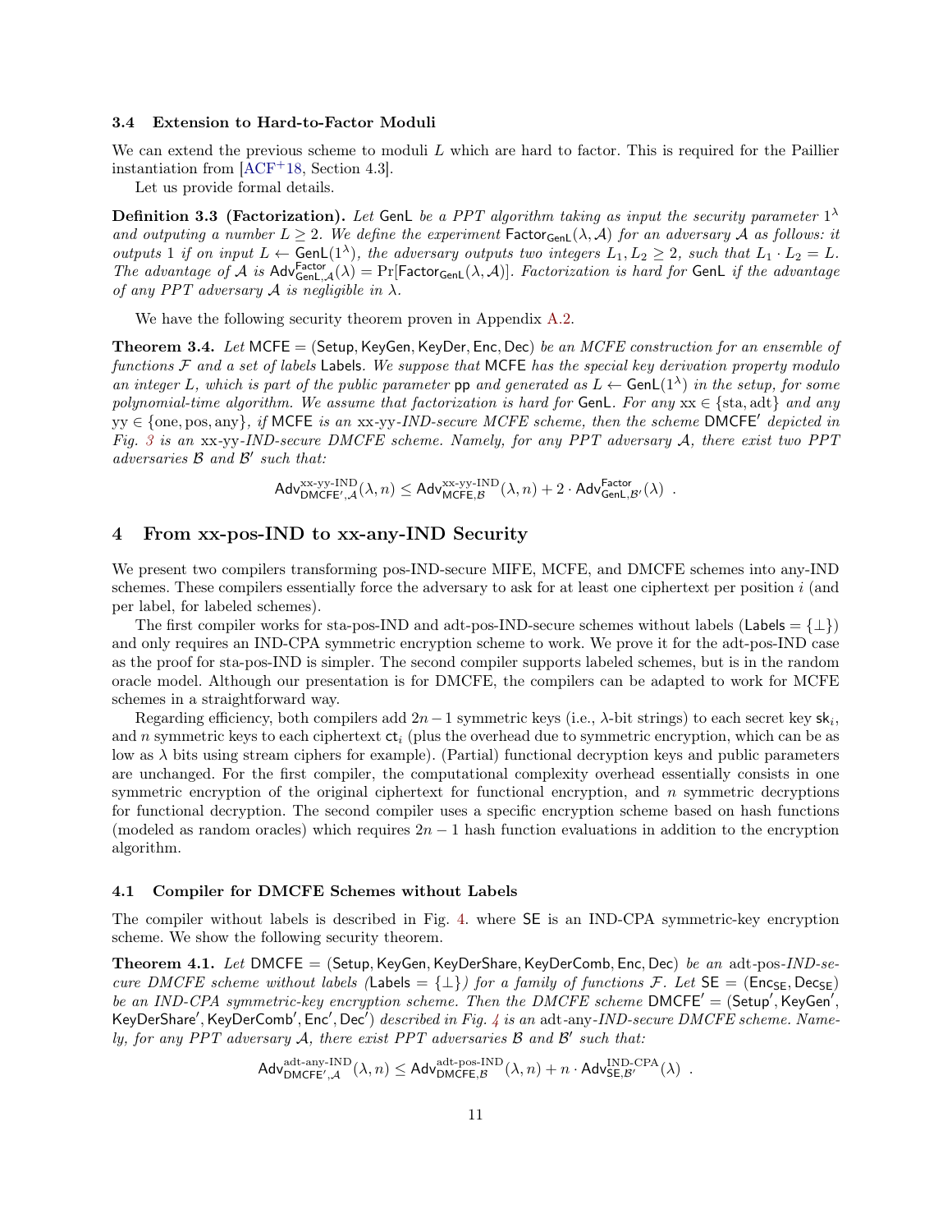### 3.4 Extension to Hard-to-Factor Moduli

We can extend the previous scheme to moduli $L$ which are hard to factor. This is required for the Paillier instantiation from [ACF+18, Section 4.3].

Let us provide formal details.

**Definition 3.3 (Factorization).** *Let* $\mathsf{GenL}$ *be a PPT algorithm taking as input the security parameter* $1^\lambda$ *and outputing a number* $L \geq 2$. *We define the experiment* $\mathsf{Factor}_{\mathsf{GenL}}(\lambda, \mathcal{A})$ *for an adversary* $\mathcal{A}$ *as follows: it outputs 1 if on input* $L \leftarrow \mathsf{GenL}(1^\lambda)$*, the adversary outputs two integers* $L_1, L_2 \geq 2$*, such that* $L_1 \cdot L_2 = L$. *The advantage of* $\mathcal{A}$ *is* $\mathsf{Adv}^{\mathsf{Factor}}_{\mathsf{GenL},\mathcal{A}}(\lambda) = \Pr[\mathsf{Factor}_{\mathsf{GenL}}(\lambda, \mathcal{A})]$. *Factorization is hard for* $\mathsf{GenL}$ *if the advantage of any PPT adversary* $\mathcal{A}$ *is negligible in* $\lambda$.

We have the following security theorem proven in Appendix A.2.

**Theorem 3.4.** *Let* $\mathsf{MCFE} = (\mathsf{Setup}, \mathsf{KeyGen}, \mathsf{KeyDer}, \mathsf{Enc}, \mathsf{Dec})$ *be an MCFE construction for an ensemble of functions* $\mathcal{F}$ *and a set of labels* $\mathsf{Labels}$. *We suppose that* $\mathsf{MCFE}$ *has the special key derivation property modulo an integer* $L$*, which is part of the public parameter* $\mathsf{pp}$ *and generated as* $L \leftarrow \mathsf{GenL}(1^\lambda)$ *in the setup, for some polynomial-time algorithm. We assume that factorization is hard for* $\mathsf{GenL}$. *For any* $\mathrm{xx} \in \{\mathrm{sta}, \mathrm{adt}\}$ *and any* $\mathrm{yy} \in \{\mathrm{one}, \mathrm{pos}, \mathrm{any}\}$*, if* $\mathsf{MCFE}$ *is an* xx-yy-*IND-secure MCFE scheme, then the scheme* $\mathsf{DMCFE}'$ *depicted in Fig. 3 is an* xx-yy-*IND-secure DMCFE scheme. Namely, for any PPT adversary* $\mathcal{A}$*, there exist two PPT adversaries* $\mathcal{B}$ *and* $\mathcal{B}'$ *such that:*

$$\mathsf{Adv}^{\text{xx-yy-IND}}_{\mathsf{DMCFE}',\mathcal{A}}(\lambda, n) \leq \mathsf{Adv}^{\text{xx-yy-IND}}_{\mathsf{MCFE},\mathcal{B}}(\lambda, n) + 2 \cdot \mathsf{Adv}^{\mathsf{Factor}}_{\mathsf{GenL},\mathcal{B}'}(\lambda) \ .$$

## 4 From xx-pos-IND to xx-any-IND Security

We present two compilers transforming pos-IND-secure MIFE, MCFE, and DMCFE schemes into any-IND schemes. These compilers essentially force the adversary to ask for at least one ciphertext per position $i$ (and per label, for labeled schemes).

The first compiler works for sta-pos-IND and adt-pos-IND-secure schemes without labels ($\mathsf{Labels} = \{\perp\}$) and only requires an IND-CPA symmetric encryption scheme to work. We prove it for the adt-pos-IND case as the proof for sta-pos-IND is simpler. The second compiler supports labeled schemes, but is in the random oracle model. Although our presentation is for DMCFE, the compilers can be adapted to work for MCFE schemes in a straightforward way.

Regarding efficiency, both compilers add $2n-1$ symmetric keys (i.e., $\lambda$-bit strings) to each secret key $\mathsf{sk}_i$, and $n$ symmetric keys to each ciphertext $\mathsf{ct}_i$ (plus the overhead due to symmetric encryption, which can be as low as $\lambda$ bits using stream ciphers for example). (Partial) functional decryption keys and public parameters are unchanged. For the first compiler, the computational complexity overhead essentially consists in one symmetric encryption of the original ciphertext for functional encryption, and $n$ symmetric decryptions for functional decryption. The second compiler uses a specific encryption scheme based on hash functions (modeled as random oracles) which requires $2n-1$ hash function evaluations in addition to the encryption algorithm.

### 4.1 Compiler for DMCFE Schemes without Labels

The compiler without labels is described in Fig. 4. where $\mathsf{SE}$ is an IND-CPA symmetric-key encryption scheme. We show the following security theorem.

**Theorem 4.1.** *Let* $\mathsf{DMCFE} = (\mathsf{Setup}, \mathsf{KeyGen}, \mathsf{KeyDerShare}, \mathsf{KeyDerComb}, \mathsf{Enc}, \mathsf{Dec})$ *be an* adt-pos-*IND-secure DMCFE scheme without labels (*$\mathsf{Labels} = \{\perp\}$*) for a family of functions* $\mathcal{F}$. *Let* $\mathsf{SE} = (\mathsf{Enc}_{\mathsf{SE}}, \mathsf{Dec}_{\mathsf{SE}})$ *be an IND-CPA symmetric-key encryption scheme. Then the DMCFE scheme* $\mathsf{DMCFE}' = (\mathsf{Setup}', \mathsf{KeyGen}', \mathsf{KeyDerShare}', \mathsf{KeyDerComb}', \mathsf{Enc}', \mathsf{Dec}')$ *described in Fig. 4 is an* adt-any-*IND-secure DMCFE scheme. Namely, for any PPT adversary* $\mathcal{A}$*, there exist PPT adversaries* $\mathcal{B}$ *and* $\mathcal{B}'$ *such that:*

$$\mathsf{Adv}^{\text{adt-any-IND}}_{\mathsf{DMCFE}',\mathcal{A}}(\lambda, n) \leq \mathsf{Adv}^{\text{adt-pos-IND}}_{\mathsf{DMCFE},\mathcal{B}}(\lambda, n) + n \cdot \mathsf{Adv}^{\text{IND-CPA}}_{\mathsf{SE},\mathcal{B}'}(\lambda) \ .$$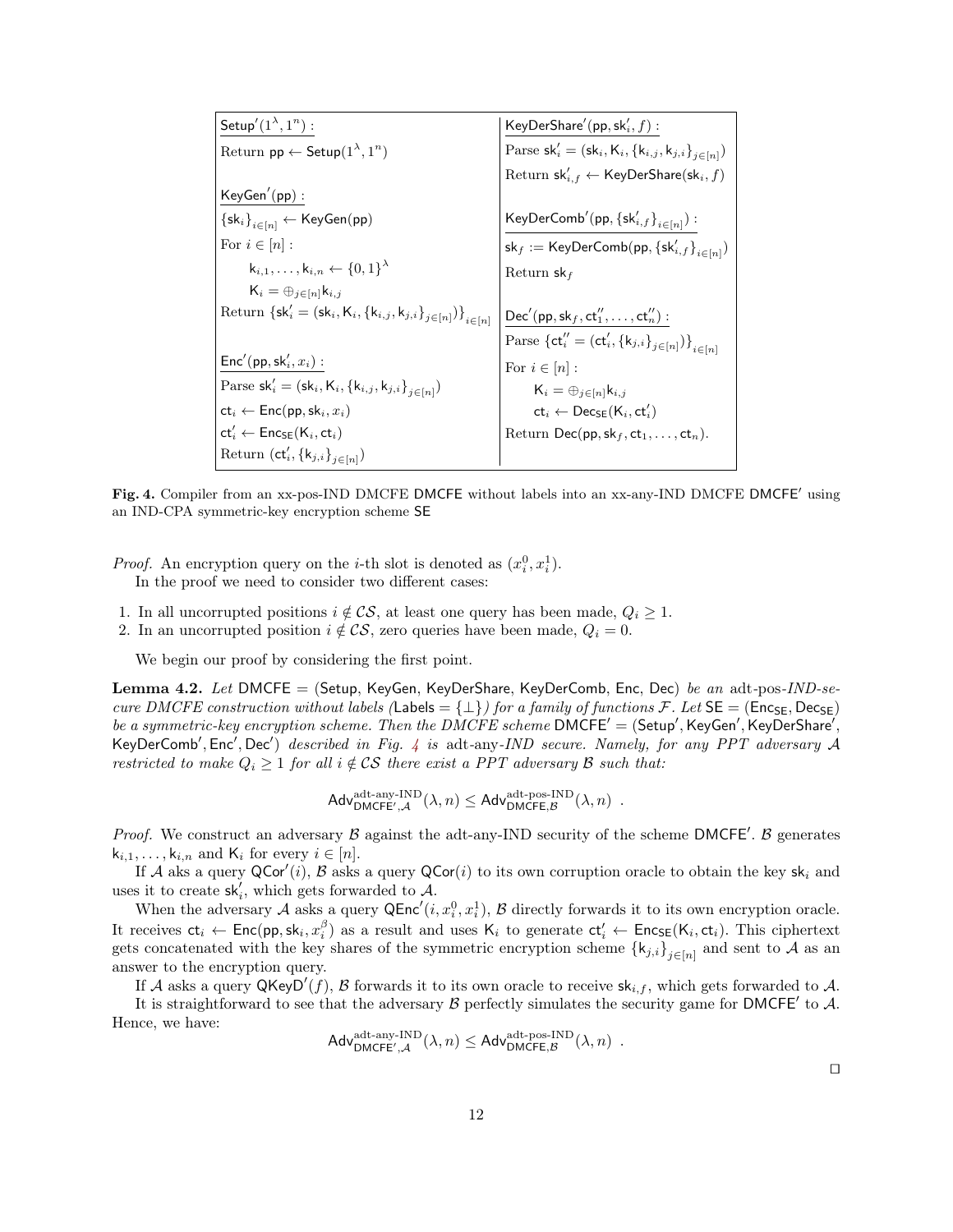| $\underline{\mathsf{Setup}'(1^\lambda, 1^n):}$ | $\underline{\mathsf{KeyDerShare}'(\mathsf{pp}, \mathsf{sk}'_i, f):}$ |
|---|---|
| Return $\mathsf{pp} \leftarrow \mathsf{Setup}(1^\lambda, 1^n)$ | Parse $\mathsf{sk}'_i = (\mathsf{sk}_i, \mathsf{K}_i, \{\mathsf{k}_{i,j}, \mathsf{k}_{j,i}\}_{j\in[n]})$ |
| | Return $\mathsf{sk}'_{i,f} \leftarrow \mathsf{KeyDerShare}(\mathsf{sk}_i, f)$ |
| $\underline{\mathsf{KeyGen}'(\mathsf{pp}):}$ | |
| $\{\mathsf{sk}_i\}_{i\in[n]} \leftarrow \mathsf{KeyGen}(\mathsf{pp})$ | $\underline{\mathsf{KeyDerComb}'(\mathsf{pp}, \{\mathsf{sk}'_{i,f}\}_{i\in[n]}):}$ |
| For $i \in [n]$ : | $\mathsf{sk}_f := \mathsf{KeyDerComb}(\mathsf{pp}, \{\mathsf{sk}'_{i,f}\}_{i\in[n]})$ |
| $\quad \mathsf{k}_{i,1}, \ldots, \mathsf{k}_{i,n} \leftarrow \{0,1\}^\lambda$ | Return $\mathsf{sk}_f$ |
| $\quad \mathsf{K}_i = \oplus_{j\in[n]} \mathsf{k}_{i,j}$ | |
| Return $\{\mathsf{sk}'_i = (\mathsf{sk}_i, \mathsf{K}_i, \{\mathsf{k}_{i,j}, \mathsf{k}_{j,i}\}_{j\in[n]})\}_{i\in[n]}$ | $\underline{\mathsf{Dec}'(\mathsf{pp}, \mathsf{sk}_f, \mathsf{ct}''_1, \ldots, \mathsf{ct}''_n):}$ |
| | Parse $\{\mathsf{ct}''_i = (\mathsf{ct}'_i, \{\mathsf{k}_{j,i}\}_{j\in[n]})\}_{i\in[n]}$ |
| $\underline{\mathsf{Enc}'(\mathsf{pp}, \mathsf{sk}'_i, x_i):}$ | For $i \in [n]$ : |
| Parse $\mathsf{sk}'_i = (\mathsf{sk}_i, \mathsf{K}_i, \{\mathsf{k}_{i,j}, \mathsf{k}_{j,i}\}_{j\in[n]})$ | $\quad \mathsf{K}_i = \oplus_{j\in[n]} \mathsf{k}_{i,j}$ |
| $\mathsf{ct}_i \leftarrow \mathsf{Enc}(\mathsf{pp}, \mathsf{sk}_i, x_i)$ | $\quad \mathsf{ct}_i \leftarrow \mathsf{Dec}_{\mathsf{SE}}(\mathsf{K}_i, \mathsf{ct}'_i)$ |
| $\mathsf{ct}'_i \leftarrow \mathsf{Enc}_{\mathsf{SE}}(\mathsf{K}_i, \mathsf{ct}_i)$ | Return $\mathsf{Dec}(\mathsf{pp}, \mathsf{sk}_f, \mathsf{ct}_1, \ldots, \mathsf{ct}_n)$. |
| Return $(\mathsf{ct}'_i, \{\mathsf{k}_{j,i}\}_{j\in[n]})$ | |

**Fig. 4.** Compiler from an xx-pos-IND DMCFE $\mathsf{DMCFE}$ without labels into an xx-any-IND DMCFE $\mathsf{DMCFE}'$ using an IND-CPA symmetric-key encryption scheme $\mathsf{SE}$

*Proof.* An encryption query on the $i$-th slot is denoted as $(x_i^0, x_i^1)$.

In the proof we need to consider two different cases:

1. In all uncorrupted positions $i \notin \mathcal{CS}$, at least one query has been made, $Q_i \geq 1$.
2. In an uncorrupted position $i \notin \mathcal{CS}$, zero queries have been made, $Q_i = 0$.

We begin our proof by considering the first point.

**Lemma 4.2.** *Let* $\mathsf{DMCFE} = (\mathsf{Setup}, \mathsf{KeyGen}, \mathsf{KeyDerShare}, \mathsf{KeyDerComb}, \mathsf{Enc}, \mathsf{Dec})$ *be an* adt-pos-*IND-secure DMCFE construction without labels (*$\mathsf{Labels} = \{\perp\}$*) for a family of functions* $\mathcal{F}$*. Let* $\mathsf{SE} = (\mathsf{Enc}_{\mathsf{SE}}, \mathsf{Dec}_{\mathsf{SE}})$ *be a symmetric-key encryption scheme. Then the DMCFE scheme* $\mathsf{DMCFE}' = (\mathsf{Setup}', \mathsf{KeyGen}', \mathsf{KeyDerShare}', \mathsf{KeyDerComb}', \mathsf{Enc}', \mathsf{Dec}')$ *described in Fig. 4 is* adt-any-*IND secure. Namely, for any PPT adversary* $\mathcal{A}$ *restricted to make* $Q_i \geq 1$ *for all* $i \notin \mathcal{CS}$ *there exist a PPT adversary* $\mathcal{B}$ *such that:*

$$\mathsf{Adv}^{\text{adt-any-IND}}_{\mathsf{DMCFE}',\mathcal{A}}(\lambda, n) \leq \mathsf{Adv}^{\text{adt-pos-IND}}_{\mathsf{DMCFE},\mathcal{B}}(\lambda, n) \enspace .$$

*Proof.* We construct an adversary $\mathcal{B}$ against the adt-any-IND security of the scheme $\mathsf{DMCFE}'$. $\mathcal{B}$ generates $\mathsf{k}_{i,1}, \ldots, \mathsf{k}_{i,n}$ and $\mathsf{K}_i$ for every $i \in [n]$.

If $\mathcal{A}$ aks a query $\mathsf{QCor}'(i)$, $\mathcal{B}$ asks a query $\mathsf{QCor}(i)$ to its own corruption oracle to obtain the key $\mathsf{sk}_i$ and uses it to create $\mathsf{sk}'_i$, which gets forwarded to $\mathcal{A}$.

When the adversary $\mathcal{A}$ asks a query $\mathsf{QEnc}'(i, x_i^0, x_i^1)$, $\mathcal{B}$ directly forwards it to its own encryption oracle. It receives $\mathsf{ct}_i \leftarrow \mathsf{Enc}(\mathsf{pp}, \mathsf{sk}_i, x_i^\beta)$ as a result and uses $\mathsf{K}_i$ to generate $\mathsf{ct}'_i \leftarrow \mathsf{Enc}_{\mathsf{SE}}(\mathsf{K}_i, \mathsf{ct}_i)$. This ciphertext gets concatenated with the key shares of the symmetric encryption scheme $\{\mathsf{k}_{j,i}\}_{j\in[n]}$ and sent to $\mathcal{A}$ as an answer to the encryption query.

If $\mathcal{A}$ asks a query $\mathsf{QKeyD}'(f)$, $\mathcal{B}$ forwards it to its own oracle to receive $\mathsf{sk}_{i,f}$, which gets forwarded to $\mathcal{A}$.

It is straightforward to see that the adversary $\mathcal{B}$ perfectly simulates the security game for $\mathsf{DMCFE}'$ to $\mathcal{A}$. Hence, we have:

$$\mathsf{Adv}^{\text{adt-any-IND}}_{\mathsf{DMCFE}',\mathcal{A}}(\lambda, n) \leq \mathsf{Adv}^{\text{adt-pos-IND}}_{\mathsf{DMCFE},\mathcal{B}}(\lambda, n) \enspace .$$

◻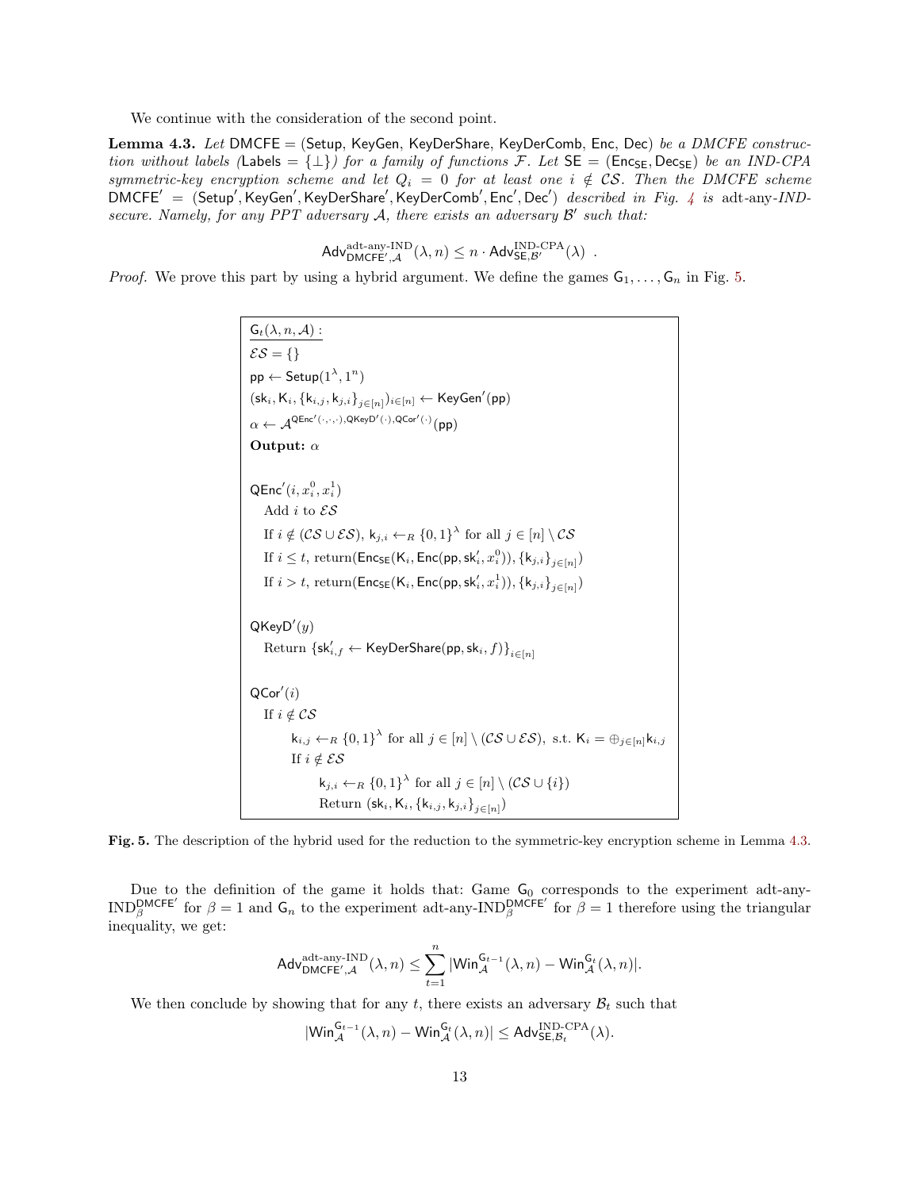We continue with the consideration of the second point.

**Lemma 4.3.** *Let* $\mathsf{DMCFE} = (\mathsf{Setup}, \mathsf{KeyGen}, \mathsf{KeyDerShare}, \mathsf{KeyDerComb}, \mathsf{Enc}, \mathsf{Dec})$ *be a DMCFE construction without labels* ($\mathsf{Labels} = \{\perp\}$) *for a family of functions* $\mathcal{F}$. *Let* $\mathsf{SE} = (\mathsf{Enc}_{\mathsf{SE}}, \mathsf{Dec}_{\mathsf{SE}})$ *be an IND-CPA symmetric-key encryption scheme and let* $Q_i = 0$ *for at least one* $i \notin \mathcal{CS}$. *Then the DMCFE scheme* $\mathsf{DMCFE}' = (\mathsf{Setup}', \mathsf{KeyGen}', \mathsf{KeyDerShare}', \mathsf{KeyDerComb}', \mathsf{Enc}', \mathsf{Dec}')$ *described in Fig. 4 is* adt-any-*IND-secure. Namely, for any PPT adversary* $\mathcal{A}$, *there exists an adversary* $\mathcal{B}'$ *such that:*

$$\mathsf{Adv}^{\text{adt-any-IND}}_{\mathsf{DMCFE}',\mathcal{A}}(\lambda, n) \leq n \cdot \mathsf{Adv}^{\text{IND-CPA}}_{\mathsf{SE},\mathcal{B}'}(\lambda) \ .$$

*Proof.* We prove this part by using a hybrid argument. We define the games $\mathsf{G}_1, \ldots, \mathsf{G}_n$ in Fig. 5.

```
G_t(λ, n, A) :
ES = {}
pp ← Setup(1^λ, 1^n)
(sk_i, K_i, {k_{i,j}, k_{j,i}}_{j∈[n]})_{i∈[n]} ← KeyGen'(pp)
α ← A^{QEnc'(·,·,·), QKeyD'(·), QCor'(·)}(pp)
Output: α

QEnc'(i, x_i^0, x_i^1)
  Add i to ES
  If i ∉ (CS ∪ ES), k_{j,i} ←_R {0,1}^λ for all j ∈ [n] \ CS
  If i ≤ t, return(Enc_SE(K_i, Enc(pp, sk'_i, x_i^0)), {k_{j,i}}_{j∈[n]})
  If i > t, return(Enc_SE(K_i, Enc(pp, sk'_i, x_i^1)), {k_{j,i}}_{j∈[n]})

QKeyD'(y)
  Return {sk'_{i,f} ← KeyDerShare(pp, sk_i, f)}_{i∈[n]}

QCor'(i)
  If i ∉ CS
      k_{i,j} ←_R {0,1}^λ for all j ∈ [n] \ (CS ∪ ES), s.t. K_i = ⊕_{j∈[n]} k_{i,j}
      If i ∉ ES
          k_{j,i} ←_R {0,1}^λ for all j ∈ [n] \ (CS ∪ {i})
          Return (sk_i, K_i, {k_{i,j}, k_{j,i}}_{j∈[n]})
```

**Fig. 5.** The description of the hybrid used for the reduction to the symmetric-key encryption scheme in Lemma 4.3.

Due to the definition of the game it holds that: Game $\mathsf{G}_0$ corresponds to the experiment adt-any-$\text{IND}^{\mathsf{DMCFE}'}_{\beta}$ for $\beta = 1$ and $\mathsf{G}_n$ to the experiment adt-any-$\text{IND}^{\mathsf{DMCFE}'}_{\beta}$ for $\beta = 1$ therefore using the triangular inequality, we get:

$$\mathsf{Adv}^{\text{adt-any-IND}}_{\mathsf{DMCFE}',\mathcal{A}}(\lambda, n) \leq \sum_{t=1}^{n} |\mathsf{Win}^{\mathsf{G}_{t-1}}_{\mathcal{A}}(\lambda, n) - \mathsf{Win}^{\mathsf{G}_t}_{\mathcal{A}}(\lambda, n)|.$$

We then conclude by showing that for any $t$, there exists an adversary $\mathcal{B}_t$ such that

$$|\mathsf{Win}^{\mathsf{G}_{t-1}}_{\mathcal{A}}(\lambda, n) - \mathsf{Win}^{\mathsf{G}_t}_{\mathcal{A}}(\lambda, n)| \leq \mathsf{Adv}^{\text{IND-CPA}}_{\mathsf{SE},\mathcal{B}_t}(\lambda).$$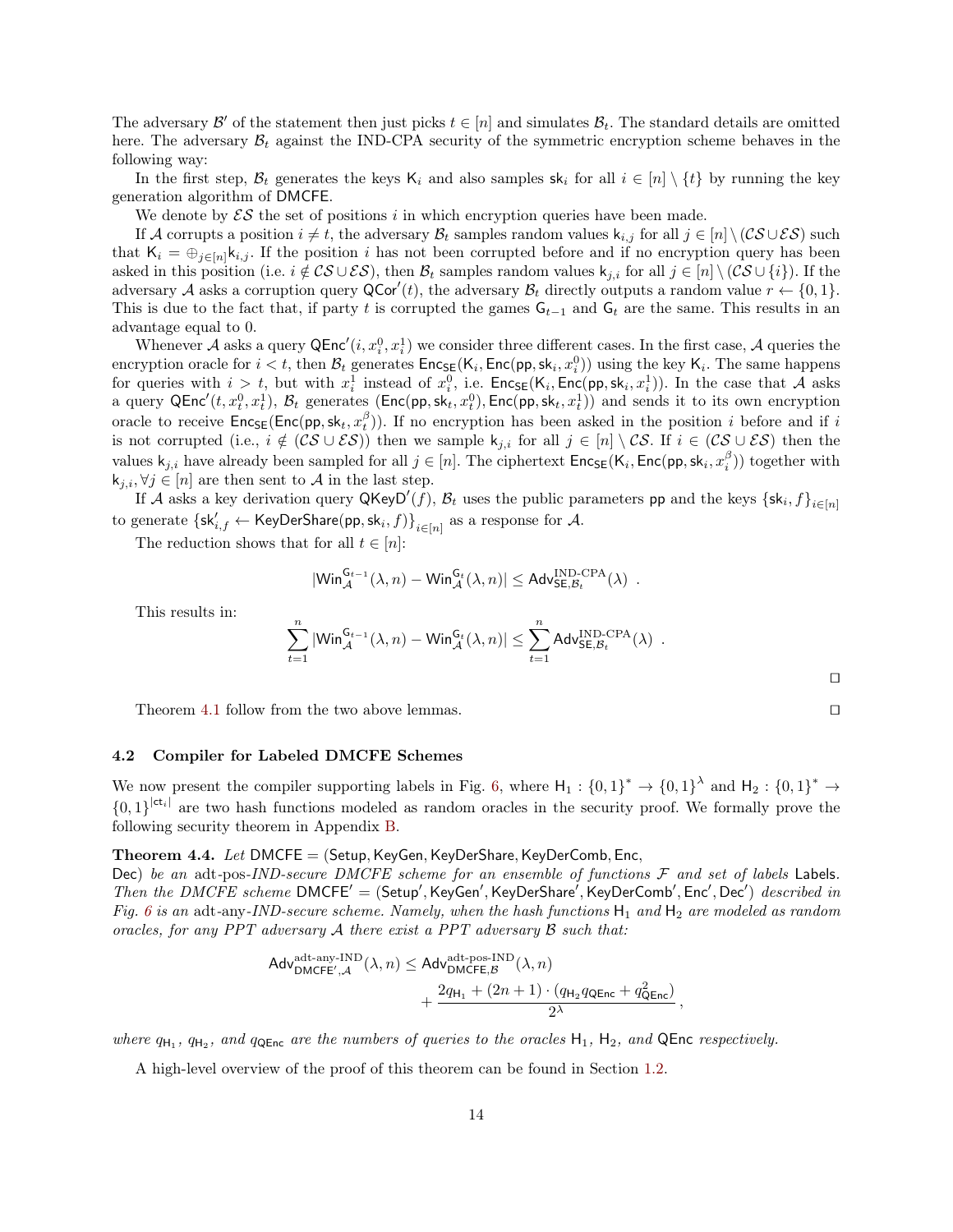The adversary $\mathcal{B}'$ of the statement then just picks $t \in [n]$ and simulates $\mathcal{B}_t$. The standard details are omitted here. The adversary $\mathcal{B}_t$ against the IND-CPA security of the symmetric encryption scheme behaves in the following way:

In the first step, $\mathcal{B}_t$ generates the keys $\mathsf{K}_i$ and also samples $\mathsf{sk}_i$ for all $i \in [n] \setminus \{t\}$ by running the key generation algorithm of $\mathsf{DMCFE}$.

We denote by $\mathcal{ES}$ the set of positions $i$ in which encryption queries have been made.

If $\mathcal{A}$ corrupts a position $i \neq t$, the adversary $\mathcal{B}_t$ samples random values $\mathsf{k}_{i,j}$ for all $j \in [n] \setminus (\mathcal{CS} \cup \mathcal{ES})$ such that $\mathsf{K}_i = \oplus_{j \in [n]} \mathsf{k}_{i,j}$. If the position $i$ has not been corrupted before and if no encryption query has been asked in this position (i.e. $i \notin \mathcal{CS} \cup \mathcal{ES}$), then $\mathcal{B}_t$ samples random values $\mathsf{k}_{j,i}$ for all $j \in [n] \setminus (\mathcal{CS} \cup \{i\})$. If the adversary $\mathcal{A}$ asks a corruption query $\mathsf{QCor}'(t)$, the adversary $\mathcal{B}_t$ directly outputs a random value $r \leftarrow \{0, 1\}$. This is due to the fact that, if party $t$ is corrupted the games $\mathsf{G}_{t-1}$ and $\mathsf{G}_t$ are the same. This results in an advantage equal to 0.

Whenever $\mathcal{A}$ asks a query $\mathsf{QEnc}'(i, x_i^0, x_i^1)$ we consider three different cases. In the first case, $\mathcal{A}$ queries the encryption oracle for $i < t$, then $\mathcal{B}_t$ generates $\mathsf{Enc}_{\mathsf{SE}}(\mathsf{K}_i, \mathsf{Enc}(\mathsf{pp}, \mathsf{sk}_i, x_i^0))$ using the key $\mathsf{K}_i$. The same happens for queries with $i > t$, but with $x_i^1$ instead of $x_i^0$, i.e. $\mathsf{Enc}_{\mathsf{SE}}(\mathsf{K}_i, \mathsf{Enc}(\mathsf{pp}, \mathsf{sk}_i, x_i^1))$. In the case that $\mathcal{A}$ asks a query $\mathsf{QEnc}'(t, x_t^0, x_t^1)$, $\mathcal{B}_t$ generates $(\mathsf{Enc}(\mathsf{pp}, \mathsf{sk}_t, x_t^0), \mathsf{Enc}(\mathsf{pp}, \mathsf{sk}_t, x_t^1))$ and sends it to its own encryption oracle to receive $\mathsf{Enc}_{\mathsf{SE}}(\mathsf{Enc}(\mathsf{pp}, \mathsf{sk}_t, x_t^\beta))$. If no encryption has been asked in the position $i$ before and if $i$ is not corrupted (i.e., $i \notin (\mathcal{CS} \cup \mathcal{ES})$) then we sample $\mathsf{k}_{j,i}$ for all $j \in [n] \setminus \mathcal{CS}$. If $i \in (\mathcal{CS} \cup \mathcal{ES})$ then the values $\mathsf{k}_{j,i}$ have already been sampled for all $j \in [n]$. The ciphertext $\mathsf{Enc}_{\mathsf{SE}}(\mathsf{K}_i, \mathsf{Enc}(\mathsf{pp}, \mathsf{sk}_i, x_i^\beta))$ together with $\mathsf{k}_{j,i}, \forall j \in [n]$ are then sent to $\mathcal{A}$ in the last step.

If $\mathcal{A}$ asks a key derivation query $\mathsf{QKeyD}'(f)$, $\mathcal{B}_t$ uses the public parameters $\mathsf{pp}$ and the keys $\{\mathsf{sk}_i, f\}_{i \in [n]}$ to generate $\{\mathsf{sk}'_{i,f} \leftarrow \mathsf{KeyDerShare}(\mathsf{pp}, \mathsf{sk}_i, f)\}_{i \in [n]}$ as a response for $\mathcal{A}$.

The reduction shows that for all $t \in [n]$:

$$|\mathsf{Win}_{\mathcal{A}}^{\mathsf{G}_{t-1}}(\lambda, n) - \mathsf{Win}_{\mathcal{A}}^{\mathsf{G}_t}(\lambda, n)| \leq \mathsf{Adv}_{\mathsf{SE}, \mathcal{B}_t}^{\text{IND-CPA}}(\lambda) \ .$$

This results in:

$$\sum_{t=1}^{n} |\mathsf{Win}_{\mathcal{A}}^{\mathsf{G}_{t-1}}(\lambda, n) - \mathsf{Win}_{\mathcal{A}}^{\mathsf{G}_t}(\lambda, n)| \leq \sum_{t=1}^{n} \mathsf{Adv}_{\mathsf{SE}, \mathcal{B}_t}^{\text{IND-CPA}}(\lambda) \ .$$

□

Theorem 4.1 follow from the two above lemmas. □

### 4.2 Compiler for Labeled DMCFE Schemes

We now present the compiler supporting labels in Fig. 6, where $\mathsf{H}_1 : \{0,1\}^* \to \{0,1\}^\lambda$ and $\mathsf{H}_2 : \{0,1\}^* \to \{0,1\}^{|\mathsf{ct}_i|}$ are two hash functions modeled as random oracles in the security proof. We formally prove the following security theorem in Appendix B.

**Theorem 4.4.** *Let* $\mathsf{DMCFE} = (\mathsf{Setup}, \mathsf{KeyGen}, \mathsf{KeyDerShare}, \mathsf{KeyDerComb}, \mathsf{Enc}, \mathsf{Dec})$ *be an* adt-pos-IND*-secure DMCFE scheme for an ensemble of functions $\mathcal{F}$ and set of labels* $\mathsf{Labels}$*. Then the DMCFE scheme* $\mathsf{DMCFE}' = (\mathsf{Setup}', \mathsf{KeyGen}', \mathsf{KeyDerShare}', \mathsf{KeyDerComb}', \mathsf{Enc}', \mathsf{Dec}')$ *described in Fig. 6 is an* adt-any-IND*-secure scheme. Namely, when the hash functions* $\mathsf{H}_1$ *and* $\mathsf{H}_2$ *are modeled as random oracles, for any PPT adversary $\mathcal{A}$ there exist a PPT adversary $\mathcal{B}$ such that:*

$$\mathsf{Adv}_{\mathsf{DMCFE}', \mathcal{A}}^{\text{adt-any-IND}}(\lambda, n) \leq \mathsf{Adv}_{\mathsf{DMCFE}, \mathcal{B}}^{\text{adt-pos-IND}}(\lambda, n) + \frac{2q_{\mathsf{H}_1} + (2n+1) \cdot (q_{\mathsf{H}_2} q_{\mathsf{QEnc}} + q_{\mathsf{QEnc}}^2)}{2^\lambda} ,$$

*where* $q_{\mathsf{H}_1}$*,* $q_{\mathsf{H}_2}$*, and* $q_{\mathsf{QEnc}}$ *are the numbers of queries to the oracles* $\mathsf{H}_1$*,* $\mathsf{H}_2$*, and* $\mathsf{QEnc}$ *respectively.*

A high-level overview of the proof of this theorem can be found in Section 1.2.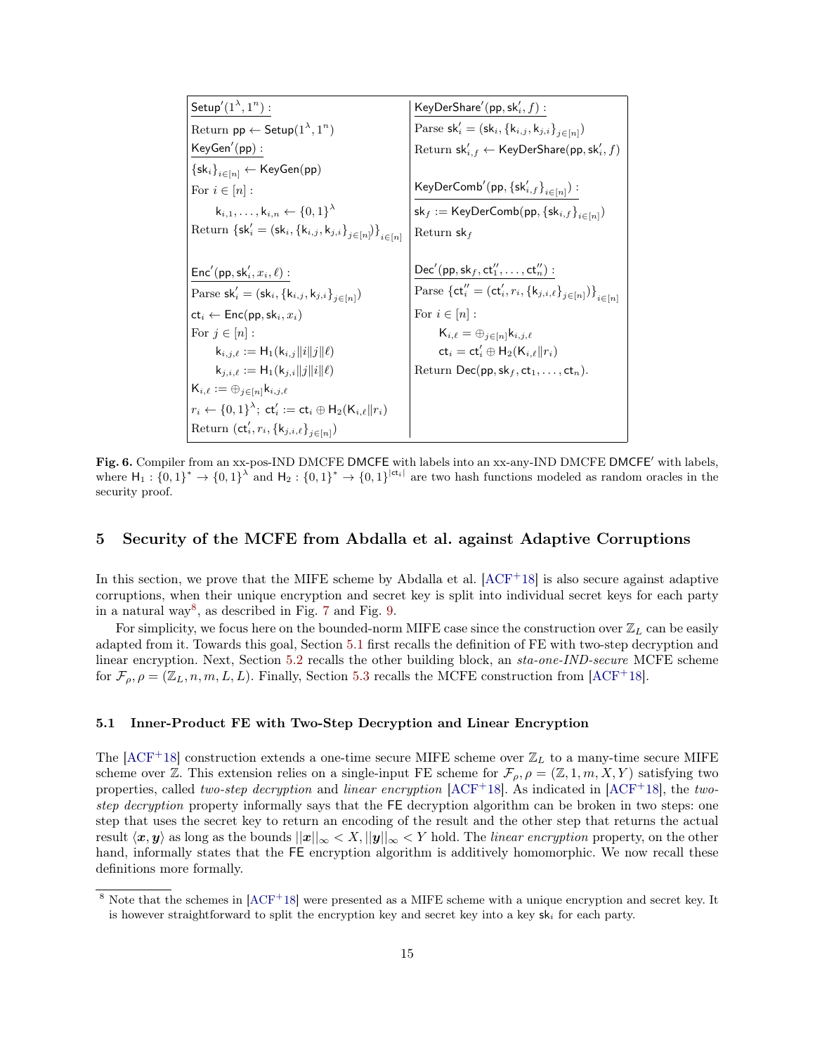$\underline{\mathsf{Setup}'(1^\lambda, 1^n):}$

Return $\mathsf{pp} \leftarrow \mathsf{Setup}(1^\lambda, 1^n)$

$\underline{\mathsf{KeyGen}'(\mathsf{pp}):}$

$\{\mathsf{sk}_i\}_{i\in[n]} \leftarrow \mathsf{KeyGen}(\mathsf{pp})$

For $i \in [n]$ :

$\quad \mathsf{k}_{i,1}, \ldots, \mathsf{k}_{i,n} \leftarrow \{0,1\}^\lambda$

Return $\{\mathsf{sk}'_i = (\mathsf{sk}_i, \{\mathsf{k}_{i,j}, \mathsf{k}_{j,i}\}_{j\in[n]})\}_{i\in[n]}$

$\underline{\mathsf{Enc}'(\mathsf{pp}, \mathsf{sk}'_i, x_i, \ell):}$

Parse $\mathsf{sk}'_i = (\mathsf{sk}_i, \{\mathsf{k}_{i,j}, \mathsf{k}_{j,i}\}_{j\in[n]})$

$\mathsf{ct}_i \leftarrow \mathsf{Enc}(\mathsf{pp}, \mathsf{sk}_i, x_i)$

For $j \in [n]$ :

$\quad \mathsf{k}_{i,j,\ell} := \mathsf{H}_1(\mathsf{k}_{i,j}\|i\|j\|\ell)$

$\quad \mathsf{k}_{j,i,\ell} := \mathsf{H}_1(\mathsf{k}_{j,i}\|j\|i\|\ell)$

$\mathsf{K}_{i,\ell} := \oplus_{j\in[n]}\mathsf{k}_{i,j,\ell}$

$r_i \leftarrow \{0,1\}^\lambda$; $\mathsf{ct}'_i := \mathsf{ct}_i \oplus \mathsf{H}_2(\mathsf{K}_{i,\ell}\|r_i)$

Return $(\mathsf{ct}'_i, r_i, \{\mathsf{k}_{j,i,\ell}\}_{j\in[n]})$

$\underline{\mathsf{KeyDerShare}'(\mathsf{pp}, \mathsf{sk}'_i, f):}$

Parse $\mathsf{sk}'_i = (\mathsf{sk}_i, \{\mathsf{k}_{i,j}, \mathsf{k}_{j,i}\}_{j\in[n]})$

Return $\mathsf{sk}'_{i,f} \leftarrow \mathsf{KeyDerShare}(\mathsf{pp}, \mathsf{sk}'_i, f)$

$\underline{\mathsf{KeyDerComb}'(\mathsf{pp}, \{\mathsf{sk}'_{i,f}\}_{i\in[n]}):}$

$\mathsf{sk}_f := \mathsf{KeyDerComb}(\mathsf{pp}, \{\mathsf{sk}_{i,f}\}_{i\in[n]})$

Return $\mathsf{sk}_f$

$\underline{\mathsf{Dec}'(\mathsf{pp}, \mathsf{sk}_f, \mathsf{ct}''_1, \ldots, \mathsf{ct}''_n):}$

Parse $\{\mathsf{ct}''_i = (\mathsf{ct}'_i, r_i, \{\mathsf{k}_{j,i,\ell}\}_{j\in[n]})\}_{i\in[n]}$

For $i \in [n]$ :

$\quad \mathsf{K}_{i,\ell} = \oplus_{j\in[n]}\mathsf{k}_{i,j,\ell}$

$\quad \mathsf{ct}_i = \mathsf{ct}'_i \oplus \mathsf{H}_2(\mathsf{K}_{i,\ell}\|r_i)$

Return $\mathsf{Dec}(\mathsf{pp}, \mathsf{sk}_f, \mathsf{ct}_1, \ldots, \mathsf{ct}_n)$.

**Fig. 6.** Compiler from an xx-pos-IND DMCFE $\mathsf{DMCFE}$ with labels into an xx-any-IND DMCFE $\mathsf{DMCFE}'$ with labels, where $\mathsf{H}_1 : \{0,1\}^* \to \{0,1\}^\lambda$ and $\mathsf{H}_2 : \{0,1\}^* \to \{0,1\}^{|\mathsf{ct}_i|}$ are two hash functions modeled as random oracles in the security proof.

## 5 Security of the MCFE from Abdalla et al. against Adaptive Corruptions

In this section, we prove that the MIFE scheme by Abdalla et al. [ACF+18] is also secure against adaptive corruptions, when their unique encryption and secret key is split into individual secret keys for each party in a natural way[8], as described in Fig. 7 and Fig. 9.

For simplicity, we focus here on the bounded-norm MIFE case since the construction over $\mathbb{Z}_L$ can be easily adapted from it. Towards this goal, Section 5.1 first recalls the definition of FE with two-step decryption and linear encryption. Next, Section 5.2 recalls the other building block, an *sta-one-IND-secure* MCFE scheme for $\mathcal{F}_\rho, \rho = (\mathbb{Z}_L, n, m, L, L)$. Finally, Section 5.3 recalls the MCFE construction from [ACF+18].

### 5.1 Inner-Product FE with Two-Step Decryption and Linear Encryption

The [ACF+18] construction extends a one-time secure MIFE scheme over $\mathbb{Z}_L$ to a many-time secure MIFE scheme over $\mathbb{Z}$. This extension relies on a single-input FE scheme for $\mathcal{F}_\rho, \rho = (\mathbb{Z}, 1, m, X, Y)$ satisfying two properties, called *two-step decryption* and *linear encryption* [ACF+18]. As indicated in [ACF+18], the *two-step decryption* property informally says that the $\mathsf{FE}$ decryption algorithm can be broken in two steps: one step that uses the secret key to return an encoding of the result and the other step that returns the actual result $\langle \boldsymbol{x}, \boldsymbol{y}\rangle$ as long as the bounds $||\boldsymbol{x}||_\infty < X, ||\boldsymbol{y}||_\infty < Y$ hold. The *linear encryption* property, on the other hand, informally states that the $\mathsf{FE}$ encryption algorithm is additively homomorphic. We now recall these definitions more formally.

[8] Note that the schemes in [ACF+18] were presented as a MIFE scheme with a unique encryption and secret key. It is however straightforward to split the encryption key and secret key into a key $\mathsf{sk}_i$ for each party.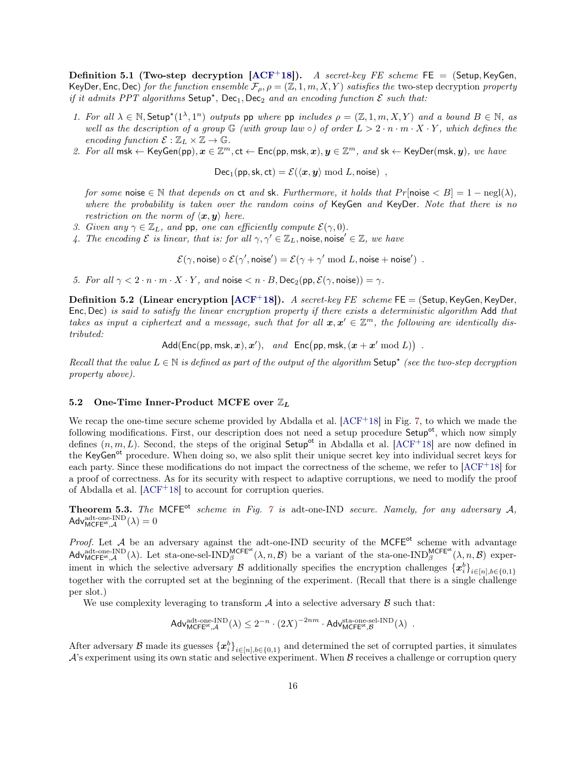**Definition 5.1 (Two-step decryption [ACF+18]).** *A secret-key FE scheme* $\mathsf{FE} = (\mathsf{Setup}, \mathsf{KeyGen}, \mathsf{KeyDer}, \mathsf{Enc}, \mathsf{Dec})$ *for the function ensemble* $\mathcal{F}_\rho, \rho = (\mathbb{Z}, 1, m, X, Y)$ *satisfies the* two-step decryption *property if it admits PPT algorithms* $\mathsf{Setup}^\star$, $\mathsf{Dec}_1, \mathsf{Dec}_2$ *and an encoding function* $\mathcal{E}$ *such that:*

1. *For all* $\lambda \in \mathbb{N}, \mathsf{Setup}^\star(1^\lambda, 1^n)$ *outputs* $\mathsf{pp}$ *where* $\mathsf{pp}$ *includes* $\rho = (\mathbb{Z}, 1, m, X, Y)$ *and a bound* $B \in \mathbb{N}$*, as well as the description of a group* $\mathbb{G}$ *(with group law* $\circ$*) of order* $L > 2 \cdot n \cdot m \cdot X \cdot Y$*, which defines the encoding function* $\mathcal{E} : \mathbb{Z}_L \times \mathbb{Z} \to \mathbb{G}$.
2. *For all* $\mathsf{msk} \leftarrow \mathsf{KeyGen}(\mathsf{pp}), \boldsymbol{x} \in \mathbb{Z}^m, \mathsf{ct} \leftarrow \mathsf{Enc}(\mathsf{pp}, \mathsf{msk}, \boldsymbol{x}), \boldsymbol{y} \in \mathbb{Z}^m$*, and* $\mathsf{sk} \leftarrow \mathsf{KeyDer}(\mathsf{msk}, \boldsymbol{y})$*, we have*
$$\mathsf{Dec}_1(\mathsf{pp}, \mathsf{sk}, \mathsf{ct}) = \mathcal{E}(\langle \boldsymbol{x}, \boldsymbol{y}\rangle \bmod L, \mathsf{noise}) \enspace ,$$
*for some* $\mathsf{noise} \in \mathbb{N}$ *that depends on* $\mathsf{ct}$ *and* $\mathsf{sk}$*. Furthermore, it holds that* $Pr[\mathsf{noise} < B] = 1 - \mathrm{negl}(\lambda)$*, where the probability is taken over the random coins of* $\mathsf{KeyGen}$ *and* $\mathsf{KeyDer}$*. Note that there is no restriction on the norm of* $\langle \boldsymbol{x}, \boldsymbol{y}\rangle$ *here.*
3. *Given any* $\gamma \in \mathbb{Z}_L$*, and* $\mathsf{pp}$*, one can efficiently compute* $\mathcal{E}(\gamma, 0)$.
4. *The encoding* $\mathcal{E}$ *is linear, that is: for all* $\gamma, \gamma' \in \mathbb{Z}_L, \mathsf{noise}, \mathsf{noise}' \in \mathbb{Z}$*, we have*
$$\mathcal{E}(\gamma, \mathsf{noise}) \circ \mathcal{E}(\gamma', \mathsf{noise}') = \mathcal{E}(\gamma + \gamma' \bmod L, \mathsf{noise} + \mathsf{noise}') \enspace .$$
5. *For all* $\gamma < 2 \cdot n \cdot m \cdot X \cdot Y$*, and* $\mathsf{noise} < n \cdot B$, $\mathsf{Dec}_2(\mathsf{pp}, \mathcal{E}(\gamma, \mathsf{noise})) = \gamma$.

**Definition 5.2 (Linear encryption [ACF+18]).** *A secret-key FE scheme* $\mathsf{FE} = (\mathsf{Setup}, \mathsf{KeyGen}, \mathsf{KeyDer}, \mathsf{Enc}, \mathsf{Dec})$ *is said to satisfy the linear encryption property if there exists a deterministic algorithm* $\mathsf{Add}$ *that takes as input a ciphertext and a message, such that for all* $\boldsymbol{x}, \boldsymbol{x}' \in \mathbb{Z}^m$*, the following are identically distributed:*
$$\mathsf{Add}(\mathsf{Enc}(\mathsf{pp}, \mathsf{msk}, \boldsymbol{x}), \boldsymbol{x}'), \quad \textit{and} \quad \mathsf{Enc}\big(\mathsf{pp}, \mathsf{msk}, (\boldsymbol{x} + \boldsymbol{x}' \bmod L)\big) \enspace .$$
*Recall that the value* $L \in \mathbb{N}$ *is defined as part of the output of the algorithm* $\mathsf{Setup}^\star$ *(see the two-step decryption property above).*

### 5.2 One-Time Inner-Product MCFE over $\mathbb{Z}_L$

We recap the one-time secure scheme provided by Abdalla et al. [ACF+18] in Fig. 7, to which we made the following modifications. First, our description does not need a setup procedure $\mathsf{Setup}^{\mathsf{ot}}$, which now simply defines $(n, m, L)$. Second, the steps of the original $\mathsf{Setup}^{\mathsf{ot}}$ in Abdalla et al. [ACF+18] are now defined in the $\mathsf{KeyGen}^{\mathsf{ot}}$ procedure. When doing so, we also split their unique secret key into individual secret keys for each party. Since these modifications do not impact the correctness of the scheme, we refer to [ACF+18] for a proof of correctness. As for its security with respect to adaptive corruptions, we need to modify the proof of Abdalla et al. [ACF+18] to account for corruption queries.

**Theorem 5.3.** *The* $\mathsf{MCFE}^{\mathsf{ot}}$ *scheme in Fig. 7 is* adt-one-IND *secure. Namely, for any adversary* $\mathcal{A}$, $\mathsf{Adv}^{\text{adt-one-IND}}_{\mathsf{MCFE}^{\mathsf{ot}},\mathcal{A}}(\lambda) = 0$

*Proof.* Let $\mathcal{A}$ be an adversary against the adt-one-IND security of the $\mathsf{MCFE}^{\mathsf{ot}}$ scheme with advantage $\mathsf{Adv}^{\text{adt-one-IND}}_{\mathsf{MCFE}^{\mathsf{ot}},\mathcal{A}}(\lambda)$. Let sta-one-sel-$\mathrm{IND}^{\mathsf{MCFE}^{\mathsf{ot}}}_\beta(\lambda, n, \mathcal{B})$ be a variant of the sta-one-$\mathrm{IND}^{\mathsf{MCFE}^{\mathsf{ot}}}_\beta(\lambda, n, \mathcal{B})$ experiment in which the selective adversary $\mathcal{B}$ additionally specifies the encryption challenges $\{\boldsymbol{x}^b_i\}_{i\in[n], b\in\{0,1\}}$ together with the corrupted set at the beginning of the experiment. (Recall that there is a single challenge per slot.)

We use complexity leveraging to transform $\mathcal{A}$ into a selective adversary $\mathcal{B}$ such that:
$$\mathsf{Adv}^{\text{adt-one-IND}}_{\mathsf{MCFE}^{\mathsf{ot}},\mathcal{A}}(\lambda) \leq 2^{-n} \cdot (2X)^{-2nm} \cdot \mathsf{Adv}^{\text{sta-one-sel-IND}}_{\mathsf{MCFE}^{\mathsf{ot}},\mathcal{B}}(\lambda) \enspace .$$

After adversary $\mathcal{B}$ made its guesses $\{\boldsymbol{x}^b_i\}_{i\in[n], b\in\{0,1\}}$ and determined the set of corrupted parties, it simulates $\mathcal{A}$'s experiment using its own static and selective experiment. When $\mathcal{B}$ receives a challenge or corruption query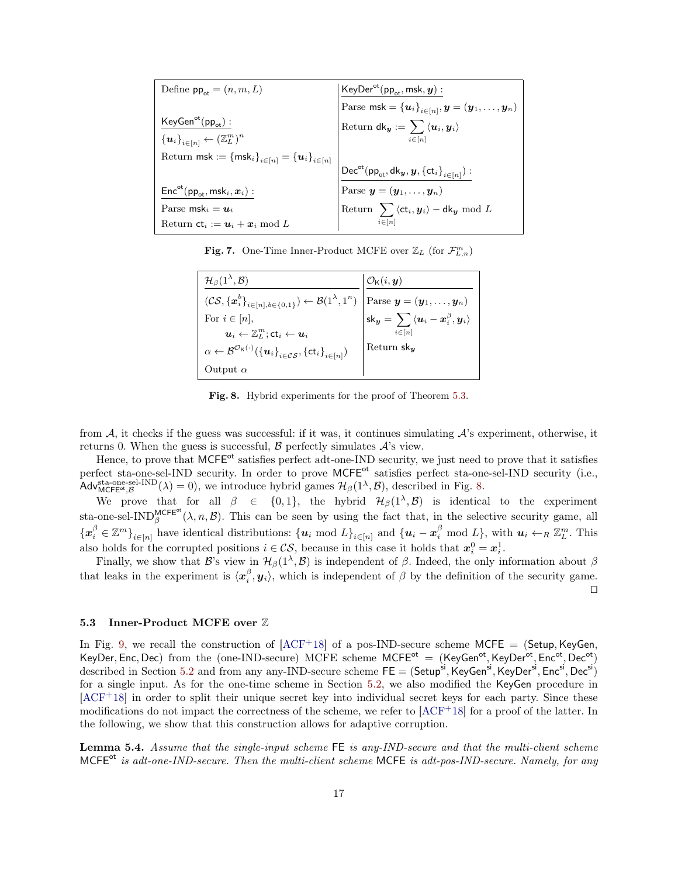| Define $\mathsf{pp}_{\mathsf{ot}} = (n, m, L)$ | $\underline{\mathsf{KeyDer}^{\mathsf{ot}}(\mathsf{pp}_{\mathsf{ot}}, \mathsf{msk}, \boldsymbol{y}):}$ |
|---|---|
| | Parse $\mathsf{msk} = \{\boldsymbol{u}_i\}_{i\in[n]}, \boldsymbol{y} = (\boldsymbol{y}_1, \ldots, \boldsymbol{y}_n)$ |
| $\underline{\mathsf{KeyGen}^{\mathsf{ot}}(\mathsf{pp}_{\mathsf{ot}}):}$ | Return $\mathsf{dk}_{\boldsymbol{y}} := \sum_{i\in[n]} \langle \boldsymbol{u}_i, \boldsymbol{y}_i \rangle$ |
| $\{\boldsymbol{u}_i\}_{i\in[n]} \leftarrow (\mathbb{Z}_L^m)^n$ | |
| Return $\mathsf{msk} := \{\mathsf{msk}_i\}_{i\in[n]} = \{\boldsymbol{u}_i\}_{i\in[n]}$ | $\underline{\mathsf{Dec}^{\mathsf{ot}}(\mathsf{pp}_{\mathsf{ot}}, \mathsf{dk}_{\boldsymbol{y}}, \boldsymbol{y}, \{\mathsf{ct}_i\}_{i\in[n]}):}$ |
| $\underline{\mathsf{Enc}^{\mathsf{ot}}(\mathsf{pp}_{\mathsf{ot}}, \mathsf{msk}_i, \boldsymbol{x}_i):}$ | Parse $\boldsymbol{y} = (\boldsymbol{y}_1, \ldots, \boldsymbol{y}_n)$ |
| Parse $\mathsf{msk}_i = \boldsymbol{u}_i$ | Return $\sum_{i\in[n]} \langle \mathsf{ct}_i, \boldsymbol{y}_i \rangle - \mathsf{dk}_{\boldsymbol{y}} \bmod L$ |
| Return $\mathsf{ct}_i := \boldsymbol{u}_i + \boldsymbol{x}_i \bmod L$ | |

**Fig. 7.** One-Time Inner-Product MCFE over $\mathbb{Z}_L$ (for $\mathcal{F}^m_{L,n}$)

| $\mathcal{H}_\beta(1^\lambda, \mathcal{B})$ | $\mathcal{O}_{\mathsf{K}}(i, \boldsymbol{y})$ |
|---|---|
| $(\mathcal{CS}, \{\boldsymbol{x}_i^b\}_{i\in[n], b\in\{0,1\}}) \leftarrow \mathcal{B}(1^\lambda, 1^n)$ | Parse $\boldsymbol{y} = (\boldsymbol{y}_1, \ldots, \boldsymbol{y}_n)$ |
| For $i \in [n]$, | $\mathsf{sk}_{\boldsymbol{y}} = \sum_{i\in[n]} \langle \boldsymbol{u}_i - \boldsymbol{x}_i^\beta, \boldsymbol{y}_i \rangle$ |
| $\quad \boldsymbol{u}_i \leftarrow \mathbb{Z}_L^m; \mathsf{ct}_i \leftarrow \boldsymbol{u}_i$ | |
| $\alpha \leftarrow \mathcal{B}^{\mathcal{O}_{\mathsf{K}}(\cdot)}(\{\boldsymbol{u}_i\}_{i\in\mathcal{CS}}, \{\mathsf{ct}_i\}_{i\in[n]})$ | Return $\mathsf{sk}_{\boldsymbol{y}}$ |
| Output $\alpha$ | |

**Fig. 8.** Hybrid experiments for the proof of Theorem 5.3.

from $\mathcal{A}$, it checks if the guess was successful: if it was, it continues simulating $\mathcal{A}$'s experiment, otherwise, it returns 0. When the guess is successful, $\mathcal{B}$ perfectly simulates $\mathcal{A}$'s view.

Hence, to prove that $\mathsf{MCFE}^{\mathsf{ot}}$ satisfies perfect adt-one-IND security, we just need to prove that it satisfies perfect sta-one-sel-IND security. In order to prove $\mathsf{MCFE}^{\mathsf{ot}}$ satisfies perfect sta-one-sel-IND security (i.e., $\mathsf{Adv}^{\text{sta-one-sel-IND}}_{\mathsf{MCFE}^{\mathsf{ot}},\mathcal{B}}(\lambda) = 0$), we introduce hybrid games $\mathcal{H}_\beta(1^\lambda, \mathcal{B})$, described in Fig. 8.

We prove that for all $\beta \in \{0,1\}$, the hybrid $\mathcal{H}_\beta(1^\lambda, \mathcal{B})$ is identical to the experiment $\text{sta-one-sel-IND}^{\mathsf{MCFE}^{\mathsf{ot}}}_\beta(\lambda, n, \mathcal{B})$. This can be seen by using the fact that, in the selective security game, all $\{\boldsymbol{x}_i^\beta \in \mathbb{Z}^m\}_{i\in[n]}$ have identical distributions: $\{\boldsymbol{u}_i \bmod L\}_{i\in[n]}$ and $\{\boldsymbol{u}_i - \boldsymbol{x}_i^\beta \bmod L\}$, with $\boldsymbol{u}_i \leftarrow_R \mathbb{Z}_L^m$. This also holds for the corrupted positions $i \in \mathcal{CS}$, because in this case it holds that $\boldsymbol{x}_i^0 = \boldsymbol{x}_i^1$.

Finally, we show that $\mathcal{B}$'s view in $\mathcal{H}_\beta(1^\lambda, \mathcal{B})$ is independent of $\beta$. Indeed, the only information about $\beta$ that leaks in the experiment is $\langle \boldsymbol{x}_i^\beta, \boldsymbol{y}_i \rangle$, which is independent of $\beta$ by the definition of the security game. □

### 5.3 Inner-Product MCFE over $\mathbb{Z}$

In Fig. 9, we recall the construction of [ACF+18] of a pos-IND-secure scheme $\mathsf{MCFE} = (\mathsf{Setup}, \mathsf{KeyGen}, \mathsf{KeyDer}, \mathsf{Enc}, \mathsf{Dec})$ from the (one-IND-secure) MCFE scheme $\mathsf{MCFE}^{\mathsf{ot}} = (\mathsf{KeyGen}^{\mathsf{ot}}, \mathsf{KeyDer}^{\mathsf{ot}}, \mathsf{Enc}^{\mathsf{ot}}, \mathsf{Dec}^{\mathsf{ot}})$ described in Section 5.2 and from any any-IND-secure scheme $\mathsf{FE} = (\mathsf{Setup}^{\mathsf{si}}, \mathsf{KeyGen}^{\mathsf{si}}, \mathsf{KeyDer}^{\mathsf{si}}, \mathsf{Enc}^{\mathsf{si}}, \mathsf{Dec}^{\mathsf{si}})$ for a single input. As for the one-time scheme in Section 5.2, we also modified the $\mathsf{KeyGen}$ procedure in [ACF+18] in order to split their unique secret key into individual secret keys for each party. Since these modifications do not impact the correctness of the scheme, we refer to [ACF+18] for a proof of the latter. In the following, we show that this construction allows for adaptive corruption.

**Lemma 5.4.** *Assume that the single-input scheme* $\mathsf{FE}$ *is any-IND-secure and that the multi-client scheme* $\mathsf{MCFE}^{\mathsf{ot}}$ *is adt-one-IND-secure. Then the multi-client scheme* $\mathsf{MCFE}$ *is adt-pos-IND-secure. Namely, for any*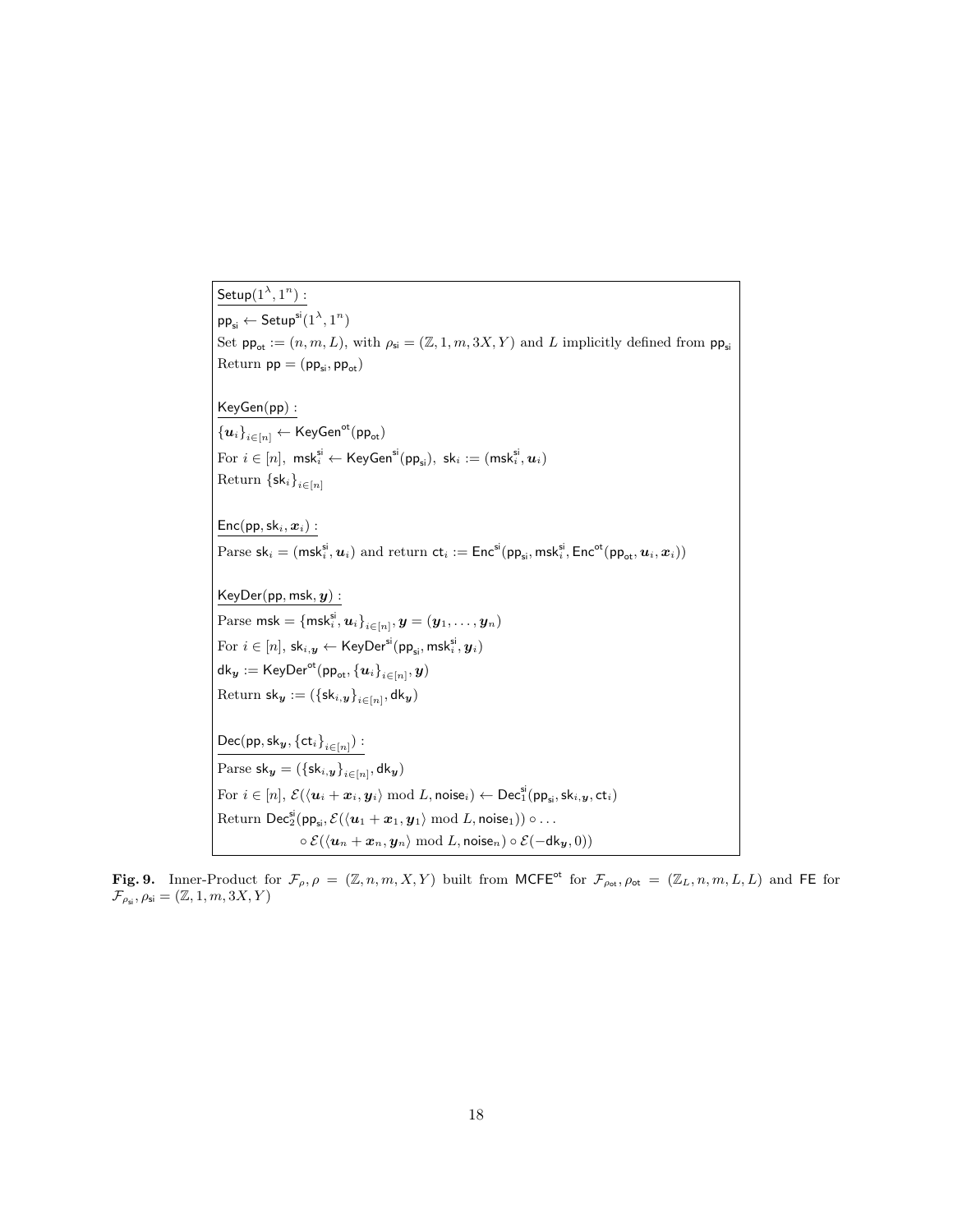$\underline{\mathsf{Setup}(1^\lambda, 1^n):}$

$\mathsf{pp}_{\mathsf{si}} \leftarrow \mathsf{Setup}^{\mathsf{si}}(1^\lambda, 1^n)$

Set $\mathsf{pp}_{\mathsf{ot}} := (n, m, L)$, with $\rho_{\mathsf{si}} = (\mathbb{Z}, 1, m, 3X, Y)$ and $L$ implicitly defined from $\mathsf{pp}_{\mathsf{si}}$

Return $\mathsf{pp} = (\mathsf{pp}_{\mathsf{si}}, \mathsf{pp}_{\mathsf{ot}})$

$\underline{\mathsf{KeyGen}(\mathsf{pp}):}$

$\{\boldsymbol{u}_i\}_{i\in[n]} \leftarrow \mathsf{KeyGen}^{\mathsf{ot}}(\mathsf{pp}_{\mathsf{ot}})$

For $i \in [n]$, $\mathsf{msk}_i^{\mathsf{si}} \leftarrow \mathsf{KeyGen}^{\mathsf{si}}(\mathsf{pp}_{\mathsf{si}})$, $\mathsf{sk}_i := (\mathsf{msk}_i^{\mathsf{si}}, \boldsymbol{u}_i)$

Return $\{\mathsf{sk}_i\}_{i\in[n]}$

$\underline{\mathsf{Enc}(\mathsf{pp}, \mathsf{sk}_i, \boldsymbol{x}_i):}$

Parse $\mathsf{sk}_i = (\mathsf{msk}_i^{\mathsf{si}}, \boldsymbol{u}_i)$ and return $\mathsf{ct}_i := \mathsf{Enc}^{\mathsf{si}}(\mathsf{pp}_{\mathsf{si}}, \mathsf{msk}_i^{\mathsf{si}}, \mathsf{Enc}^{\mathsf{ot}}(\mathsf{pp}_{\mathsf{ot}}, \boldsymbol{u}_i, \boldsymbol{x}_i))$

$\underline{\mathsf{KeyDer}(\mathsf{pp}, \mathsf{msk}, \boldsymbol{y}):}$

Parse $\mathsf{msk} = \{\mathsf{msk}_i^{\mathsf{si}}, \boldsymbol{u}_i\}_{i\in[n]}, \boldsymbol{y} = (\boldsymbol{y}_1, \ldots, \boldsymbol{y}_n)$

For $i \in [n]$, $\mathsf{sk}_{i,\boldsymbol{y}} \leftarrow \mathsf{KeyDer}^{\mathsf{si}}(\mathsf{pp}_{\mathsf{si}}, \mathsf{msk}_i^{\mathsf{si}}, \boldsymbol{y}_i)$

$\mathsf{dk}_{\boldsymbol{y}} := \mathsf{KeyDer}^{\mathsf{ot}}(\mathsf{pp}_{\mathsf{ot}}, \{\boldsymbol{u}_i\}_{i\in[n]}, \boldsymbol{y})$

Return $\mathsf{sk}_{\boldsymbol{y}} := (\{\mathsf{sk}_{i,\boldsymbol{y}}\}_{i\in[n]}, \mathsf{dk}_{\boldsymbol{y}})$

$\underline{\mathsf{Dec}(\mathsf{pp}, \mathsf{sk}_{\boldsymbol{y}}, \{\mathsf{ct}_i\}_{i\in[n]}):}$

Parse $\mathsf{sk}_{\boldsymbol{y}} = (\{\mathsf{sk}_{i,\boldsymbol{y}}\}_{i\in[n]}, \mathsf{dk}_{\boldsymbol{y}})$

For $i \in [n]$, $\mathcal{E}(\langle \boldsymbol{u}_i + \boldsymbol{x}_i, \boldsymbol{y}_i\rangle \bmod L, \mathsf{noise}_i) \leftarrow \mathsf{Dec}_1^{\mathsf{si}}(\mathsf{pp}_{\mathsf{si}}, \mathsf{sk}_{i,\boldsymbol{y}}, \mathsf{ct}_i)$

Return $\mathsf{Dec}_2^{\mathsf{si}}(\mathsf{pp}_{\mathsf{si}}, \mathcal{E}(\langle \boldsymbol{u}_1 + \boldsymbol{x}_1, \boldsymbol{y}_1\rangle \bmod L, \mathsf{noise}_1)) \circ \ldots$
$\circ\, \mathcal{E}(\langle \boldsymbol{u}_n + \boldsymbol{x}_n, \boldsymbol{y}_n\rangle \bmod L, \mathsf{noise}_n) \circ \mathcal{E}(-\mathsf{dk}_{\boldsymbol{y}}, 0))$

**Fig. 9.** Inner-Product for $\mathcal{F}_\rho, \rho = (\mathbb{Z}, n, m, X, Y)$ built from $\mathsf{MCFE}^{\mathsf{ot}}$ for $\mathcal{F}_{\rho_{\mathsf{ot}}}, \rho_{\mathsf{ot}} = (\mathbb{Z}_L, n, m, L, L)$ and $\mathsf{FE}$ for $\mathcal{F}_{\rho_{\mathsf{si}}}, \rho_{\mathsf{si}} = (\mathbb{Z}, 1, m, 3X, Y)$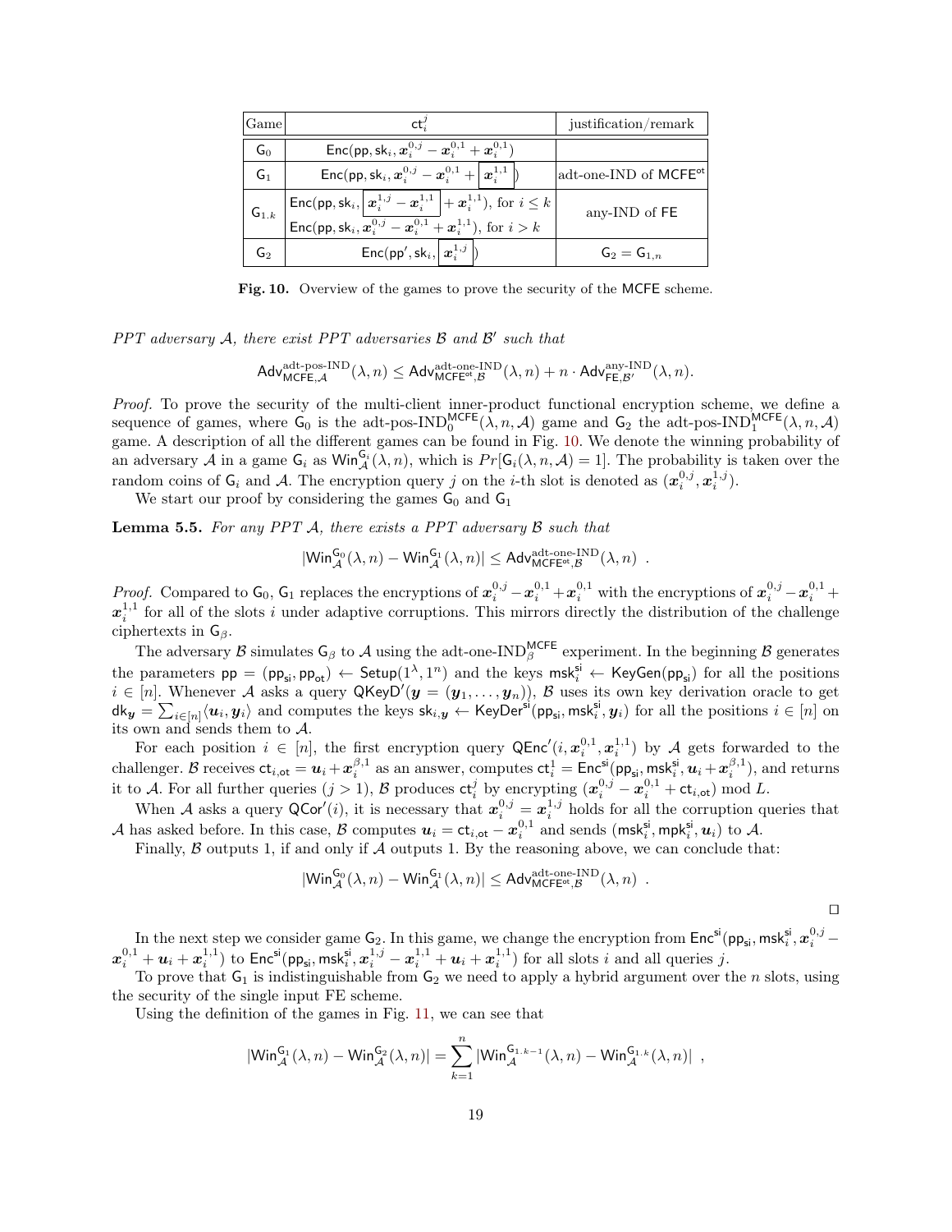| Game | $\mathsf{ct}_i^j$ | justification/remark |
|---|---|---|
| $\mathsf{G}_0$ | $\mathsf{Enc}(\mathsf{pp}, \mathsf{sk}_i, \boldsymbol{x}_i^{0,j} - \boldsymbol{x}_i^{0,1} + \boldsymbol{x}_i^{0,1})$ | |
| $\mathsf{G}_1$ | $\mathsf{Enc}(\mathsf{pp}, \mathsf{sk}_i, \boldsymbol{x}_i^{0,j} - \boldsymbol{x}_i^{0,1} + \boxed{\boldsymbol{x}_i^{1,1}})$ | adt-one-IND of $\mathsf{MCFE}^{\mathsf{ot}}$ |
| $\mathsf{G}_{1.k}$ | $\mathsf{Enc}(\mathsf{pp}, \mathsf{sk}_i, \boxed{\boldsymbol{x}_i^{1,j} - \boldsymbol{x}_i^{1,1}} + \boldsymbol{x}_i^{1,1})$, for $i \leq k$ <br> $\mathsf{Enc}(\mathsf{pp}, \mathsf{sk}_i, \boldsymbol{x}_i^{0,j} - \boldsymbol{x}_i^{0,1} + \boldsymbol{x}_i^{1,1})$, for $i > k$ | any-IND of $\mathsf{FE}$ |
| $\mathsf{G}_2$ | $\mathsf{Enc}(\mathsf{pp}', \mathsf{sk}_i, \boxed{\boldsymbol{x}_i^{1,j}})$ | $\mathsf{G}_2 = \mathsf{G}_{1,n}$ |

**Fig. 10.** Overview of the games to prove the security of the MCFE scheme.

*PPT adversary $\mathcal{A}$, there exist PPT adversaries $\mathcal{B}$ and $\mathcal{B}'$ such that*

$$\mathsf{Adv}^{\text{adt-pos-IND}}_{\mathsf{MCFE},\mathcal{A}}(\lambda, n) \leq \mathsf{Adv}^{\text{adt-one-IND}}_{\mathsf{MCFE}^{\mathsf{ot}},\mathcal{B}}(\lambda, n) + n \cdot \mathsf{Adv}^{\text{any-IND}}_{\mathsf{FE},\mathcal{B}'}(\lambda, n).$$

*Proof.* To prove the security of the multi-client inner-product functional encryption scheme, we define a sequence of games, where $\mathsf{G}_0$ is the adt-pos-IND$_0^{\mathsf{MCFE}}(\lambda, n, \mathcal{A})$ game and $\mathsf{G}_2$ the adt-pos-IND$_1^{\mathsf{MCFE}}(\lambda, n, \mathcal{A})$ game. A description of all the different games can be found in Fig. 10. We denote the winning probability of an adversary $\mathcal{A}$ in a game $\mathsf{G}_i$ as $\mathsf{Win}^{\mathsf{G}_i}_{\mathcal{A}}(\lambda, n)$, which is $Pr[\mathsf{G}_i(\lambda, n, \mathcal{A}) = 1]$. The probability is taken over the random coins of $\mathsf{G}_i$ and $\mathcal{A}$. The encryption query $j$ on the $i$-th slot is denoted as $(\boldsymbol{x}_i^{0,j}, \boldsymbol{x}_i^{1,j})$.

We start our proof by considering the games $\mathsf{G}_0$ and $\mathsf{G}_1$

**Lemma 5.5.** *For any PPT $\mathcal{A}$, there exists a PPT adversary $\mathcal{B}$ such that*

$$|\mathsf{Win}^{\mathsf{G}_0}_{\mathcal{A}}(\lambda, n) - \mathsf{Win}^{\mathsf{G}_1}_{\mathcal{A}}(\lambda, n)| \leq \mathsf{Adv}^{\text{adt-one-IND}}_{\mathsf{MCFE}^{\mathsf{ot}},\mathcal{B}}(\lambda, n) \ .$$

*Proof.* Compared to $\mathsf{G}_0$, $\mathsf{G}_1$ replaces the encryptions of $\boldsymbol{x}_i^{0,j} - \boldsymbol{x}_i^{0,1} + \boldsymbol{x}_i^{0,1}$ with the encryptions of $\boldsymbol{x}_i^{0,j} - \boldsymbol{x}_i^{0,1} + \boldsymbol{x}_i^{1,1}$ for all of the slots $i$ under adaptive corruptions. This mirrors directly the distribution of the challenge ciphertexts in $\mathsf{G}_\beta$.

The adversary $\mathcal{B}$ simulates $\mathsf{G}_\beta$ to $\mathcal{A}$ using the adt-one-IND$_\beta^{\mathsf{MCFE}}$ experiment. In the beginning $\mathcal{B}$ generates the parameters $\mathsf{pp} = (\mathsf{pp}_{\mathsf{si}}, \mathsf{pp}_{\mathsf{ot}}) \leftarrow \mathsf{Setup}(1^\lambda, 1^n)$ and the keys $\mathsf{msk}_i^{\mathsf{si}} \leftarrow \mathsf{KeyGen}(\mathsf{pp}_{\mathsf{si}})$ for all the positions $i \in [n]$. Whenever $\mathcal{A}$ asks a query $\mathsf{QKeyD}'(\boldsymbol{y} = (\boldsymbol{y}_1, \ldots, \boldsymbol{y}_n))$, $\mathcal{B}$ uses its own key derivation oracle to get $\mathsf{dk}_{\boldsymbol{y}} = \sum_{i \in [n]} \langle \boldsymbol{u}_i, \boldsymbol{y}_i \rangle$ and computes the keys $\mathsf{sk}_{i,\boldsymbol{y}} \leftarrow \mathsf{KeyDer}^{\mathsf{si}}(\mathsf{pp}_{\mathsf{si}}, \mathsf{msk}_i^{\mathsf{si}}, \boldsymbol{y}_i)$ for all the positions $i \in [n]$ on its own and sends them to $\mathcal{A}$.

For each position $i \in [n]$, the first encryption query $\mathsf{QEnc}'(i, \boldsymbol{x}_i^{0,1}, \boldsymbol{x}_i^{1,1})$ by $\mathcal{A}$ gets forwarded to the challenger. $\mathcal{B}$ receives $\mathsf{ct}_{i,\mathsf{ot}} = \boldsymbol{u}_i + \boldsymbol{x}_i^{\beta,1}$ as an answer, computes $\mathsf{ct}_i^1 = \mathsf{Enc}^{\mathsf{si}}(\mathsf{pp}_{\mathsf{si}}, \mathsf{msk}_i^{\mathsf{si}}, \boldsymbol{u}_i + \boldsymbol{x}_i^{\beta,1})$, and returns it to $\mathcal{A}$. For all further queries $(j > 1)$, $\mathcal{B}$ produces $\mathsf{ct}_i^j$ by encrypting $(\boldsymbol{x}_i^{0,j} - \boldsymbol{x}_i^{0,1} + \mathsf{ct}_{i,\mathsf{ot}}) \bmod L$.

When $\mathcal{A}$ asks a query $\mathsf{QCor}'(i)$, it is necessary that $\boldsymbol{x}_i^{0,j} = \boldsymbol{x}_i^{1,j}$ holds for all the corruption queries that $\mathcal{A}$ has asked before. In this case, $\mathcal{B}$ computes $\boldsymbol{u}_i = \mathsf{ct}_{i,\mathsf{ot}} - \boldsymbol{x}_i^{0,1}$ and sends $(\mathsf{msk}_i^{\mathsf{si}}, \mathsf{mpk}_i^{\mathsf{si}}, \boldsymbol{u}_i)$ to $\mathcal{A}$.

Finally, $\mathcal{B}$ outputs 1, if and only if $\mathcal{A}$ outputs 1. By the reasoning above, we can conclude that:

$$|\mathsf{Win}^{\mathsf{G}_0}_{\mathcal{A}}(\lambda, n) - \mathsf{Win}^{\mathsf{G}_1}_{\mathcal{A}}(\lambda, n)| \leq \mathsf{Adv}^{\text{adt-one-IND}}_{\mathsf{MCFE}^{\mathsf{ot}},\mathcal{B}}(\lambda, n) \ .$$

□

In the next step we consider game $\mathsf{G}_2$. In this game, we change the encryption from $\mathsf{Enc}^{\mathsf{si}}(\mathsf{pp}_{\mathsf{si}}, \mathsf{msk}_i^{\mathsf{si}}, \boldsymbol{x}_i^{0,j} - \boldsymbol{x}_i^{0,1} + \boldsymbol{u}_i + \boldsymbol{x}_i^{1,1})$ to $\mathsf{Enc}^{\mathsf{si}}(\mathsf{pp}_{\mathsf{si}}, \mathsf{msk}_i^{\mathsf{si}}, \boldsymbol{x}_i^{1,j} - \boldsymbol{x}_i^{1,1} + \boldsymbol{u}_i + \boldsymbol{x}_i^{1,1})$ for all slots $i$ and all queries $j$.

To prove that $\mathsf{G}_1$ is indistinguishable from $\mathsf{G}_2$ we need to apply a hybrid argument over the $n$ slots, using the security of the single input FE scheme.

Using the definition of the games in Fig. 11, we can see that

$$|\mathsf{Win}^{\mathsf{G}_1}_{\mathcal{A}}(\lambda, n) - \mathsf{Win}^{\mathsf{G}_2}_{\mathcal{A}}(\lambda, n)| = \sum_{k=1}^{n} |\mathsf{Win}^{\mathsf{G}_{1.k-1}}_{\mathcal{A}}(\lambda, n) - \mathsf{Win}^{\mathsf{G}_{1.k}}_{\mathcal{A}}(\lambda, n)| \ ,$$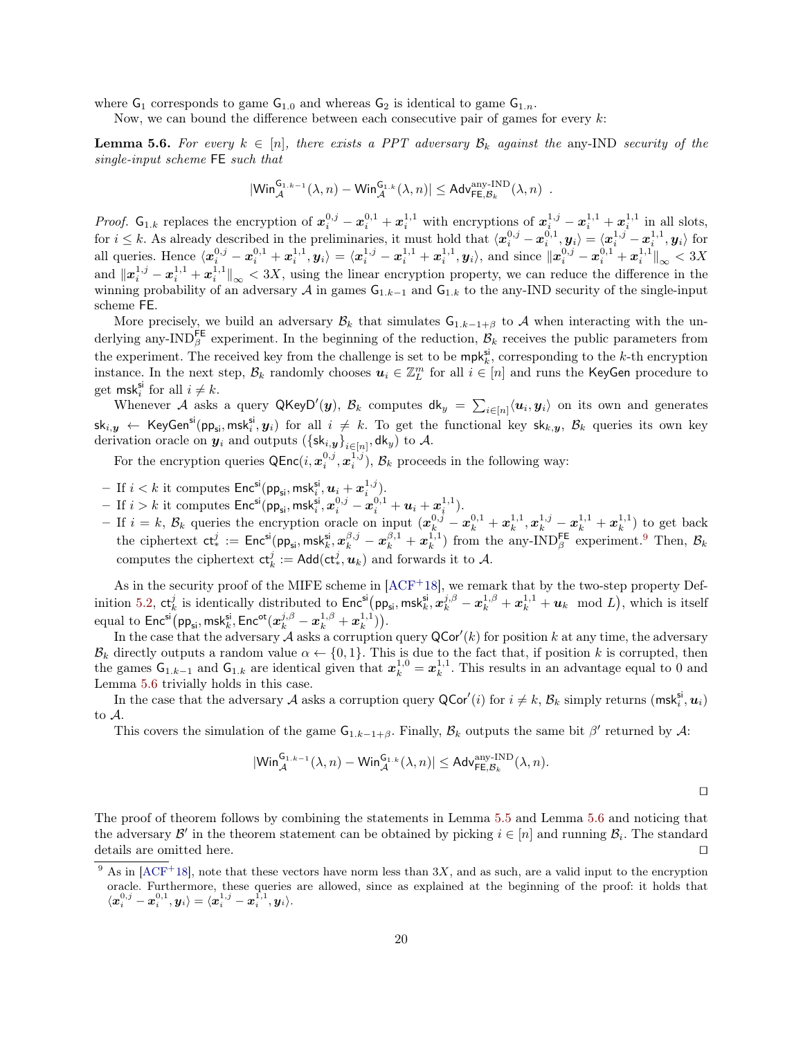where $\mathsf{G}_1$ corresponds to game $\mathsf{G}_{1.0}$ and whereas $\mathsf{G}_2$ is identical to game $\mathsf{G}_{1.n}$.

Now, we can bound the difference between each consecutive pair of games for every $k$:

**Lemma 5.6.** *For every $k \in [n]$, there exists a PPT adversary $\mathcal{B}_k$ against the* any-IND *security of the single-input scheme* FE *such that*

$$|\mathsf{Win}_{\mathcal{A}}^{\mathsf{G}_{1.k-1}}(\lambda, n) - \mathsf{Win}_{\mathcal{A}}^{\mathsf{G}_{1.k}}(\lambda, n)| \leq \mathsf{Adv}_{\mathsf{FE},\mathcal{B}_k}^{\text{any-IND}}(\lambda, n) \ .$$

*Proof.* $\mathsf{G}_{1.k}$ replaces the encryption of $\boldsymbol{x}_i^{0,j} - \boldsymbol{x}_i^{0,1} + \boldsymbol{x}_i^{1,1}$ with encryptions of $\boldsymbol{x}_i^{1,j} - \boldsymbol{x}_i^{1,1} + \boldsymbol{x}_i^{1,1}$ in all slots, for $i \leq k$. As already described in the preliminaries, it must hold that $\langle \boldsymbol{x}_i^{0,j} - \boldsymbol{x}_i^{0,1}, \boldsymbol{y}_i \rangle = \langle \boldsymbol{x}_i^{1,j} - \boldsymbol{x}_i^{1,1}, \boldsymbol{y}_i \rangle$ for all queries. Hence $\langle \boldsymbol{x}_i^{0,j} - \boldsymbol{x}_i^{0,1} + \boldsymbol{x}_i^{1,1}, \boldsymbol{y}_i \rangle = \langle \boldsymbol{x}_i^{1,j} - \boldsymbol{x}_i^{1,1} + \boldsymbol{x}_i^{1,1}, \boldsymbol{y}_i \rangle$, and since $\|\boldsymbol{x}_i^{0,j} - \boldsymbol{x}_i^{0,1} + \boldsymbol{x}_i^{1,1}\|_\infty < 3X$ and $\|\boldsymbol{x}_i^{1,j} - \boldsymbol{x}_i^{1,1} + \boldsymbol{x}_i^{1,1}\|_\infty < 3X$, using the linear encryption property, we can reduce the difference in the winning probability of an adversary $\mathcal{A}$ in games $\mathsf{G}_{1.k-1}$ and $\mathsf{G}_{1.k}$ to the any-IND security of the single-input scheme FE.

More precisely, we build an adversary $\mathcal{B}_k$ that simulates $\mathsf{G}_{1.k-1+\beta}$ to $\mathcal{A}$ when interacting with the underlying any-$\text{IND}_\beta^{\mathsf{FE}}$ experiment. In the beginning of the reduction, $\mathcal{B}_k$ receives the public parameters from the experiment. The received key from the challenge is set to be $\mathsf{mpk}_k^{\mathsf{si}}$, corresponding to the $k$-th encryption instance. In the next step, $\mathcal{B}_k$ randomly chooses $\boldsymbol{u}_i \in \mathbb{Z}_L^m$ for all $i \in [n]$ and runs the KeyGen procedure to get $\mathsf{msk}_i^{\mathsf{si}}$ for all $i \neq k$.

Whenever $\mathcal{A}$ asks a query $\mathsf{QKeyD}'(\boldsymbol{y})$, $\mathcal{B}_k$ computes $\mathsf{dk}_y = \sum_{i\in[n]} \langle \boldsymbol{u}_i, \boldsymbol{y}_i \rangle$ on its own and generates $\mathsf{sk}_{i,\boldsymbol{y}} \leftarrow \mathsf{KeyGen}^{\mathsf{si}}(\mathsf{pp}_{\mathsf{si}}, \mathsf{msk}_i^{\mathsf{si}}, \boldsymbol{y}_i)$ for all $i \neq k$. To get the functional key $\mathsf{sk}_{k,\boldsymbol{y}}$, $\mathcal{B}_k$ queries its own key derivation oracle on $\boldsymbol{y}_i$ and outputs $(\{\mathsf{sk}_{i,\boldsymbol{y}}\}_{i\in[n]}, \mathsf{dk}_y)$ to $\mathcal{A}$.

For the encryption queries $\mathsf{QEnc}(i, \boldsymbol{x}_i^{0,j}, \boldsymbol{x}_i^{1,j})$, $\mathcal{B}_k$ proceeds in the following way:

- If $i < k$ it computes $\mathsf{Enc}^{\mathsf{si}}(\mathsf{pp}_{\mathsf{si}}, \mathsf{msk}_i^{\mathsf{si}}, \boldsymbol{u}_i + \boldsymbol{x}_i^{1,j})$.
- If $i > k$ it computes $\mathsf{Enc}^{\mathsf{si}}(\mathsf{pp}_{\mathsf{si}}, \mathsf{msk}_i^{\mathsf{si}}, \boldsymbol{x}_i^{0,j} - \boldsymbol{x}_i^{0,1} + \boldsymbol{u}_i + \boldsymbol{x}_i^{1,1})$.
- If $i = k$, $\mathcal{B}_k$ queries the encryption oracle on input $(\boldsymbol{x}_k^{0,j} - \boldsymbol{x}_k^{0,1} + \boldsymbol{x}_k^{1,1}, \boldsymbol{x}_k^{1,j} - \boldsymbol{x}_k^{1,1} + \boldsymbol{x}_k^{1,1})$ to get back the ciphertext $\mathsf{ct}_*^j := \mathsf{Enc}^{\mathsf{si}}(\mathsf{pp}_{\mathsf{si}}, \mathsf{msk}_k^{\mathsf{si}}, \boldsymbol{x}_k^{\beta,j} - \boldsymbol{x}_k^{\beta,1} + \boldsymbol{x}_k^{1,1})$ from the any-$\text{IND}_\beta^{\mathsf{FE}}$ experiment.[9] Then, $\mathcal{B}_k$ computes the ciphertext $\mathsf{ct}_k^j := \mathsf{Add}(\mathsf{ct}_*^j, \boldsymbol{u}_k)$ and forwards it to $\mathcal{A}$.

As in the security proof of the MIFE scheme in [ACF+18], we remark that by the two-step property Definition 5.2, $\mathsf{ct}_k^j$ is identically distributed to $\mathsf{Enc}^{\mathsf{si}}\big(\mathsf{pp}_{\mathsf{si}}, \mathsf{msk}_k^{\mathsf{si}}, \boldsymbol{x}_k^{j,\beta} - \boldsymbol{x}_k^{1,\beta} + \boldsymbol{x}_k^{1,1} + \boldsymbol{u}_k \mod L\big)$, which is itself equal to $\mathsf{Enc}^{\mathsf{si}}\big(\mathsf{pp}_{\mathsf{si}}, \mathsf{msk}_k^{\mathsf{si}}, \mathsf{Enc}^{\mathsf{ot}}(\boldsymbol{x}_k^{j,\beta} - \boldsymbol{x}_k^{1,\beta} + \boldsymbol{x}_k^{1,1})\big)$.

In the case that the adversary $\mathcal{A}$ asks a corruption query $\mathsf{QCor}'(k)$ for position $k$ at any time, the adversary $\mathcal{B}_k$ directly outputs a random value $\alpha \leftarrow \{0, 1\}$. This is due to the fact that, if position $k$ is corrupted, then the games $\mathsf{G}_{1.k-1}$ and $\mathsf{G}_{1.k}$ are identical given that $\boldsymbol{x}_k^{1,0} = \boldsymbol{x}_k^{1,1}$. This results in an advantage equal to 0 and Lemma 5.6 trivially holds in this case.

In the case that the adversary $\mathcal{A}$ asks a corruption query $\mathsf{QCor}'(i)$ for $i \neq k$, $\mathcal{B}_k$ simply returns $(\mathsf{msk}_i^{\mathsf{si}}, \boldsymbol{u}_i)$ to $\mathcal{A}$.

This covers the simulation of the game $\mathsf{G}_{1.k-1+\beta}$. Finally, $\mathcal{B}_k$ outputs the same bit $\beta'$ returned by $\mathcal{A}$:

$$|\mathsf{Win}_{\mathcal{A}}^{\mathsf{G}_{1.k-1}}(\lambda, n) - \mathsf{Win}_{\mathcal{A}}^{\mathsf{G}_{1.k}}(\lambda, n)| \leq \mathsf{Adv}_{\mathsf{FE},\mathcal{B}_k}^{\text{any-IND}}(\lambda, n).$$

□

The proof of theorem follows by combining the statements in Lemma 5.5 and Lemma 5.6 and noticing that the adversary $\mathcal{B}'$ in the theorem statement can be obtained by picking $i \in [n]$ and running $\mathcal{B}_i$. The standard details are omitted here. □

[9] As in [ACF+18], note that these vectors have norm less than $3X$, and as such, are a valid input to the encryption oracle. Furthermore, these queries are allowed, since as explained at the beginning of the proof: it holds that $\langle \boldsymbol{x}_i^{0,j} - \boldsymbol{x}_i^{0,1}, \boldsymbol{y}_i \rangle = \langle \boldsymbol{x}_i^{1,j} - \boldsymbol{x}_i^{1,1}, \boldsymbol{y}_i \rangle$.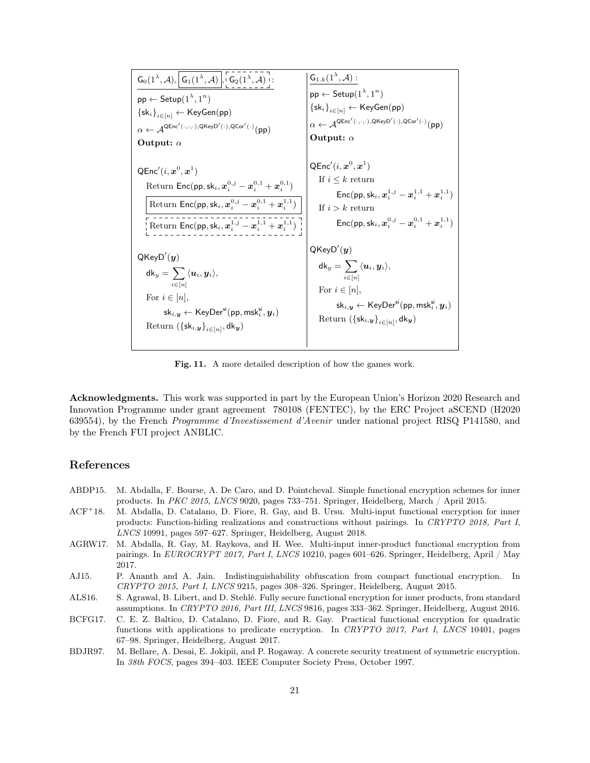| $\mathsf{G}_0(1^\lambda, \mathcal{A})$, $\boxed{\mathsf{G}_1(1^\lambda, \mathcal{A})}$, $\mathsf{G}_2(1^\lambda, \mathcal{A})$ (dashed box): | $\mathsf{G}_{1.k}(1^\lambda, \mathcal{A})$ : |
| --- | --- |
| $\mathsf{pp} \leftarrow \mathsf{Setup}(1^\lambda, 1^n)$ | $\mathsf{pp} \leftarrow \mathsf{Setup}(1^\lambda, 1^n)$ |
| $\{\mathsf{sk}_i\}_{i\in[n]} \leftarrow \mathsf{KeyGen}(\mathsf{pp})$ | $\{\mathsf{sk}_i\}_{i\in[n]} \leftarrow \mathsf{KeyGen}(\mathsf{pp})$ |
| $\alpha \leftarrow \mathcal{A}^{\mathsf{QEnc}'(\cdot,\cdot,\cdot),\mathsf{QKeyD}'(\cdot),\mathsf{QCor}'(\cdot)}(\mathsf{pp})$ | $\alpha \leftarrow \mathcal{A}^{\mathsf{QEnc}'(\cdot,\cdot,\cdot),\mathsf{QKeyD}'(\cdot),\mathsf{QCor}'(\cdot)}(\mathsf{pp})$ |
| **Output:** $\alpha$ | **Output:** $\alpha$ |
| $\mathsf{QEnc}'(i, \boldsymbol{x}^0, \boldsymbol{x}^1)$ | $\mathsf{QEnc}'(i, \boldsymbol{x}^0, \boldsymbol{x}^1)$ |
| Return $\mathsf{Enc}(\mathsf{pp}, \mathsf{sk}_i, \boldsymbol{x}_i^{0,j} - \boldsymbol{x}_i^{0,1} + \boldsymbol{x}_i^{0,1})$ | If $i \le k$ return $\mathsf{Enc}(\mathsf{pp}, \mathsf{sk}_i, \boldsymbol{x}_i^{1,j} - \boldsymbol{x}_i^{1,1} + \boldsymbol{x}_i^{1,1})$ |
| $\boxed{\text{Return } \mathsf{Enc}(\mathsf{pp}, \mathsf{sk}_i, \boldsymbol{x}_i^{0,j} - \boldsymbol{x}_i^{0,1} + \boldsymbol{x}_i^{1,1})}$ | If $i > k$ return $\mathsf{Enc}(\mathsf{pp}, \mathsf{sk}_i, \boldsymbol{x}_i^{0,j} - \boldsymbol{x}_i^{0,1} + \boldsymbol{x}_i^{1,1})$ |
| Return $\mathsf{Enc}(\mathsf{pp}, \mathsf{sk}_i, \boldsymbol{x}_i^{1,j} - \boldsymbol{x}_i^{1,1} + \boldsymbol{x}_i^{1,1})$ (dashed box) | |
| $\mathsf{QKeyD}'(\boldsymbol{y})$ | $\mathsf{QKeyD}'(\boldsymbol{y})$ |
| $\mathsf{dk}_y = \sum_{i\in[n]} \langle \boldsymbol{u}_i, \boldsymbol{y}_i \rangle$, | $\mathsf{dk}_y = \sum_{i\in[n]} \langle \boldsymbol{u}_i, \boldsymbol{y}_i \rangle$, |
| For $i \in [n]$, | For $i \in [n]$, |
| $\mathsf{sk}_{i,y} \leftarrow \mathsf{KeyDer}^{\mathsf{si}}(\mathsf{pp}, \mathsf{msk}_i^{\mathsf{si}}, \boldsymbol{y}_i)$ | $\mathsf{sk}_{i,\boldsymbol{y}} \leftarrow \mathsf{KeyDer}^{\mathsf{si}}(\mathsf{pp}, \mathsf{msk}_i^{\mathsf{si}}, \boldsymbol{y}_i)$ |
| Return $(\{\mathsf{sk}_{i,y}\}_{i\in[n]}, \mathsf{dk}_{\boldsymbol{y}})$ | Return $(\{\mathsf{sk}_{i,\boldsymbol{y}}\}_{i\in[n]}, \mathsf{dk}_{\boldsymbol{y}})$ |

**Fig. 11.** A more detailed description of how the games work.

**Acknowledgments.** This work was supported in part by the European Union's Horizon 2020 Research and Innovation Programme under grant agreement 780108 (FENTEC), by the ERC Project aSCEND (H2020 639554), by the French *Programme d'Investissement d'Avenir* under national project RISQ P141580, and by the French FUI project ANBLIC.

## References

- ABDP15. M. Abdalla, F. Bourse, A. De Caro, and D. Pointcheval. Simple functional encryption schemes for inner products. In *PKC 2015*, *LNCS* 9020, pages 733–751. Springer, Heidelberg, March / April 2015.
- ACF+18. M. Abdalla, D. Catalano, D. Fiore, R. Gay, and B. Ursu. Multi-input functional encryption for inner products: Function-hiding realizations and constructions without pairings. In *CRYPTO 2018, Part I*, *LNCS* 10991, pages 597–627. Springer, Heidelberg, August 2018.
- AGRW17. M. Abdalla, R. Gay, M. Raykova, and H. Wee. Multi-input inner-product functional encryption from pairings. In *EUROCRYPT 2017, Part I*, *LNCS* 10210, pages 601–626. Springer, Heidelberg, April / May 2017.
- AJ15. P. Ananth and A. Jain. Indistinguishability obfuscation from compact functional encryption. In *CRYPTO 2015, Part I*, *LNCS* 9215, pages 308–326. Springer, Heidelberg, August 2015.
- ALS16. S. Agrawal, B. Libert, and D. Stehlé. Fully secure functional encryption for inner products, from standard assumptions. In *CRYPTO 2016, Part III*, *LNCS* 9816, pages 333–362. Springer, Heidelberg, August 2016.
- BCFG17. C. E. Z. Baltico, D. Catalano, D. Fiore, and R. Gay. Practical functional encryption for quadratic functions with applications to predicate encryption. In *CRYPTO 2017, Part I*, *LNCS* 10401, pages 67–98. Springer, Heidelberg, August 2017.
- BDJR97. M. Bellare, A. Desai, E. Jokipii, and P. Rogaway. A concrete security treatment of symmetric encryption. In *38th FOCS*, pages 394–403. IEEE Computer Society Press, October 1997.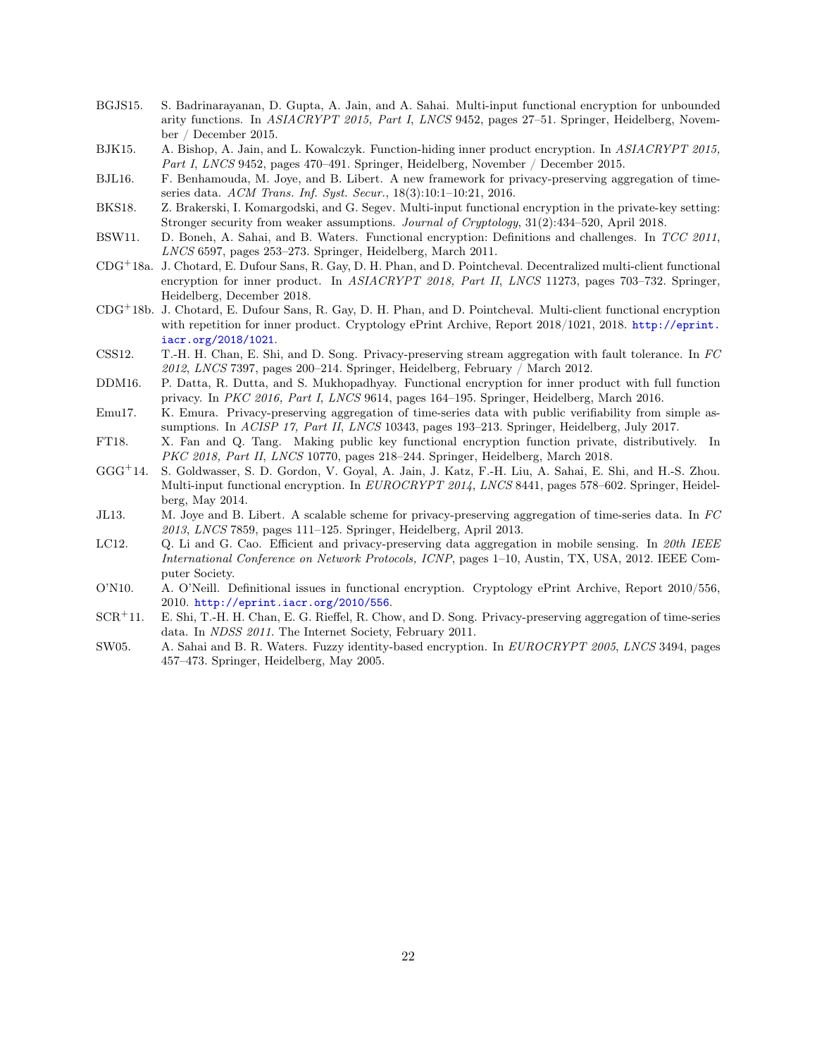BGJS15. S. Badrinarayanan, D. Gupta, A. Jain, and A. Sahai. Multi-input functional encryption for unbounded arity functions. In *ASIACRYPT 2015, Part I*, *LNCS* 9452, pages 27–51. Springer, Heidelberg, November / December 2015.

BJK15. A. Bishop, A. Jain, and L. Kowalczyk. Function-hiding inner product encryption. In *ASIACRYPT 2015, Part I*, *LNCS* 9452, pages 470–491. Springer, Heidelberg, November / December 2015.

BJL16. F. Benhamouda, M. Joye, and B. Libert. A new framework for privacy-preserving aggregation of time-series data. *ACM Trans. Inf. Syst. Secur.*, 18(3):10:1–10:21, 2016.

BKS18. Z. Brakerski, I. Komargodski, and G. Segev. Multi-input functional encryption in the private-key setting: Stronger security from weaker assumptions. *Journal of Cryptology*, 31(2):434–520, April 2018.

BSW11. D. Boneh, A. Sahai, and B. Waters. Functional encryption: Definitions and challenges. In *TCC 2011*, *LNCS* 6597, pages 253–273. Springer, Heidelberg, March 2011.

CDG+18a. J. Chotard, E. Dufour Sans, R. Gay, D. H. Phan, and D. Pointcheval. Decentralized multi-client functional encryption for inner product. In *ASIACRYPT 2018, Part II*, *LNCS* 11273, pages 703–732. Springer, Heidelberg, December 2018.

CDG+18b. J. Chotard, E. Dufour Sans, R. Gay, D. H. Phan, and D. Pointcheval. Multi-client functional encryption with repetition for inner product. Cryptology ePrint Archive, Report 2018/1021, 2018. http://eprint.iacr.org/2018/1021.

CSS12. T.-H. H. Chan, E. Shi, and D. Song. Privacy-preserving stream aggregation with fault tolerance. In *FC 2012*, *LNCS* 7397, pages 200–214. Springer, Heidelberg, February / March 2012.

DDM16. P. Datta, R. Dutta, and S. Mukhopadhyay. Functional encryption for inner product with full function privacy. In *PKC 2016, Part I*, *LNCS* 9614, pages 164–195. Springer, Heidelberg, March 2016.

Emu17. K. Emura. Privacy-preserving aggregation of time-series data with public verifiability from simple assumptions. In *ACISP 17, Part II*, *LNCS* 10343, pages 193–213. Springer, Heidelberg, July 2017.

FT18. X. Fan and Q. Tang. Making public key functional encryption function private, distributively. In *PKC 2018, Part II*, *LNCS* 10770, pages 218–244. Springer, Heidelberg, March 2018.

GGG+14. S. Goldwasser, S. D. Gordon, V. Goyal, A. Jain, J. Katz, F.-H. Liu, A. Sahai, E. Shi, and H.-S. Zhou. Multi-input functional encryption. In *EUROCRYPT 2014*, *LNCS* 8441, pages 578–602. Springer, Heidelberg, May 2014.

JL13. M. Joye and B. Libert. A scalable scheme for privacy-preserving aggregation of time-series data. In *FC 2013*, *LNCS* 7859, pages 111–125. Springer, Heidelberg, April 2013.

LC12. Q. Li and G. Cao. Efficient and privacy-preserving data aggregation in mobile sensing. In *20th IEEE International Conference on Network Protocols, ICNP*, pages 1–10, Austin, TX, USA, 2012. IEEE Computer Society.

O'N10. A. O'Neill. Definitional issues in functional encryption. Cryptology ePrint Archive, Report 2010/556, 2010. http://eprint.iacr.org/2010/556.

SCR+11. E. Shi, T.-H. H. Chan, E. G. Rieffel, R. Chow, and D. Song. Privacy-preserving aggregation of time-series data. In *NDSS 2011*. The Internet Society, February 2011.

SW05. A. Sahai and B. R. Waters. Fuzzy identity-based encryption. In *EUROCRYPT 2005*, *LNCS* 3494, pages 457–473. Springer, Heidelberg, May 2005.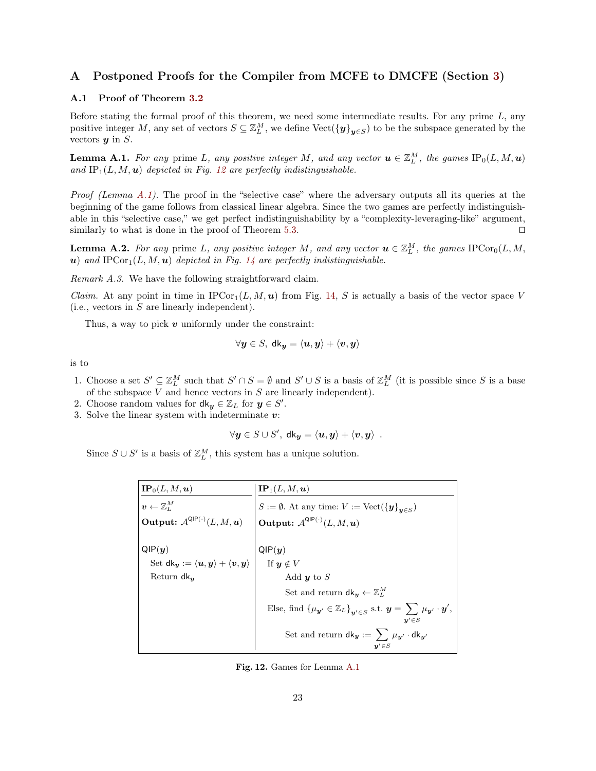# A Postponed Proofs for the Compiler from MCFE to DMCFE (Section 3)

## A.1 Proof of Theorem 3.2

Before stating the formal proof of this theorem, we need some intermediate results. For any prime $L$, any positive integer $M$, any set of vectors $S \subseteq \mathbb{Z}_L^M$, we define $\mathrm{Vect}(\{\boldsymbol{y}\}_{\boldsymbol{y} \in S})$ to be the subspace generated by the vectors $\boldsymbol{y}$ in $S$.

**Lemma A.1.** *For any* prime $L$*, any positive integer* $M$*, and any vector* $\boldsymbol{u} \in \mathbb{Z}_L^M$*, the games* $\mathrm{IP}_0(L, M, \boldsymbol{u})$ *and* $\mathrm{IP}_1(L, M, \boldsymbol{u})$ *depicted in Fig. 12 are perfectly indistinguishable.*

*Proof (Lemma A.1).* The proof in the "selective case" where the adversary outputs all its queries at the beginning of the game follows from classical linear algebra. Since the two games are perfectly indistinguishable in this "selective case," we get perfect indistinguishability by a "complexity-leveraging-like" argument, similarly to what is done in the proof of Theorem 5.3. ◻

**Lemma A.2.** *For any* prime $L$*, any positive integer* $M$*, and any vector* $\boldsymbol{u} \in \mathbb{Z}_L^M$*, the games* $\mathrm{IPCor}_0(L, M, \boldsymbol{u})$ *and* $\mathrm{IPCor}_1(L, M, \boldsymbol{u})$ *depicted in Fig. 14 are perfectly indistinguishable.*

*Remark A.3.* We have the following straightforward claim.

*Claim.* At any point in time in $\mathrm{IPCor}_1(L, M, \boldsymbol{u})$ from Fig. 14, $S$ is actually a basis of the vector space $V$ (i.e., vectors in $S$ are linearly independent).

Thus, a way to pick $\boldsymbol{v}$ uniformly under the constraint:

$$\forall \boldsymbol{y} \in S,\ \mathsf{dk}_{\boldsymbol{y}} = \langle \boldsymbol{u}, \boldsymbol{y} \rangle + \langle \boldsymbol{v}, \boldsymbol{y} \rangle$$

is to

1. Choose a set $S' \subseteq \mathbb{Z}_L^M$ such that $S' \cap S = \emptyset$ and $S' \cup S$ is a basis of $\mathbb{Z}_L^M$ (it is possible since $S$ is a base of the subspace $V$ and hence vectors in $S$ are linearly independent).
2. Choose random values for $\mathsf{dk}_{\boldsymbol{y}} \in \mathbb{Z}_L$ for $\boldsymbol{y} \in S'$.
3. Solve the linear system with indeterminate $\boldsymbol{v}$:

$$\forall \boldsymbol{y} \in S \cup S',\ \mathsf{dk}_{\boldsymbol{y}} = \langle \boldsymbol{u}, \boldsymbol{y} \rangle + \langle \boldsymbol{v}, \boldsymbol{y} \rangle\ .$$

Since $S \cup S'$ is a basis of $\mathbb{Z}_L^M$, this system has a unique solution.

| $\mathbf{IP}_0(L, M, \boldsymbol{u})$ | $\mathbf{IP}_1(L, M, \boldsymbol{u})$ |
|---|---|
| $\boldsymbol{v} \leftarrow \mathbb{Z}_L^M$ | $S := \emptyset$. At any time: $V := \mathrm{Vect}(\{\boldsymbol{y}\}_{\boldsymbol{y} \in S})$ |
| **Output:** $\mathcal{A}^{\mathsf{QIP}(\cdot)}(L, M, \boldsymbol{u})$ | **Output:** $\mathcal{A}^{\mathsf{QIP}(\cdot)}(L, M, \boldsymbol{u})$ |
| $\mathsf{QIP}(\boldsymbol{y})$ | $\mathsf{QIP}(\boldsymbol{y})$ |
| Set $\mathsf{dk}_{\boldsymbol{y}} := \langle \boldsymbol{u}, \boldsymbol{y} \rangle + \langle \boldsymbol{v}, \boldsymbol{y} \rangle$ | If $\boldsymbol{y} \notin V$ |
| Return $\mathsf{dk}_{\boldsymbol{y}}$ | Add $\boldsymbol{y}$ to $S$ |
| | Set and return $\mathsf{dk}_{\boldsymbol{y}} \leftarrow \mathbb{Z}_L^M$ |
| | Else, find $\{\mu_{\boldsymbol{y}'} \in \mathbb{Z}_L\}_{\boldsymbol{y}' \in S}$ s.t. $\boldsymbol{y} = \sum_{\boldsymbol{y}' \in S} \mu_{\boldsymbol{y}'} \cdot \boldsymbol{y}'$, |
| | Set and return $\mathsf{dk}_{\boldsymbol{y}} := \sum_{\boldsymbol{y}' \in S} \mu_{\boldsymbol{y}'} \cdot \mathsf{dk}_{\boldsymbol{y}'}$ |

**Fig. 12.** Games for Lemma A.1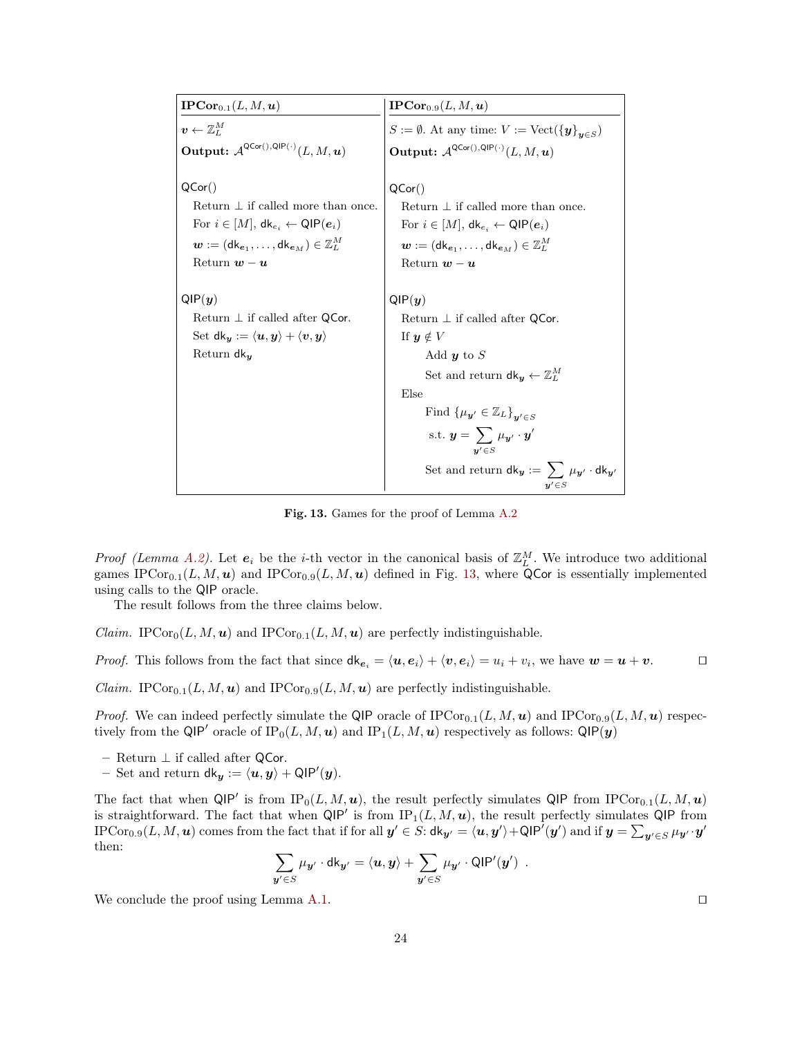| $\mathbf{IPCor}_{0.1}(L, M, \boldsymbol{u})$ | $\mathbf{IPCor}_{0.9}(L, M, \boldsymbol{u})$ |
|---|---|
| $\boldsymbol{v} \leftarrow \mathbb{Z}_L^M$ | $S := \emptyset$. At any time: $V := \mathrm{Vect}(\{\boldsymbol{y}\}_{\boldsymbol{y} \in S})$ |
| **Output:** $\mathcal{A}^{\mathsf{QCor}(), \mathsf{QIP}(\cdot)}(L, M, \boldsymbol{u})$ | **Output:** $\mathcal{A}^{\mathsf{QCor}(), \mathsf{QIP}(\cdot)}(L, M, \boldsymbol{u})$ |
| $\mathsf{QCor}()$ | $\mathsf{QCor}()$ |
| Return $\perp$ if called more than once. | Return $\perp$ if called more than once. |
| For $i \in [M]$, $\mathsf{dk}_{e_i} \leftarrow \mathsf{QIP}(\boldsymbol{e}_i)$ | For $i \in [M]$, $\mathsf{dk}_{e_i} \leftarrow \mathsf{QIP}(\boldsymbol{e}_i)$ |
| $\boldsymbol{w} := (\mathsf{dk}_{\boldsymbol{e}_1}, \ldots, \mathsf{dk}_{\boldsymbol{e}_M}) \in \mathbb{Z}_L^M$ | $\boldsymbol{w} := (\mathsf{dk}_{\boldsymbol{e}_1}, \ldots, \mathsf{dk}_{\boldsymbol{e}_M}) \in \mathbb{Z}_L^M$ |
| Return $\boldsymbol{w} - \boldsymbol{u}$ | Return $\boldsymbol{w} - \boldsymbol{u}$ |
| $\mathsf{QIP}(\boldsymbol{y})$ | $\mathsf{QIP}(\boldsymbol{y})$ |
| Return $\perp$ if called after $\mathsf{QCor}$. | Return $\perp$ if called after $\mathsf{QCor}$. |
| Set $\mathsf{dk}_{\boldsymbol{y}} := \langle \boldsymbol{u}, \boldsymbol{y} \rangle + \langle \boldsymbol{v}, \boldsymbol{y} \rangle$ | If $\boldsymbol{y} \notin V$ |
| Return $\mathsf{dk}_{\boldsymbol{y}}$ | Add $\boldsymbol{y}$ to $S$ |
| | Set and return $\mathsf{dk}_{\boldsymbol{y}} \leftarrow \mathbb{Z}_L^M$ |
| | Else |
| | Find $\{\mu_{\boldsymbol{y}'} \in \mathbb{Z}_L\}_{\boldsymbol{y}' \in S}$ s.t. $\boldsymbol{y} = \sum_{\boldsymbol{y}' \in S} \mu_{\boldsymbol{y}'} \cdot \boldsymbol{y}'$ |
| | Set and return $\mathsf{dk}_{\boldsymbol{y}} := \sum_{\boldsymbol{y}' \in S} \mu_{\boldsymbol{y}'} \cdot \mathsf{dk}_{\boldsymbol{y}'}$ |

**Fig. 13.** Games for the proof of Lemma A.2

*Proof (Lemma A.2).* Let $\boldsymbol{e}_i$ be the $i$-th vector in the canonical basis of $\mathbb{Z}_L^M$. We introduce two additional games $\mathrm{IPCor}_{0.1}(L, M, \boldsymbol{u})$ and $\mathrm{IPCor}_{0.9}(L, M, \boldsymbol{u})$ defined in Fig. 13, where $\mathsf{QCor}$ is essentially implemented using calls to the $\mathsf{QIP}$ oracle.

The result follows from the three claims below.

*Claim.* $\mathrm{IPCor}_0(L, M, \boldsymbol{u})$ and $\mathrm{IPCor}_{0.1}(L, M, \boldsymbol{u})$ are perfectly indistinguishable.

*Proof.* This follows from the fact that since $\mathsf{dk}_{\boldsymbol{e}_i} = \langle \boldsymbol{u}, \boldsymbol{e}_i \rangle + \langle \boldsymbol{v}, \boldsymbol{e}_i \rangle = u_i + v_i$, we have $\boldsymbol{w} = \boldsymbol{u} + \boldsymbol{v}$. ◻

*Claim.* $\mathrm{IPCor}_{0.1}(L, M, \boldsymbol{u})$ and $\mathrm{IPCor}_{0.9}(L, M, \boldsymbol{u})$ are perfectly indistinguishable.

*Proof.* We can indeed perfectly simulate the $\mathsf{QIP}$ oracle of $\mathrm{IPCor}_{0.1}(L, M, \boldsymbol{u})$ and $\mathrm{IPCor}_{0.9}(L, M, \boldsymbol{u})$ respectively from the $\mathsf{QIP}'$ oracle of $\mathrm{IP}_0(L, M, \boldsymbol{u})$ and $\mathrm{IP}_1(L, M, \boldsymbol{u})$ respectively as follows: $\mathsf{QIP}(\boldsymbol{y})$

- Return $\perp$ if called after $\mathsf{QCor}$.
- Set and return $\mathsf{dk}_{\boldsymbol{y}} := \langle \boldsymbol{u}, \boldsymbol{y} \rangle + \mathsf{QIP}'(\boldsymbol{y})$.

The fact that when $\mathsf{QIP}'$ is from $\mathrm{IP}_0(L, M, \boldsymbol{u})$, the result perfectly simulates $\mathsf{QIP}$ from $\mathrm{IPCor}_{0.1}(L, M, \boldsymbol{u})$ is straightforward. The fact that when $\mathsf{QIP}'$ is from $\mathrm{IP}_1(L, M, \boldsymbol{u})$, the result perfectly simulates $\mathsf{QIP}$ from $\mathrm{IPCor}_{0.9}(L, M, \boldsymbol{u})$ comes from the fact that if for all $\boldsymbol{y}' \in S$: $\mathsf{dk}_{\boldsymbol{y}'} = \langle \boldsymbol{u}, \boldsymbol{y}' \rangle + \mathsf{QIP}'(\boldsymbol{y}')$ and if $\boldsymbol{y} = \sum_{\boldsymbol{y}' \in S} \mu_{\boldsymbol{y}'} \cdot \boldsymbol{y}'$ then:

$$\sum_{\boldsymbol{y}' \in S} \mu_{\boldsymbol{y}'} \cdot \mathsf{dk}_{\boldsymbol{y}'} = \langle \boldsymbol{u}, \boldsymbol{y} \rangle + \sum_{\boldsymbol{y}' \in S} \mu_{\boldsymbol{y}'} \cdot \mathsf{QIP}'(\boldsymbol{y}') \ .$$

We conclude the proof using Lemma A.1. ◻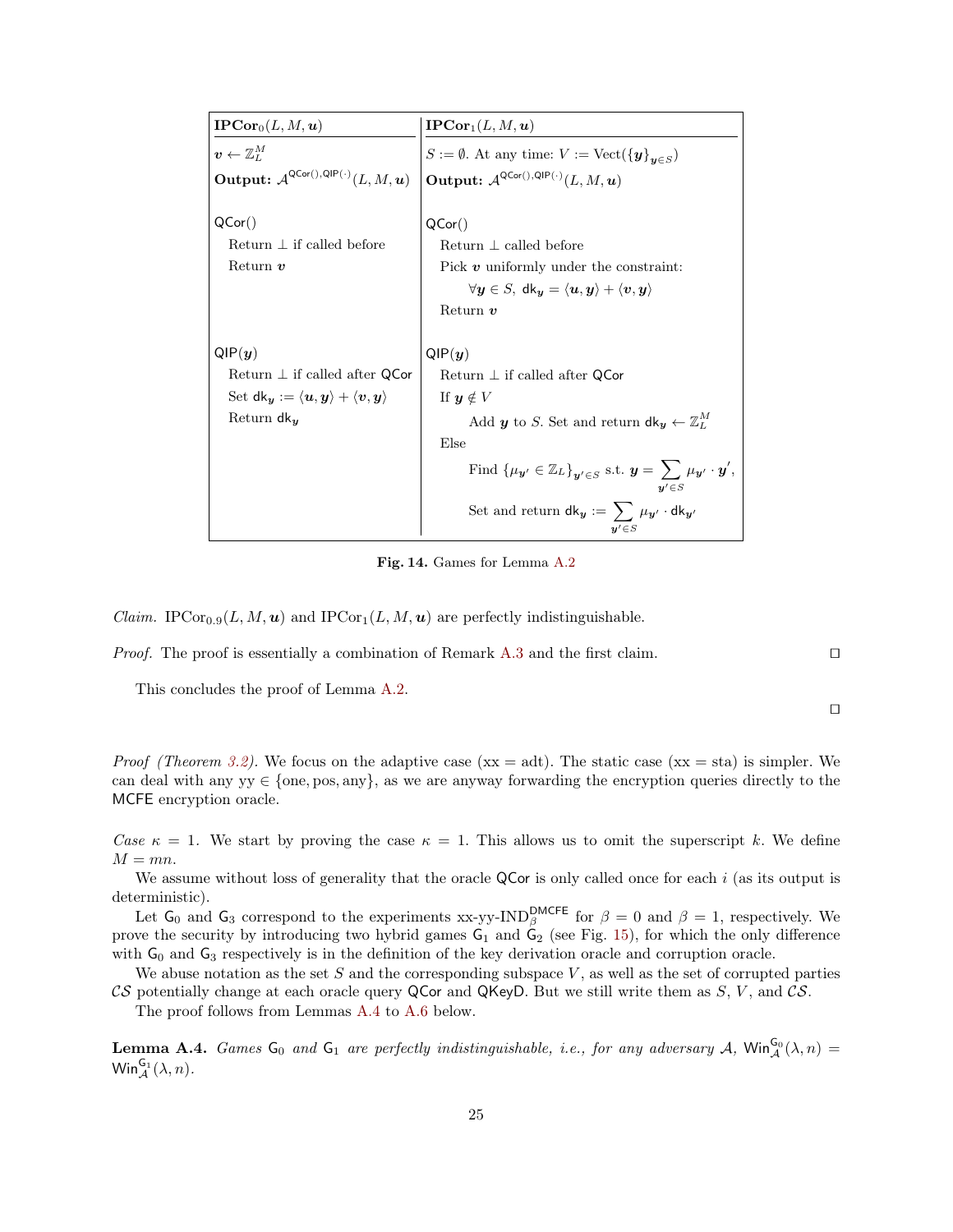| $\mathbf{IPCor}_0(L, M, \boldsymbol{u})$ | $\mathbf{IPCor}_1(L, M, \boldsymbol{u})$ |
|---|---|
| $\boldsymbol{v} \leftarrow \mathbb{Z}_L^M$ | $S := \emptyset$. At any time: $V := \mathrm{Vect}(\{\boldsymbol{y}\}_{\boldsymbol{y} \in S})$ |
| **Output:** $\mathcal{A}^{\mathsf{QCor}(),\mathsf{QIP}(\cdot)}(L, M, \boldsymbol{u})$ | **Output:** $\mathcal{A}^{\mathsf{QCor}(),\mathsf{QIP}(\cdot)}(L, M, \boldsymbol{u})$ |
| $\mathsf{QCor}()$ | $\mathsf{QCor}()$ |
| Return $\perp$ if called before | Return $\perp$ called before |
| Return $\boldsymbol{v}$ | Pick $\boldsymbol{v}$ uniformly under the constraint: |
| | $\forall \boldsymbol{y} \in S,\ \mathsf{dk}_{\boldsymbol{y}} = \langle \boldsymbol{u}, \boldsymbol{y} \rangle + \langle \boldsymbol{v}, \boldsymbol{y} \rangle$ |
| | Return $\boldsymbol{v}$ |
| $\mathsf{QIP}(\boldsymbol{y})$ | $\mathsf{QIP}(\boldsymbol{y})$ |
| Return $\perp$ if called after $\mathsf{QCor}$ | Return $\perp$ if called after $\mathsf{QCor}$ |
| Set $\mathsf{dk}_{\boldsymbol{y}} := \langle \boldsymbol{u}, \boldsymbol{y} \rangle + \langle \boldsymbol{v}, \boldsymbol{y} \rangle$ | If $\boldsymbol{y} \notin V$ |
| Return $\mathsf{dk}_{\boldsymbol{y}}$ | Add $\boldsymbol{y}$ to $S$. Set and return $\mathsf{dk}_{\boldsymbol{y}} \leftarrow \mathbb{Z}_L^M$ |
| | Else |
| | Find $\{\mu_{\boldsymbol{y}'} \in \mathbb{Z}_L\}_{\boldsymbol{y}' \in S}$ s.t. $\boldsymbol{y} = \sum_{\boldsymbol{y}' \in S} \mu_{\boldsymbol{y}'} \cdot \boldsymbol{y}'$, |
| | Set and return $\mathsf{dk}_{\boldsymbol{y}} := \sum_{\boldsymbol{y}' \in S} \mu_{\boldsymbol{y}'} \cdot \mathsf{dk}_{\boldsymbol{y}'}$ |

**Fig. 14.** Games for Lemma A.2

*Claim.* $\mathrm{IPCor}_{0.9}(L, M, \boldsymbol{u})$ and $\mathrm{IPCor}_1(L, M, \boldsymbol{u})$ are perfectly indistinguishable.

*Proof.* The proof is essentially a combination of Remark A.3 and the first claim. □

This concludes the proof of Lemma A.2.

□

*Proof (Theorem 3.2).* We focus on the adaptive case (xx = adt). The static case (xx = sta) is simpler. We can deal with any yy ∈ {one, pos, any}, as we are anyway forwarding the encryption queries directly to the MCFE encryption oracle.

*Case $\kappa = 1$.* We start by proving the case $\kappa = 1$. This allows us to omit the superscript $k$. We define $M = mn$.

We assume without loss of generality that the oracle $\mathsf{QCor}$ is only called once for each $i$ (as its output is deterministic).

Let $\mathsf{G}_0$ and $\mathsf{G}_3$ correspond to the experiments xx-yy-$\mathrm{IND}_\beta^{\mathsf{DMCFE}}$ for $\beta = 0$ and $\beta = 1$, respectively. We prove the security by introducing two hybrid games $\mathsf{G}_1$ and $\mathsf{G}_2$ (see Fig. 15), for which the only difference with $\mathsf{G}_0$ and $\mathsf{G}_3$ respectively is in the definition of the key derivation oracle and corruption oracle.

We abuse notation as the set $S$ and the corresponding subspace $V$, as well as the set of corrupted parties $\mathcal{CS}$ potentially change at each oracle query $\mathsf{QCor}$ and $\mathsf{QKeyD}$. But we still write them as $S$, $V$, and $\mathcal{CS}$.

The proof follows from Lemmas A.4 to A.6 below.

**Lemma A.4.** *Games $\mathsf{G}_0$ and $\mathsf{G}_1$ are perfectly indistinguishable, i.e., for any adversary $\mathcal{A}$, $\mathsf{Win}_{\mathcal{A}}^{\mathsf{G}_0}(\lambda, n) = \mathsf{Win}_{\mathcal{A}}^{\mathsf{G}_1}(\lambda, n)$.*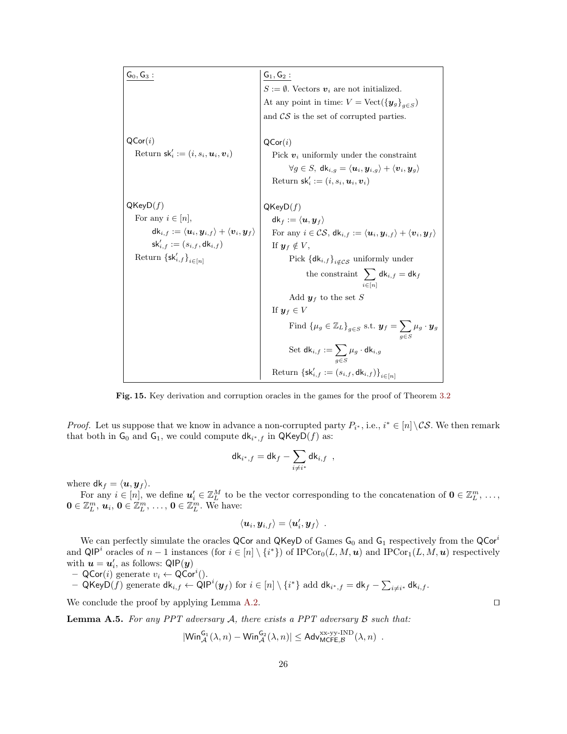| $\mathsf{G}_0, \mathsf{G}_3$ : | $\mathsf{G}_1, \mathsf{G}_2$ : |
|---|---|
| | $S := \emptyset$. Vectors $\boldsymbol{v}_i$ are not initialized. |
| | At any point in time: $V = \mathrm{Vect}(\{\boldsymbol{y}_g\}_{g\in S})$ |
| | and $\mathcal{CS}$ is the set of corrupted parties. |
| $\mathsf{QCor}(i)$ | $\mathsf{QCor}(i)$ |
| Return $\mathsf{sk}'_i := (i, s_i, \boldsymbol{u}_i, \boldsymbol{v}_i)$ | Pick $\boldsymbol{v}_i$ uniformly under the constraint |
| | $\forall g \in S,\ \mathsf{dk}_{i,g} = \langle \boldsymbol{u}_i, \boldsymbol{y}_{i,g}\rangle + \langle \boldsymbol{v}_i, \boldsymbol{y}_g\rangle$ |
| | Return $\mathsf{sk}'_i := (i, s_i, \boldsymbol{u}_i, \boldsymbol{v}_i)$ |
| $\mathsf{QKeyD}(f)$ | $\mathsf{QKeyD}(f)$ |
| For any $i \in [n]$, | $\mathsf{dk}_f := \langle \boldsymbol{u}, \boldsymbol{y}_f\rangle$ |
| $\mathsf{dk}_{i,f} := \langle \boldsymbol{u}_i, \boldsymbol{y}_{i,f}\rangle + \langle \boldsymbol{v}_i, \boldsymbol{y}_f\rangle$ | For any $i \in \mathcal{CS}$, $\mathsf{dk}_{i,f} := \langle \boldsymbol{u}_i, \boldsymbol{y}_{i,f}\rangle + \langle \boldsymbol{v}_i, \boldsymbol{y}_f\rangle$ |
| $\mathsf{sk}'_{i,f} := (s_{i,f}, \mathsf{dk}_{i,f})$ | If $\boldsymbol{y}_f \notin V$, |
| Return $\{\mathsf{sk}'_{i,f}\}_{i\in[n]}$ | Pick $\{\mathsf{dk}_{i,f}\}_{i\notin\mathcal{CS}}$ uniformly under |
| | the constraint $\sum_{i\in[n]} \mathsf{dk}_{i,f} = \mathsf{dk}_f$ |
| | Add $\boldsymbol{y}_f$ to the set $S$ |
| | If $\boldsymbol{y}_f \in V$ |
| | Find $\{\mu_g \in \mathbb{Z}_L\}_{g\in S}$ s.t. $\boldsymbol{y}_f = \sum_{g\in S} \mu_g \cdot \boldsymbol{y}_g$ |
| | Set $\mathsf{dk}_{i,f} := \sum_{g\in S} \mu_g \cdot \mathsf{dk}_{i,g}$ |
| | Return $\{\mathsf{sk}'_{i,f} := (s_{i,f}, \mathsf{dk}_{i,f})\}_{i\in[n]}$ |

**Fig. 15.** Key derivation and corruption oracles in the games for the proof of Theorem 3.2

*Proof.* Let us suppose that we know in advance a non-corrupted party $P_{i^*}$, i.e., $i^* \in [n]\setminus\mathcal{CS}$. We then remark that both in $\mathsf{G}_0$ and $\mathsf{G}_1$, we could compute $\mathsf{dk}_{i^*,f}$ in $\mathsf{QKeyD}(f)$ as:

$$\mathsf{dk}_{i^*,f} = \mathsf{dk}_f - \sum_{i\neq i^*} \mathsf{dk}_{i,f} \ \ ,$$

where $\mathsf{dk}_f = \langle \boldsymbol{u}, \boldsymbol{y}_f\rangle$.

For any $i \in [n]$, we define $\boldsymbol{u}'_i \in \mathbb{Z}_L^M$ to be the vector corresponding to the concatenation of $\mathbf{0} \in \mathbb{Z}_L^m, \ldots, \mathbf{0} \in \mathbb{Z}_L^m, \boldsymbol{u}_i, \mathbf{0} \in \mathbb{Z}_L^m, \ldots, \mathbf{0} \in \mathbb{Z}_L^m$. We have:

$$\langle \boldsymbol{u}_i, \boldsymbol{y}_{i,f}\rangle = \langle \boldsymbol{u}'_i, \boldsymbol{y}_f\rangle \ \ .$$

We can perfectly simulate the oracles $\mathsf{QCor}$ and $\mathsf{QKeyD}$ of Games $\mathsf{G}_0$ and $\mathsf{G}_1$ respectively from the $\mathsf{QCor}^i$ and $\mathsf{QIP}^i$ oracles of $n-1$ instances (for $i \in [n]\setminus\{i^*\}$) of $\mathrm{IPCor}_0(L, M, \boldsymbol{u})$ and $\mathrm{IPCor}_1(L, M, \boldsymbol{u})$ respectively with $\boldsymbol{u} = \boldsymbol{u}'_i$, as follows: $\mathsf{QIP}(\boldsymbol{y})$

- $\mathsf{QCor}(i)$ generate $v_i \leftarrow \mathsf{QCor}^i()$.
- $\mathsf{QKeyD}(f)$ generate $\mathsf{dk}_{i,f} \leftarrow \mathsf{QIP}^i(\boldsymbol{y}_f)$ for $i \in [n]\setminus\{i^*\}$ add $\mathsf{dk}_{i^*,f} = \mathsf{dk}_f - \sum_{i\neq i^*} \mathsf{dk}_{i,f}$.

We conclude the proof by applying Lemma A.2. $\square$

**Lemma A.5.** *For any PPT adversary $\mathcal{A}$, there exists a PPT adversary $\mathcal{B}$ such that:*

$$|\mathsf{Win}_{\mathcal{A}}^{\mathsf{G}_1}(\lambda, n) - \mathsf{Win}_{\mathcal{A}}^{\mathsf{G}_2}(\lambda, n)| \leq \mathsf{Adv}_{\mathsf{MCFE},\mathcal{B}}^{\text{xx-yy-IND}}(\lambda, n) \ \ .$$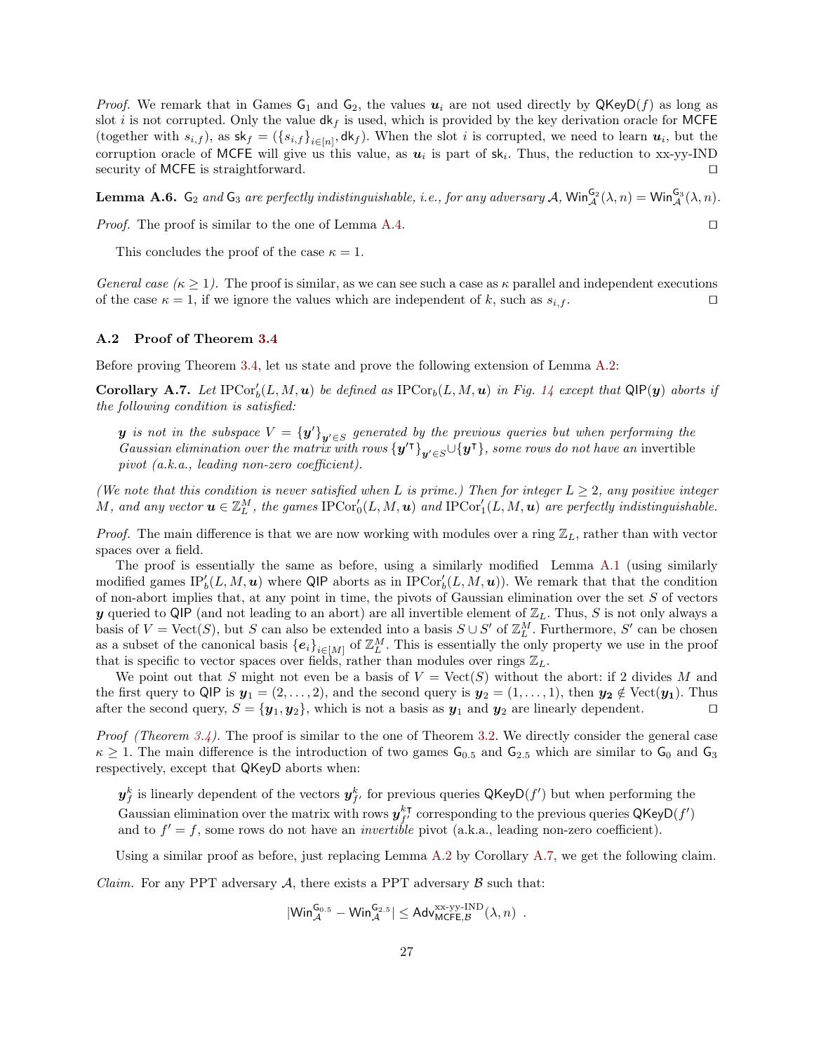*Proof.* We remark that in Games $\mathsf{G}_1$ and $\mathsf{G}_2$, the values $\boldsymbol{u}_i$ are not used directly by $\mathsf{QKeyD}(f)$ as long as slot $i$ is not corrupted. Only the value $\mathsf{dk}_f$ is used, which is provided by the key derivation oracle for $\mathsf{MCFE}$ (together with $s_{i,f}$), as $\mathsf{sk}_f = (\{s_{i,f}\}_{i\in[n]}, \mathsf{dk}_f)$. When the slot $i$ is corrupted, we need to learn $\boldsymbol{u}_i$, but the corruption oracle of $\mathsf{MCFE}$ will give us this value, as $\boldsymbol{u}_i$ is part of $\mathsf{sk}_i$. Thus, the reduction to xx-yy-IND security of $\mathsf{MCFE}$ is straightforward. □

**Lemma A.6.** *$\mathsf{G}_2$ and $\mathsf{G}_3$ are perfectly indistinguishable, i.e., for any adversary $\mathcal{A}$, $\mathsf{Win}_{\mathcal{A}}^{\mathsf{G}_2}(\lambda, n) = \mathsf{Win}_{\mathcal{A}}^{\mathsf{G}_3}(\lambda, n)$.*

*Proof.* The proof is similar to the one of Lemma A.4. □

This concludes the proof of the case $\kappa = 1$.

*General case ($\kappa \geq 1$).* The proof is similar, as we can see such a case as $\kappa$ parallel and independent executions of the case $\kappa = 1$, if we ignore the values which are independent of $k$, such as $s_{i,f}$. □

### A.2 Proof of Theorem 3.4

Before proving Theorem 3.4, let us state and prove the following extension of Lemma A.2:

**Corollary A.7.** *Let $\mathrm{IPCor}'_b(L, M, \boldsymbol{u})$ be defined as $\mathrm{IPCor}_b(L, M, \boldsymbol{u})$ in Fig. 14 except that $\mathsf{QIP}(\boldsymbol{y})$ aborts if the following condition is satisfied:*

> *$\boldsymbol{y}$ is not in the subspace $V = \{\boldsymbol{y}'\}_{\boldsymbol{y}'\in S}$ generated by the previous queries but when performing the Gaussian elimination over the matrix with rows $\{\boldsymbol{y}'^{\intercal}\}_{\boldsymbol{y}'\in S} \cup \{\boldsymbol{y}^{\intercal}\}$, some rows do not have an* invertible *pivot (a.k.a., leading non-zero coefficient).*

*(We note that this condition is never satisfied when $L$ is prime.) Then for integer $L \geq 2$, any positive integer $M$, and any vector $\boldsymbol{u} \in \mathbb{Z}_L^M$, the games $\mathrm{IPCor}'_0(L, M, \boldsymbol{u})$ and $\mathrm{IPCor}'_1(L, M, \boldsymbol{u})$ are perfectly indistinguishable.*

*Proof.* The main difference is that we are now working with modules over a ring $\mathbb{Z}_L$, rather than with vector spaces over a field.

The proof is essentially the same as before, using a similarly modified Lemma A.1 (using similarly modified games $\mathrm{IP}'_b(L, M, \boldsymbol{u})$ where $\mathsf{QIP}$ aborts as in $\mathrm{IPCor}'_b(L, M, \boldsymbol{u})$). We remark that that the condition of non-abort implies that, at any point in time, the pivots of Gaussian elimination over the set $S$ of vectors $\boldsymbol{y}$ queried to $\mathsf{QIP}$ (and not leading to an abort) are all invertible element of $\mathbb{Z}_L$. Thus, $S$ is not only always a basis of $V = \mathrm{Vect}(S)$, but $S$ can also be extended into a basis $S \cup S'$ of $\mathbb{Z}_L^M$. Furthermore, $S'$ can be chosen as a subset of the canonical basis $\{\boldsymbol{e}_i\}_{i\in[M]}$ of $\mathbb{Z}_L^M$. This is essentially the only property we use in the proof that is specific to vector spaces over fields, rather than modules over rings $\mathbb{Z}_L$.

We point out that $S$ might not even be a basis of $V = \mathrm{Vect}(S)$ without the abort: if 2 divides $M$ and the first query to $\mathsf{QIP}$ is $\boldsymbol{y}_1 = (2, \dots, 2)$, and the second query is $\boldsymbol{y}_2 = (1, \dots, 1)$, then $\boldsymbol{y}_2 \notin \mathrm{Vect}(\boldsymbol{y}_1)$. Thus after the second query, $S = \{\boldsymbol{y}_1, \boldsymbol{y}_2\}$, which is not a basis as $\boldsymbol{y}_1$ and $\boldsymbol{y}_2$ are linearly dependent. □

*Proof (Theorem 3.4).* The proof is similar to the one of Theorem 3.2. We directly consider the general case $\kappa \geq 1$. The main difference is the introduction of two games $\mathsf{G}_{0.5}$ and $\mathsf{G}_{2.5}$ which are similar to $\mathsf{G}_0$ and $\mathsf{G}_3$ respectively, except that $\mathsf{QKeyD}$ aborts when:

> $\boldsymbol{y}_f^k$ is linearly dependent of the vectors $\boldsymbol{y}_{f'}^k$ for previous queries $\mathsf{QKeyD}(f')$ but when performing the Gaussian elimination over the matrix with rows $\boldsymbol{y}_{f'}^{k\intercal}$ corresponding to the previous queries $\mathsf{QKeyD}(f')$ and to $f' = f$, some rows do not have an *invertible* pivot (a.k.a., leading non-zero coefficient).

Using a similar proof as before, just replacing Lemma A.2 by Corollary A.7, we get the following claim.

*Claim.* For any PPT adversary $\mathcal{A}$, there exists a PPT adversary $\mathcal{B}$ such that:

$$|\mathsf{Win}_{\mathcal{A}}^{\mathsf{G}_{0.5}} - \mathsf{Win}_{\mathcal{A}}^{\mathsf{G}_{2.5}}| \leq \mathsf{Adv}_{\mathsf{MCFE},\mathcal{B}}^{\text{xx-yy-IND}}(\lambda, n) \ .$$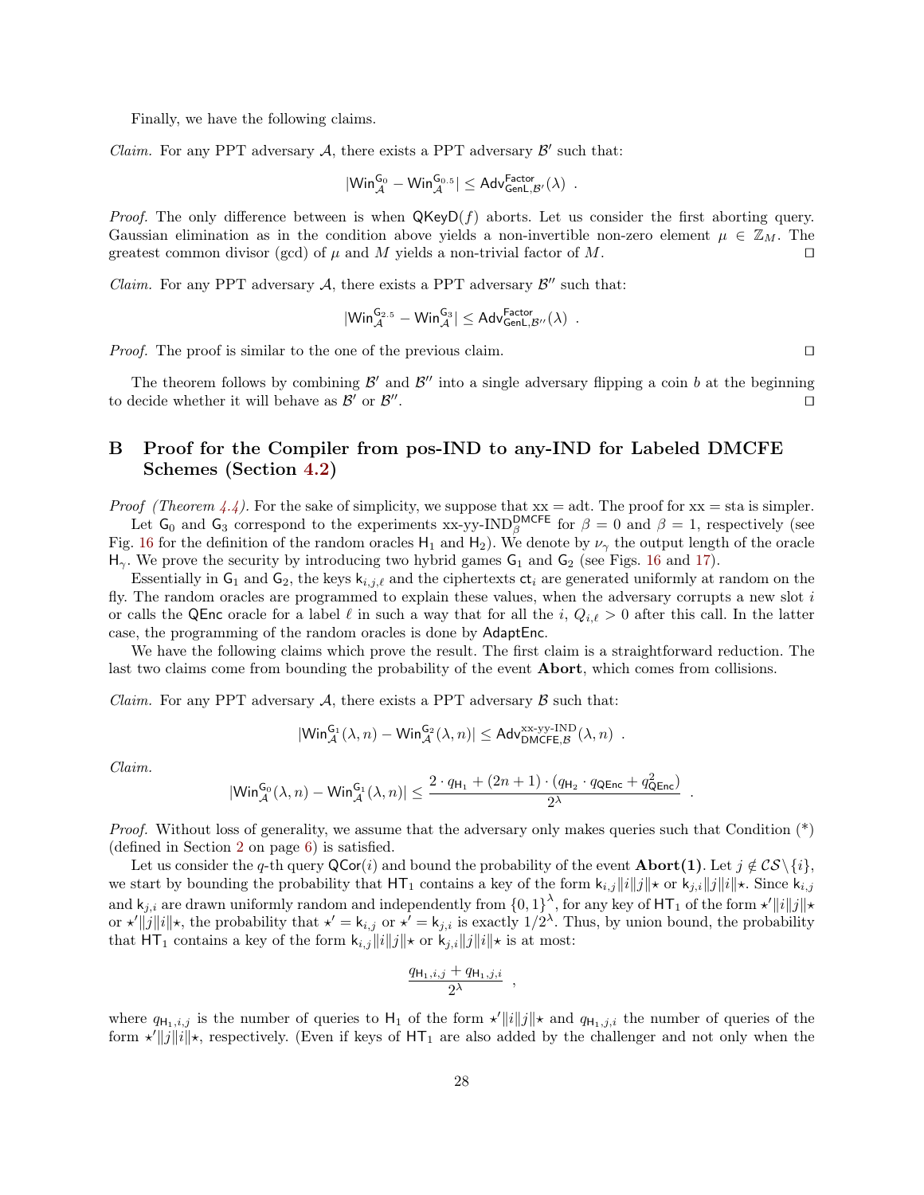Finally, we have the following claims.

*Claim.* For any PPT adversary $\mathcal{A}$, there exists a PPT adversary $\mathcal{B}'$ such that:

$$|\mathsf{Win}_{\mathcal{A}}^{\mathsf{G}_0} - \mathsf{Win}_{\mathcal{A}}^{\mathsf{G}_{0.5}}| \leq \mathsf{Adv}_{\mathsf{GenL},\mathcal{B}'}^{\mathsf{Factor}}(\lambda) \enspace .$$

*Proof.* The only difference between is when $\mathsf{QKeyD}(f)$ aborts. Let us consider the first aborting query. Gaussian elimination as in the condition above yields a non-invertible non-zero element $\mu \in \mathbb{Z}_M$. The greatest common divisor (gcd) of $\mu$ and $M$ yields a non-trivial factor of $M$. ◻

*Claim.* For any PPT adversary $\mathcal{A}$, there exists a PPT adversary $\mathcal{B}''$ such that:

$$|\mathsf{Win}_{\mathcal{A}}^{\mathsf{G}_{2.5}} - \mathsf{Win}_{\mathcal{A}}^{\mathsf{G}_3}| \leq \mathsf{Adv}_{\mathsf{GenL},\mathcal{B}''}^{\mathsf{Factor}}(\lambda) \enspace .$$

*Proof.* The proof is similar to the one of the previous claim. ◻

The theorem follows by combining $\mathcal{B}'$ and $\mathcal{B}''$ into a single adversary flipping a coin $b$ at the beginning to decide whether it will behave as $\mathcal{B}'$ or $\mathcal{B}''$. ◻

# B Proof for the Compiler from pos-IND to any-IND for Labeled DMCFE Schemes (Section 4.2)

*Proof (Theorem 4.4).* For the sake of simplicity, we suppose that xx = adt. The proof for xx = sta is simpler.

Let $\mathsf{G}_0$ and $\mathsf{G}_3$ correspond to the experiments xx-yy-$\text{IND}_{\beta}^{\mathsf{DMCFE}}$ for $\beta = 0$ and $\beta = 1$, respectively (see Fig. 16 for the definition of the random oracles $\mathsf{H}_1$ and $\mathsf{H}_2$). We denote by $\nu_\gamma$ the output length of the oracle $\mathsf{H}_\gamma$. We prove the security by introducing two hybrid games $\mathsf{G}_1$ and $\mathsf{G}_2$ (see Figs. 16 and 17).

Essentially in $\mathsf{G}_1$ and $\mathsf{G}_2$, the keys $\mathsf{k}_{i,j,\ell}$ and the ciphertexts $\mathsf{ct}_i$ are generated uniformly at random on the fly. The random oracles are programmed to explain these values, when the adversary corrupts a new slot $i$ or calls the $\mathsf{QEnc}$ oracle for a label $\ell$ in such a way that for all the $i$, $Q_{i,\ell} > 0$ after this call. In the latter case, the programming of the random oracles is done by $\mathsf{AdaptEnc}$.

We have the following claims which prove the result. The first claim is a straightforward reduction. The last two claims come from bounding the probability of the event **Abort**, which comes from collisions.

*Claim.* For any PPT adversary $\mathcal{A}$, there exists a PPT adversary $\mathcal{B}$ such that:

$$|\mathsf{Win}_{\mathcal{A}}^{\mathsf{G}_1}(\lambda, n) - \mathsf{Win}_{\mathcal{A}}^{\mathsf{G}_2}(\lambda, n)| \leq \mathsf{Adv}_{\mathsf{DMCFE},\mathcal{B}}^{\text{xx-yy-IND}}(\lambda, n) \enspace .$$

*Claim.*

$$|\mathsf{Win}_{\mathcal{A}}^{\mathsf{G}_0}(\lambda, n) - \mathsf{Win}_{\mathcal{A}}^{\mathsf{G}_1}(\lambda, n)| \leq \frac{2 \cdot q_{\mathsf{H}_1} + (2n+1) \cdot (q_{\mathsf{H}_2} \cdot q_{\mathsf{QEnc}} + q_{\mathsf{QEnc}}^2)}{2^\lambda} \enspace .$$

*Proof.* Without loss of generality, we assume that the adversary only makes queries such that Condition (*) (defined in Section 2 on page 6) is satisfied.

Let us consider the $q$-th query $\mathsf{QCor}(i)$ and bound the probability of the event **Abort(1)**. Let $j \notin \mathcal{CS} \setminus \{i\}$, we start by bounding the probability that $\mathsf{HT}_1$ contains a key of the form $\mathsf{k}_{i,j} \| i \| j \| \star$ or $\mathsf{k}_{j,i} \| j \| i \| \star$. Since $\mathsf{k}_{i,j}$ and $\mathsf{k}_{j,i}$ are drawn uniformly random and independently from $\{0,1\}^\lambda$, for any key of $\mathsf{HT}_1$ of the form $\star' \| i \| j \| \star$ or $\star' \| j \| i \| \star$, the probability that $\star' = \mathsf{k}_{i,j}$ or $\star' = \mathsf{k}_{j,i}$ is exactly $1/2^\lambda$. Thus, by union bound, the probability that $\mathsf{HT}_1$ contains a key of the form $\mathsf{k}_{i,j} \| i \| j \| \star$ or $\mathsf{k}_{j,i} \| j \| i \| \star$ is at most:

$$\frac{q_{\mathsf{H}_1,i,j} + q_{\mathsf{H}_1,j,i}}{2^\lambda} \enspace ,$$

where $q_{\mathsf{H}_1,i,j}$ is the number of queries to $\mathsf{H}_1$ of the form $\star' \| i \| j \| \star$ and $q_{\mathsf{H}_1,j,i}$ the number of queries of the form $\star' \| j \| i \| \star$, respectively. (Even if keys of $\mathsf{HT}_1$ are also added by the challenger and not only when the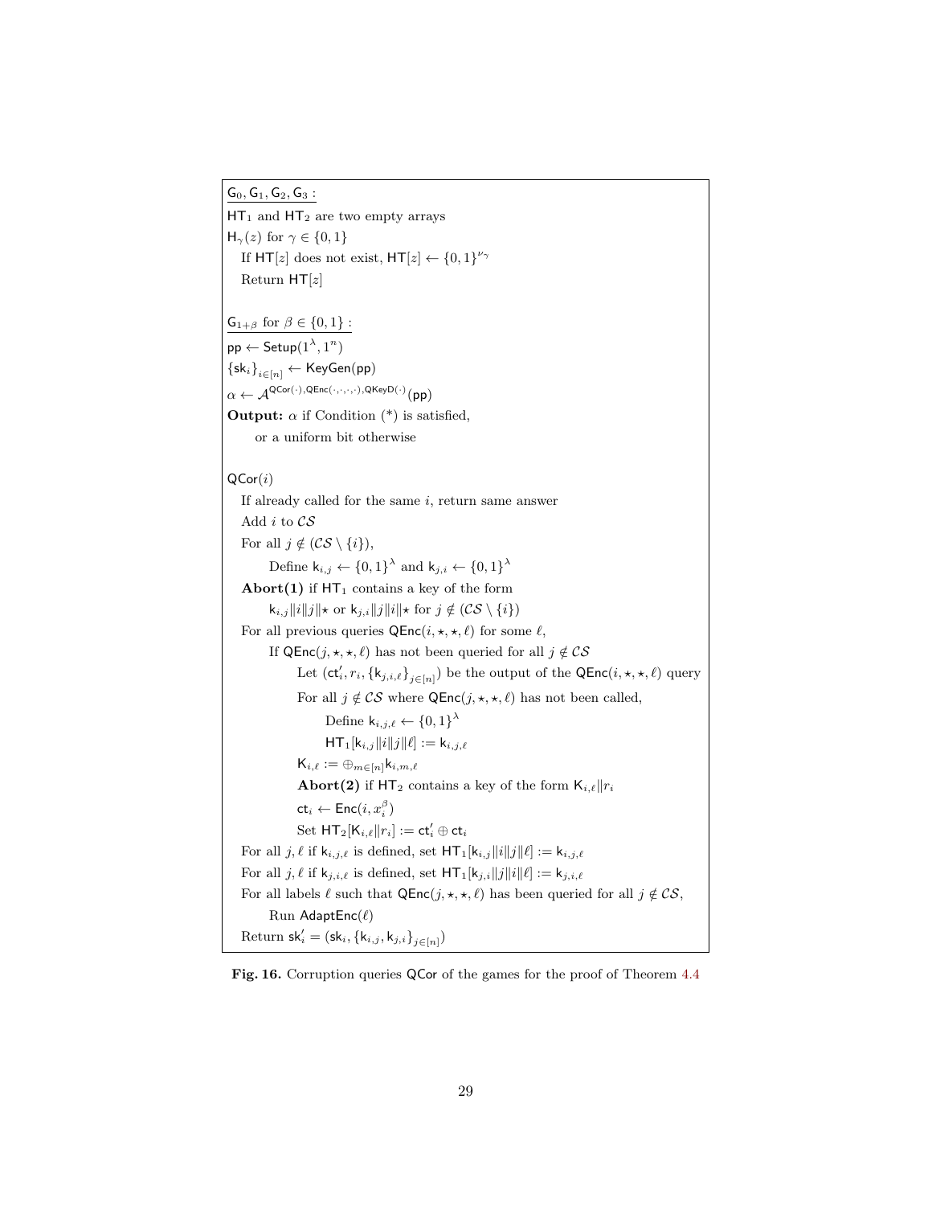$\underline{\mathsf{G}_0, \mathsf{G}_1, \mathsf{G}_2, \mathsf{G}_3:}$

$\mathsf{HT}_1$ and $\mathsf{HT}_2$ are two empty arrays

$\mathsf{H}_\gamma(z)$ for $\gamma \in \{0,1\}$

  If $\mathsf{HT}[z]$ does not exist, $\mathsf{HT}[z] \leftarrow \{0,1\}^{\nu_\gamma}$

  Return $\mathsf{HT}[z]$

$\underline{\mathsf{G}_{1+\beta} \text{ for } \beta \in \{0,1\}:}$

$\mathsf{pp} \leftarrow \mathsf{Setup}(1^\lambda, 1^n)$

$\{\mathsf{sk}_i\}_{i\in[n]} \leftarrow \mathsf{KeyGen}(\mathsf{pp})$

$\alpha \leftarrow \mathcal{A}^{\mathsf{QCor}(\cdot), \mathsf{QEnc}(\cdot,\cdot,\cdot,\cdot), \mathsf{QKeyD}(\cdot)}(\mathsf{pp})$

**Output:** $\alpha$ if Condition (*) is satisfied,

  or a uniform bit otherwise

$\mathsf{QCor}(i)$

  If already called for the same $i$, return same answer

  Add $i$ to $\mathcal{CS}$

  For all $j \notin (\mathcal{CS} \setminus \{i\})$,

    Define $\mathsf{k}_{i,j} \leftarrow \{0,1\}^\lambda$ and $\mathsf{k}_{j,i} \leftarrow \{0,1\}^\lambda$

  **Abort(1)** if $\mathsf{HT}_1$ contains a key of the form

    $\mathsf{k}_{i,j}\|i\|j\|\star$ or $\mathsf{k}_{j,i}\|j\|i\|\star$ for $j \notin (\mathcal{CS} \setminus \{i\})$

  For all previous queries $\mathsf{QEnc}(i,\star,\star,\ell)$ for some $\ell$,

    If $\mathsf{QEnc}(j,\star,\star,\ell)$ has not been queried for all $j \notin \mathcal{CS}$

      Let $(\mathsf{ct}'_i, r_i, \{\mathsf{k}_{j,i,\ell}\}_{j\in[n]})$ be the output of the $\mathsf{QEnc}(i,\star,\star,\ell)$ query

      For all $j \notin \mathcal{CS}$ where $\mathsf{QEnc}(j,\star,\star,\ell)$ has not been called,

        Define $\mathsf{k}_{i,j,\ell} \leftarrow \{0,1\}^\lambda$

        $\mathsf{HT}_1[\mathsf{k}_{i,j}\|i\|j\|\ell] := \mathsf{k}_{i,j,\ell}$

      $\mathsf{K}_{i,\ell} := \oplus_{m\in[n]} \mathsf{k}_{i,m,\ell}$

      **Abort(2)** if $\mathsf{HT}_2$ contains a key of the form $\mathsf{K}_{i,\ell}\|r_i$

      $\mathsf{ct}_i \leftarrow \mathsf{Enc}(i, x_i^\beta)$

      Set $\mathsf{HT}_2[\mathsf{K}_{i,\ell}\|r_i] := \mathsf{ct}'_i \oplus \mathsf{ct}_i$

  For all $j,\ell$ if $\mathsf{k}_{i,j,\ell}$ is defined, set $\mathsf{HT}_1[\mathsf{k}_{i,j}\|i\|j\|\ell] := \mathsf{k}_{i,j,\ell}$

  For all $j,\ell$ if $\mathsf{k}_{j,i,\ell}$ is defined, set $\mathsf{HT}_1[\mathsf{k}_{j,i}\|j\|i\|\ell] := \mathsf{k}_{j,i,\ell}$

  For all labels $\ell$ such that $\mathsf{QEnc}(j,\star,\star,\ell)$ has been queried for all $j \notin \mathcal{CS}$,

    Run $\mathsf{AdaptEnc}(\ell)$

  Return $\mathsf{sk}'_i = (\mathsf{sk}_i, \{\mathsf{k}_{i,j}, \mathsf{k}_{j,i}\}_{j\in[n]})$

**Fig. 16.** Corruption queries QCor of the games for the proof of Theorem 4.4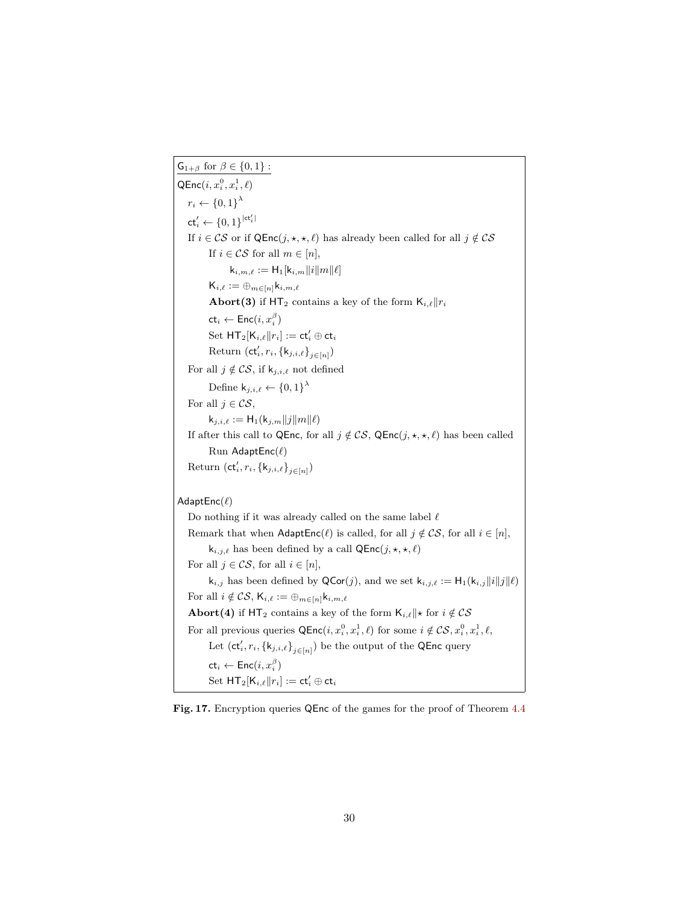$\underline{\mathsf{G}_{1+\beta} \text{ for } \beta \in \{0,1\}:}$

$\mathsf{QEnc}(i, x_i^0, x_i^1, \ell)$

$r_i \leftarrow \{0,1\}^\lambda$

$\mathsf{ct}'_i \leftarrow \{0,1\}^{|\mathsf{ct}'_i|}$

If $i \in \mathcal{CS}$ or if $\mathsf{QEnc}(j, \star, \star, \ell)$ has already been called for all $j \notin \mathcal{CS}$

If $i \in \mathcal{CS}$ for all $m \in [n]$,

$\mathsf{k}_{i,m,\ell} := \mathsf{H}_1[\mathsf{k}_{i,m} \| i \| m \| \ell]$

$\mathsf{K}_{i,\ell} := \oplus_{m \in [n]} \mathsf{k}_{i,m,\ell}$

**Abort(3)** if $\mathsf{HT}_2$ contains a key of the form $\mathsf{K}_{i,\ell} \| r_i$

$\mathsf{ct}_i \leftarrow \mathsf{Enc}(i, x_i^\beta)$

Set $\mathsf{HT}_2[\mathsf{K}_{i,\ell} \| r_i] := \mathsf{ct}'_i \oplus \mathsf{ct}_i$

Return $(\mathsf{ct}'_i, r_i, \{\mathsf{k}_{j,i,\ell}\}_{j \in [n]})$

For all $j \notin \mathcal{CS}$, if $\mathsf{k}_{j,i,\ell}$ not defined

Define $\mathsf{k}_{j,i,\ell} \leftarrow \{0,1\}^\lambda$

For all $j \in \mathcal{CS}$,

$\mathsf{k}_{j,i,\ell} := \mathsf{H}_1(\mathsf{k}_{j,m} \| j \| m \| \ell)$

If after this call to $\mathsf{QEnc}$, for all $j \notin \mathcal{CS}$, $\mathsf{QEnc}(j, \star, \star, \ell)$ has been called

Run $\mathsf{AdaptEnc}(\ell)$

Return $(\mathsf{ct}'_i, r_i, \{\mathsf{k}_{j,i,\ell}\}_{j \in [n]})$

$\mathsf{AdaptEnc}(\ell)$

Do nothing if it was already called on the same label $\ell$

Remark that when $\mathsf{AdaptEnc}(\ell)$ is called, for all $j \notin \mathcal{CS}$, for all $i \in [n]$,

$\mathsf{k}_{i,j,\ell}$ has been defined by a call $\mathsf{QEnc}(j, \star, \star, \ell)$

For all $j \in \mathcal{CS}$, for all $i \in [n]$,

$\mathsf{k}_{i,j}$ has been defined by $\mathsf{QCor}(j)$, and we set $\mathsf{k}_{i,j,\ell} := \mathsf{H}_1(\mathsf{k}_{i,j} \| i \| j \| \ell)$

For all $i \notin \mathcal{CS}$, $\mathsf{K}_{i,\ell} := \oplus_{m \in [n]} \mathsf{k}_{i,m,\ell}$

**Abort(4)** if $\mathsf{HT}_2$ contains a key of the form $\mathsf{K}_{i,\ell} \| \star$ for $i \notin \mathcal{CS}$

For all previous queries $\mathsf{QEnc}(i, x_i^0, x_i^1, \ell)$ for some $i \notin \mathcal{CS}, x_i^0, x_i^1, \ell$,

Let $(\mathsf{ct}'_i, r_i, \{\mathsf{k}_{j,i,\ell}\}_{j \in [n]})$ be the output of the $\mathsf{QEnc}$ query

$\mathsf{ct}_i \leftarrow \mathsf{Enc}(i, x_i^\beta)$

Set $\mathsf{HT}_2[\mathsf{K}_{i,\ell} \| r_i] := \mathsf{ct}'_i \oplus \mathsf{ct}_i$

**Fig. 17.** Encryption queries $\mathsf{QEnc}$ of the games for the proof of Theorem 4.4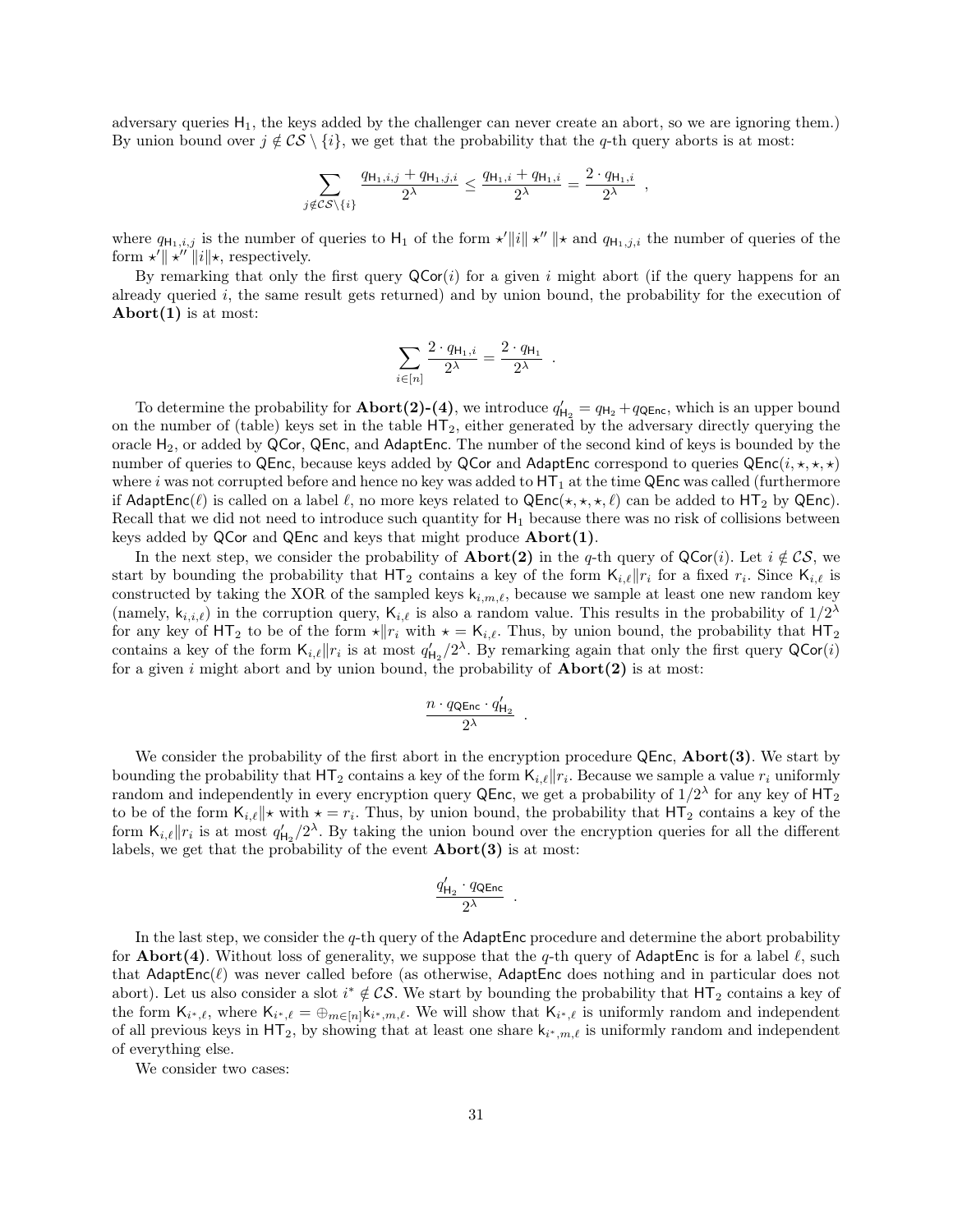adversary queries $\mathsf{H}_1$, the keys added by the challenger can never create an abort, so we are ignoring them.) By union bound over $j \notin \mathcal{CS} \setminus \{i\}$, we get that the probability that the $q$-th query aborts is at most:

$$\sum_{j \notin \mathcal{CS} \setminus \{i\}} \frac{q_{\mathsf{H}_1,i,j} + q_{\mathsf{H}_1,j,i}}{2^\lambda} \leq \frac{q_{\mathsf{H}_1,i} + q_{\mathsf{H}_1,i}}{2^\lambda} = \frac{2 \cdot q_{\mathsf{H}_1,i}}{2^\lambda} \ ,$$

where $q_{\mathsf{H}_1,i,j}$ is the number of queries to $\mathsf{H}_1$ of the form $\star' \| i \| \star'' \| \star$ and $q_{\mathsf{H}_1,j,i}$ the number of queries of the form $\star' \| \star'' \| i \| \star$, respectively.

By remarking that only the first query $\mathsf{QCor}(i)$ for a given $i$ might abort (if the query happens for an already queried $i$, the same result gets returned) and by union bound, the probability for the execution of **Abort(1)** is at most:

$$\sum_{i \in [n]} \frac{2 \cdot q_{\mathsf{H}_1,i}}{2^\lambda} = \frac{2 \cdot q_{\mathsf{H}_1}}{2^\lambda} \ .$$

To determine the probability for **Abort(2)-(4)**, we introduce $q'_{\mathsf{H}_2} = q_{\mathsf{H}_2} + q_{\mathsf{QEnc}}$, which is an upper bound on the number of (table) keys set in the table $\mathsf{HT}_2$, either generated by the adversary directly querying the oracle $\mathsf{H}_2$, or added by $\mathsf{QCor}$, $\mathsf{QEnc}$, and $\mathsf{AdaptEnc}$. The number of the second kind of keys is bounded by the number of queries to $\mathsf{QEnc}$, because keys added by $\mathsf{QCor}$ and $\mathsf{AdaptEnc}$ correspond to queries $\mathsf{QEnc}(i, \star, \star, \star)$ where $i$ was not corrupted before and hence no key was added to $\mathsf{HT}_1$ at the time $\mathsf{QEnc}$ was called (furthermore if $\mathsf{AdaptEnc}(\ell)$ is called on a label $\ell$, no more keys related to $\mathsf{QEnc}(\star, \star, \star, \ell)$ can be added to $\mathsf{HT}_2$ by $\mathsf{QEnc}$). Recall that we did not need to introduce such quantity for $\mathsf{H}_1$ because there was no risk of collisions between keys added by $\mathsf{QCor}$ and $\mathsf{QEnc}$ and keys that might produce **Abort(1)**.

In the next step, we consider the probability of **Abort(2)** in the $q$-th query of $\mathsf{QCor}(i)$. Let $i \notin \mathcal{CS}$, we start by bounding the probability that $\mathsf{HT}_2$ contains a key of the form $\mathsf{K}_{i,\ell} \| r_i$ for a fixed $r_i$. Since $\mathsf{K}_{i,\ell}$ is constructed by taking the XOR of the sampled keys $\mathsf{k}_{i,m,\ell}$, because we sample at least one new random key (namely, $\mathsf{k}_{i,i,\ell}$) in the corruption query, $\mathsf{K}_{i,\ell}$ is also a random value. This results in the probability of $1/2^\lambda$ for any key of $\mathsf{HT}_2$ to be of the form $\star \| r_i$ with $\star = \mathsf{K}_{i,\ell}$. Thus, by union bound, the probability that $\mathsf{HT}_2$ contains a key of the form $\mathsf{K}_{i,\ell} \| r_i$ is at most $q'_{\mathsf{H}_2}/2^\lambda$. By remarking again that only the first query $\mathsf{QCor}(i)$ for a given $i$ might abort and by union bound, the probability of **Abort(2)** is at most:

$$\frac{n \cdot q_{\mathsf{QEnc}} \cdot q'_{\mathsf{H}_2}}{2^\lambda} \ .$$

We consider the probability of the first abort in the encryption procedure $\mathsf{QEnc}$, **Abort(3)**. We start by bounding the probability that $\mathsf{HT}_2$ contains a key of the form $\mathsf{K}_{i,\ell} \| r_i$. Because we sample a value $r_i$ uniformly random and independently in every encryption query $\mathsf{QEnc}$, we get a probability of $1/2^\lambda$ for any key of $\mathsf{HT}_2$ to be of the form $\mathsf{K}_{i,\ell} \| \star$ with $\star = r_i$. Thus, by the union bound, the probability that $\mathsf{HT}_2$ contains a key of the form $\mathsf{K}_{i,\ell} \| r_i$ is at most $q'_{\mathsf{H}_2}/2^\lambda$. By taking the union bound over the encryption queries for all the different labels, we get that the probability of the event **Abort(3)** is at most:

$$\frac{q'_{\mathsf{H}_2} \cdot q_{\mathsf{QEnc}}}{2^\lambda} \ .$$

In the last step, we consider the $q$-th query of the $\mathsf{AdaptEnc}$ procedure and determine the abort probability for **Abort(4)**. Without loss of generality, we suppose that the $q$-th query of $\mathsf{AdaptEnc}$ is for a label $\ell$, such that $\mathsf{AdaptEnc}(\ell)$ was never called before (as otherwise, $\mathsf{AdaptEnc}$ does nothing and in particular does not abort). Let us also consider a slot $i^* \notin \mathcal{CS}$. We start by bounding the probability that $\mathsf{HT}_2$ contains a key of the form $\mathsf{K}_{i^*,\ell}$, where $\mathsf{K}_{i^*,\ell} = \oplus_{m \in [n]} \mathsf{k}_{i^*,m,\ell}$. We will show that $\mathsf{K}_{i^*,\ell}$ is uniformly random and independent of all previous keys in $\mathsf{HT}_2$, by showing that at least one share $\mathsf{k}_{i^*,m,\ell}$ is uniformly random and independent of everything else.

We consider two cases: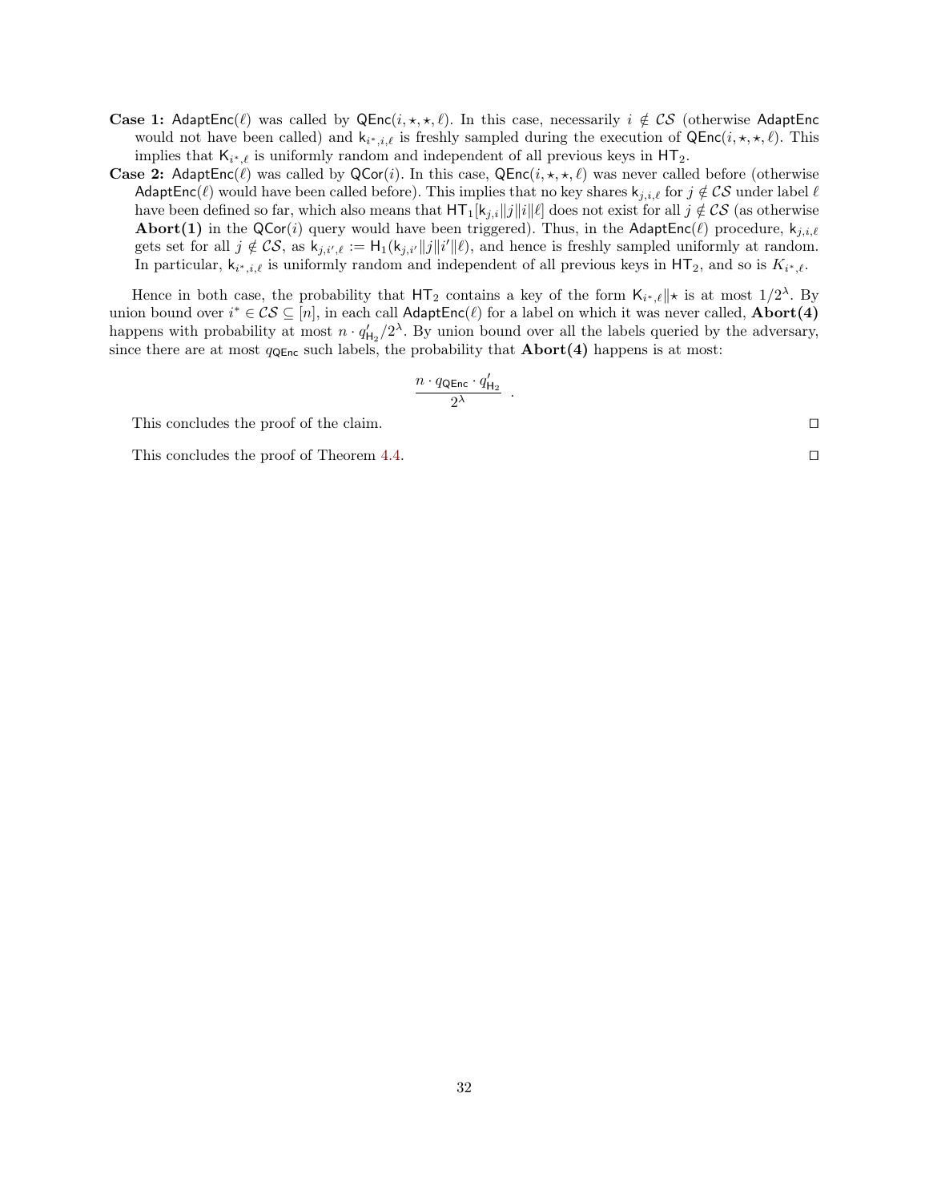**Case 1:** $\mathsf{AdaptEnc}(\ell)$ was called by $\mathsf{QEnc}(i, \star, \star, \ell)$. In this case, necessarily $i \notin \mathcal{CS}$ (otherwise $\mathsf{AdaptEnc}$ would not have been called) and $\mathsf{k}_{i^*,i,\ell}$ is freshly sampled during the execution of $\mathsf{QEnc}(i, \star, \star, \ell)$. This implies that $\mathsf{K}_{i^*,\ell}$ is uniformly random and independent of all previous keys in $\mathsf{HT}_2$.

**Case 2:** $\mathsf{AdaptEnc}(\ell)$ was called by $\mathsf{QCor}(i)$. In this case, $\mathsf{QEnc}(i, \star, \star, \ell)$ was never called before (otherwise $\mathsf{AdaptEnc}(\ell)$ would have been called before). This implies that no key shares $\mathsf{k}_{j,i,\ell}$ for $j \notin \mathcal{CS}$ under label $\ell$ have been defined so far, which also means that $\mathsf{HT}_1[\mathsf{k}_{j,i} \| j \| i \| \ell]$ does not exist for all $j \notin \mathcal{CS}$ (as otherwise **Abort(1)** in the $\mathsf{QCor}(i)$ query would have been triggered). Thus, in the $\mathsf{AdaptEnc}(\ell)$ procedure, $\mathsf{k}_{j,i,\ell}$ gets set for all $j \notin \mathcal{CS}$, as $\mathsf{k}_{j,i',\ell} := \mathsf{H}_1(\mathsf{k}_{j,i'} \| j \| i' \| \ell)$, and hence is freshly sampled uniformly at random. In particular, $\mathsf{k}_{i^*,i,\ell}$ is uniformly random and independent of all previous keys in $\mathsf{HT}_2$, and so is $K_{i^*,\ell}$.

Hence in both case, the probability that $\mathsf{HT}_2$ contains a key of the form $\mathsf{K}_{i^*,\ell} \| \star$ is at most $1/2^\lambda$. By union bound over $i^* \in \mathcal{CS} \subseteq [n]$, in each call $\mathsf{AdaptEnc}(\ell)$ for a label on which it was never called, **Abort(4)** happens with probability at most $n \cdot q'_{\mathsf{H}_2}/2^\lambda$. By union bound over all the labels queried by the adversary, since there are at most $q_{\mathsf{QEnc}}$ such labels, the probability that **Abort(4)** happens is at most:

$$\frac{n \cdot q_{\mathsf{QEnc}} \cdot q'_{\mathsf{H}_2}}{2^\lambda} \ .$$

This concludes the proof of the claim. ◻

This concludes the proof of Theorem 4.4. ◻